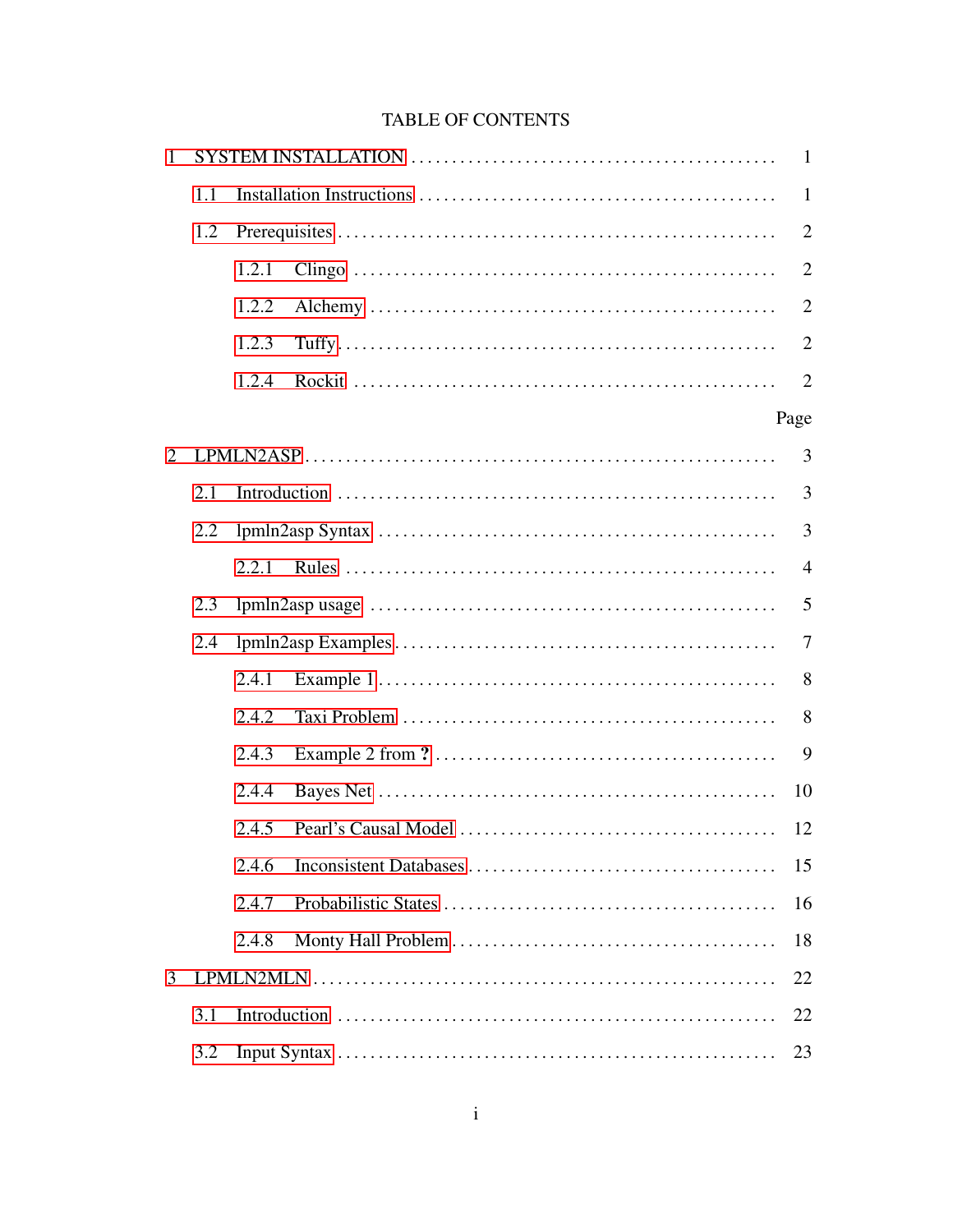# TABLE OF CONTENTS

| | Page |
|---|---|
| 1 SYSTEM INSTALLATION | 1 |
| 1.1 Installation Instructions | 1 |
| 1.2 Prerequisites | 2 |
| 1.2.1 Clingo | 2 |
| 1.2.2 Alchemy | 2 |
| 1.2.3 Tuffy | 2 |
| 1.2.4 Rockit | 2 |
| 2 LPMLN2ASP | 3 |
| 2.1 Introduction | 3 |
| 2.2 lpmln2asp Syntax | 3 |
| 2.2.1 Rules | 4 |
| 2.3 lpmln2asp usage | 5 |
| 2.4 lpmln2asp Examples | 7 |
| 2.4.1 Example 1 | 8 |
| 2.4.2 Taxi Problem | 8 |
| 2.4.3 Example 2 from ? | 9 |
| 2.4.4 Bayes Net | 10 |
| 2.4.5 Pearl's Causal Model | 12 |
| 2.4.6 Inconsistent Databases | 15 |
| 2.4.7 Probabilistic States | 16 |
| 2.4.8 Monty Hall Problem | 18 |
| 3 LPMLN2MLN | 22 |
| 3.1 Introduction | 22 |
| 3.2 Input Syntax | 23 |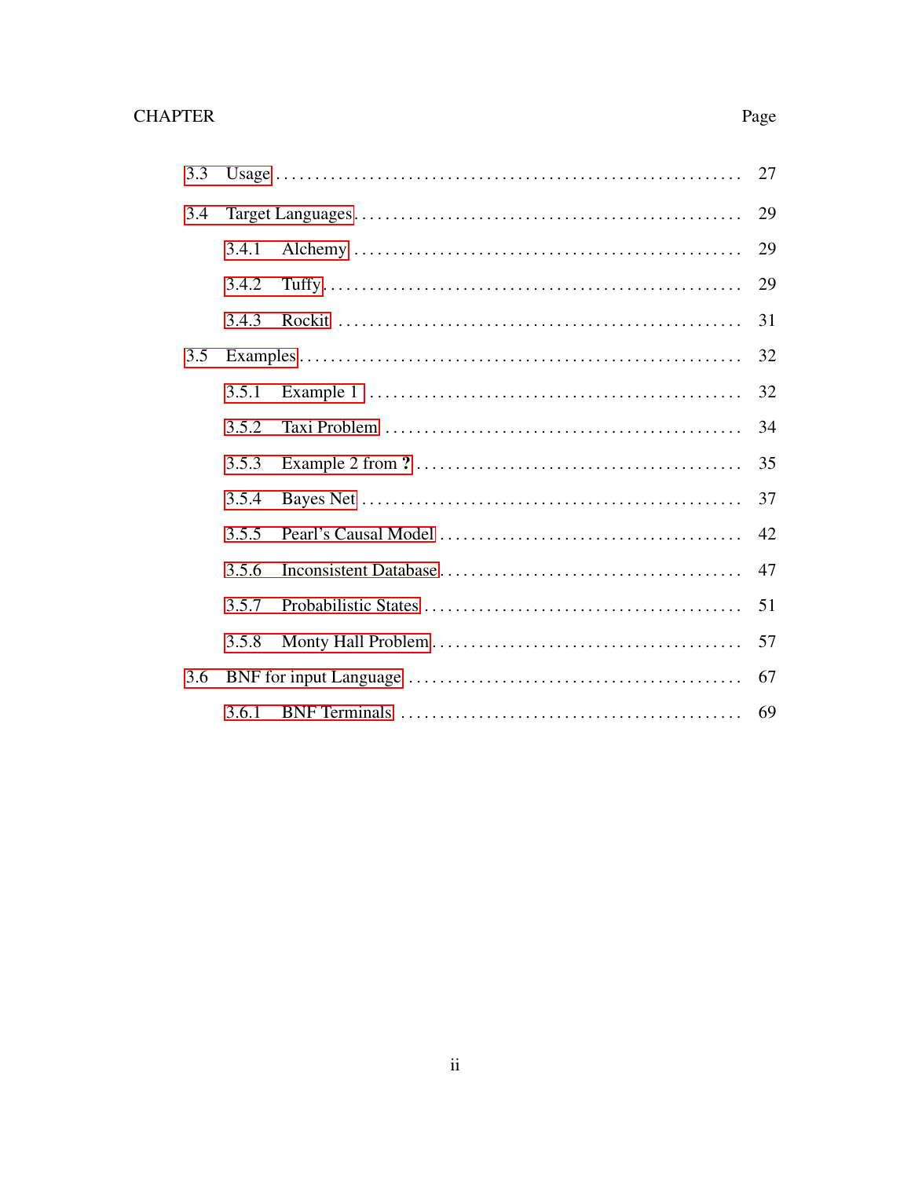CHAPTER Page

- 3.3 Usage . . . . . . . . . . 27
- 3.4 Target Languages . . . . . . . . . . 29
  - 3.4.1 Alchemy . . . . . . . . . . 29
  - 3.4.2 Tuffy . . . . . . . . . . 29
  - 3.4.3 Rockit . . . . . . . . . . 31
- 3.5 Examples . . . . . . . . . . 32
  - 3.5.1 Example 1 . . . . . . . . . . 32
  - 3.5.2 Taxi Problem . . . . . . . . . . 34
  - 3.5.3 Example 2 from **?** . . . . . . . . . . 35
  - 3.5.4 Bayes Net . . . . . . . . . . 37
  - 3.5.5 Pearl's Causal Model . . . . . . . . . . 42
  - 3.5.6 Inconsistent Database . . . . . . . . . . 47
  - 3.5.7 Probabilistic States . . . . . . . . . . 51
  - 3.5.8 Monty Hall Problem . . . . . . . . . . 57
- 3.6 BNF for input Language . . . . . . . . . . 67
  - 3.6.1 BNF Terminals . . . . . . . . . . 69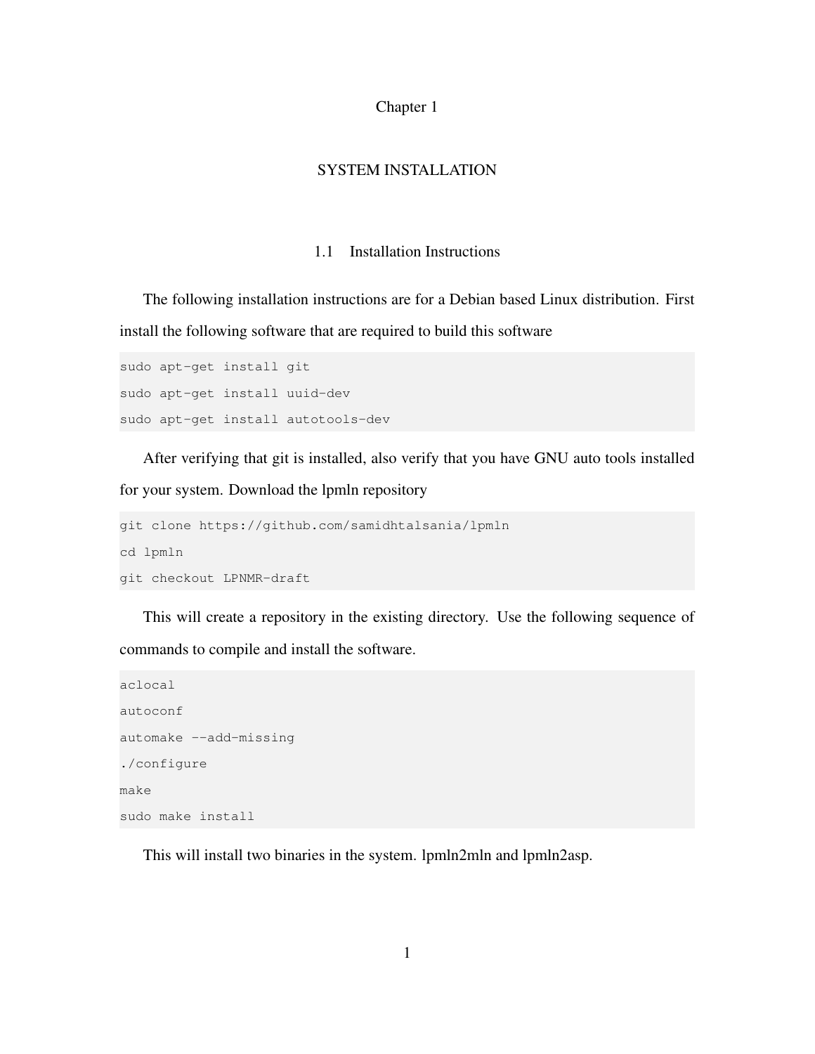# Chapter 1

# SYSTEM INSTALLATION

## 1.1 Installation Instructions

The following installation instructions are for a Debian based Linux distribution. First install the following software that are required to build this software

```
sudo apt-get install git
sudo apt-get install uuid-dev
sudo apt-get install autotools-dev
```

After verifying that git is installed, also verify that you have GNU auto tools installed for your system. Download the lpmln repository

```
git clone https://github.com/samidhtalsania/lpmln
cd lpmln
git checkout LPNMR-draft
```

This will create a repository in the existing directory. Use the following sequence of commands to compile and install the software.

```
aclocal
autoconf
automake --add-missing
./configure
make
sudo make install
```

This will install two binaries in the system. lpmln2mln and lpmln2asp.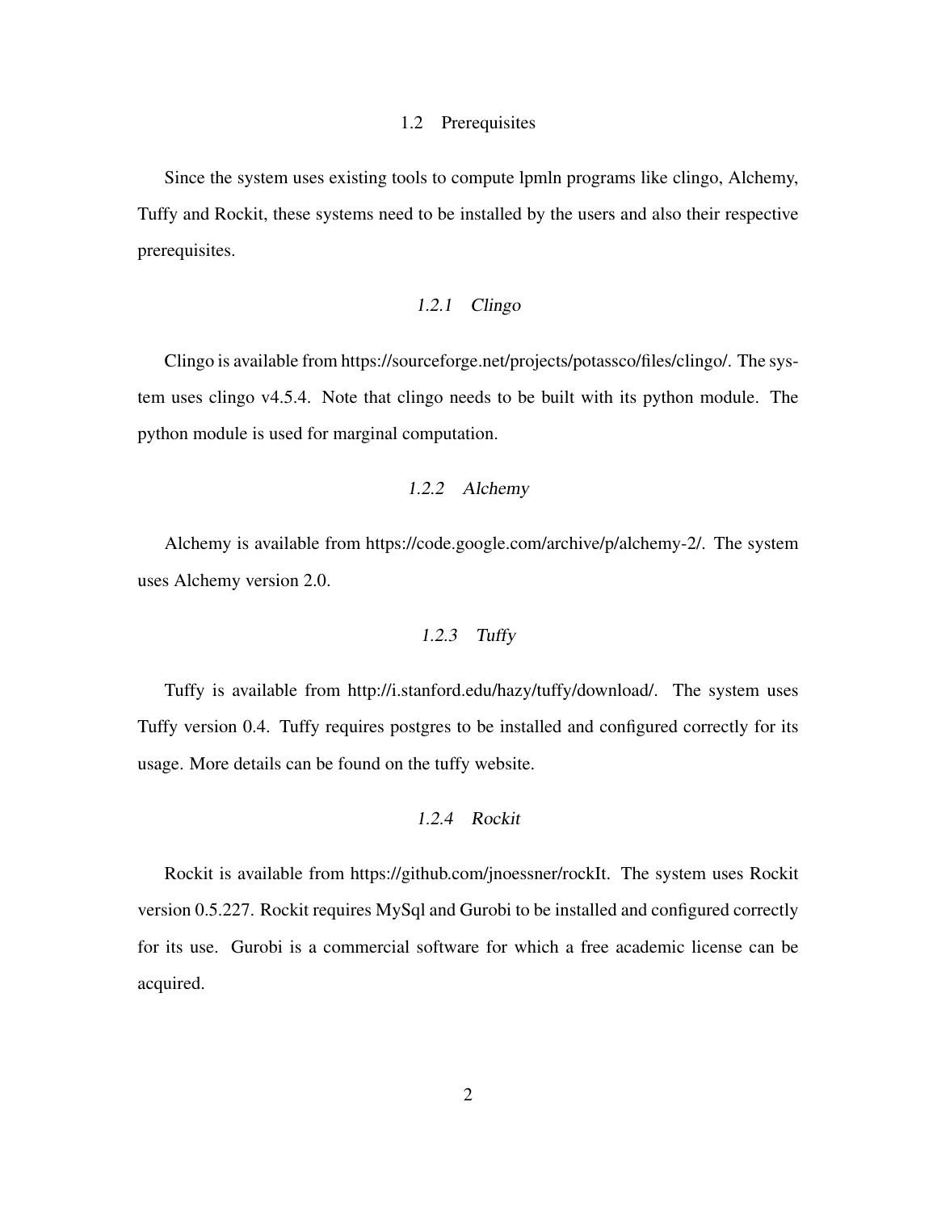## 1.2 Prerequisites

Since the system uses existing tools to compute lpmln programs like clingo, Alchemy, Tuffy and Rockit, these systems need to be installed by the users and also their respective prerequisites.

### *1.2.1 Clingo*

Clingo is available from https://sourceforge.net/projects/potassco/files/clingo/. The system uses clingo v4.5.4. Note that clingo needs to be built with its python module. The python module is used for marginal computation.

### *1.2.2 Alchemy*

Alchemy is available from https://code.google.com/archive/p/alchemy-2/. The system uses Alchemy version 2.0.

### *1.2.3 Tuffy*

Tuffy is available from http://i.stanford.edu/hazy/tuffy/download/. The system uses Tuffy version 0.4. Tuffy requires postgres to be installed and configured correctly for its usage. More details can be found on the tuffy website.

### *1.2.4 Rockit*

Rockit is available from https://github.com/jnoessner/rockIt. The system uses Rockit version 0.5.227. Rockit requires MySql and Gurobi to be installed and configured correctly for its use. Gurobi is a commercial software for which a free academic license can be acquired.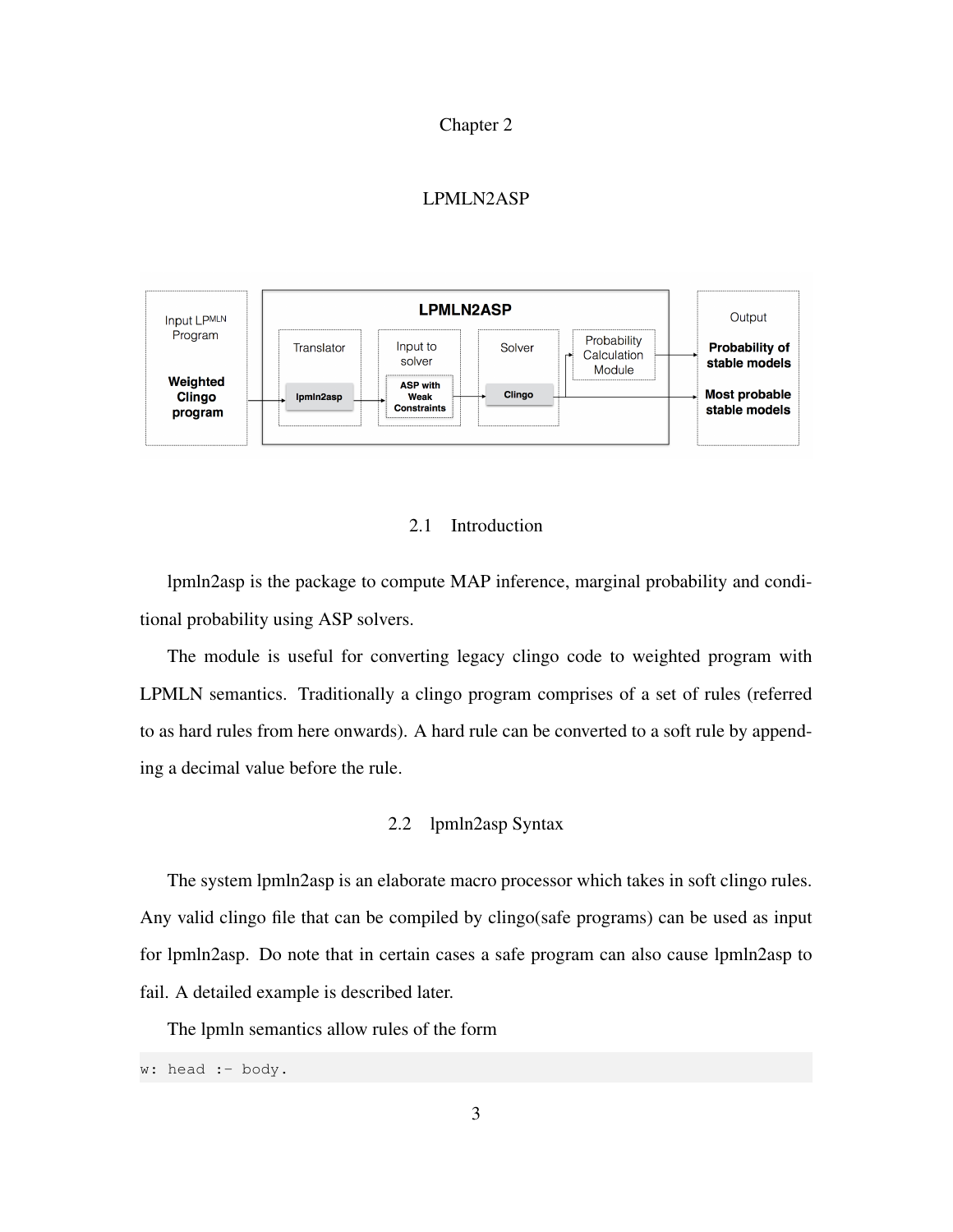# Chapter 2

# LPMLN2ASP

## 2.1 Introduction

lpmln2asp is the package to compute MAP inference, marginal probability and conditional probability using ASP solvers.

The module is useful for converting legacy clingo code to weighted program with LPMLN semantics. Traditionally a clingo program comprises of a set of rules (referred to as hard rules from here onwards). A hard rule can be converted to a soft rule by appending a decimal value before the rule.

## 2.2 lpmln2asp Syntax

The system lpmln2asp is an elaborate macro processor which takes in soft clingo rules. Any valid clingo file that can be compiled by clingo(safe programs) can be used as input for lpmln2asp. Do note that in certain cases a safe program can also cause lpmln2asp to fail. A detailed example is described later.

The lpmln semantics allow rules of the form

```
w: head :- body.
```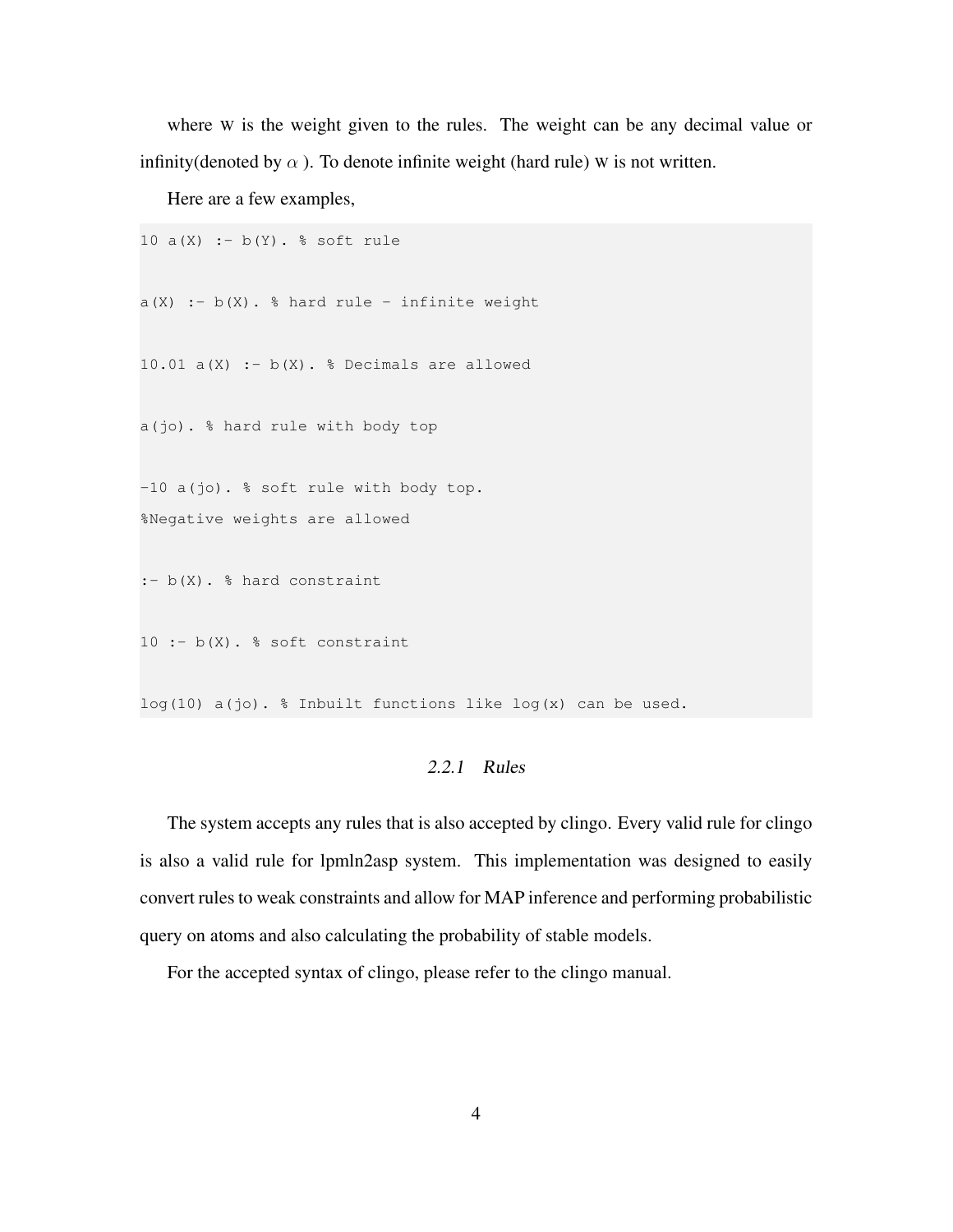where W is the weight given to the rules. The weight can be any decimal value or infinity(denoted by $\alpha$ ). To denote infinite weight (hard rule) W is not written.

Here are a few examples,

```
10 a(X) :- b(Y). % soft rule

a(X) :- b(X). % hard rule - infinite weight

10.01 a(X) :- b(X). % Decimals are allowed

a(jo). % hard rule with body top

-10 a(jo). % soft rule with body top.
%Negative weights are allowed

:- b(X). % hard constraint

10 :- b(X). % soft constraint

log(10) a(jo). % Inbuilt functions like log(x) can be used.
```

### *2.2.1 Rules*

The system accepts any rules that is also accepted by clingo. Every valid rule for clingo is also a valid rule for lpmln2asp system. This implementation was designed to easily convert rules to weak constraints and allow for MAP inference and performing probabilistic query on atoms and also calculating the probability of stable models.

For the accepted syntax of clingo, please refer to the clingo manual.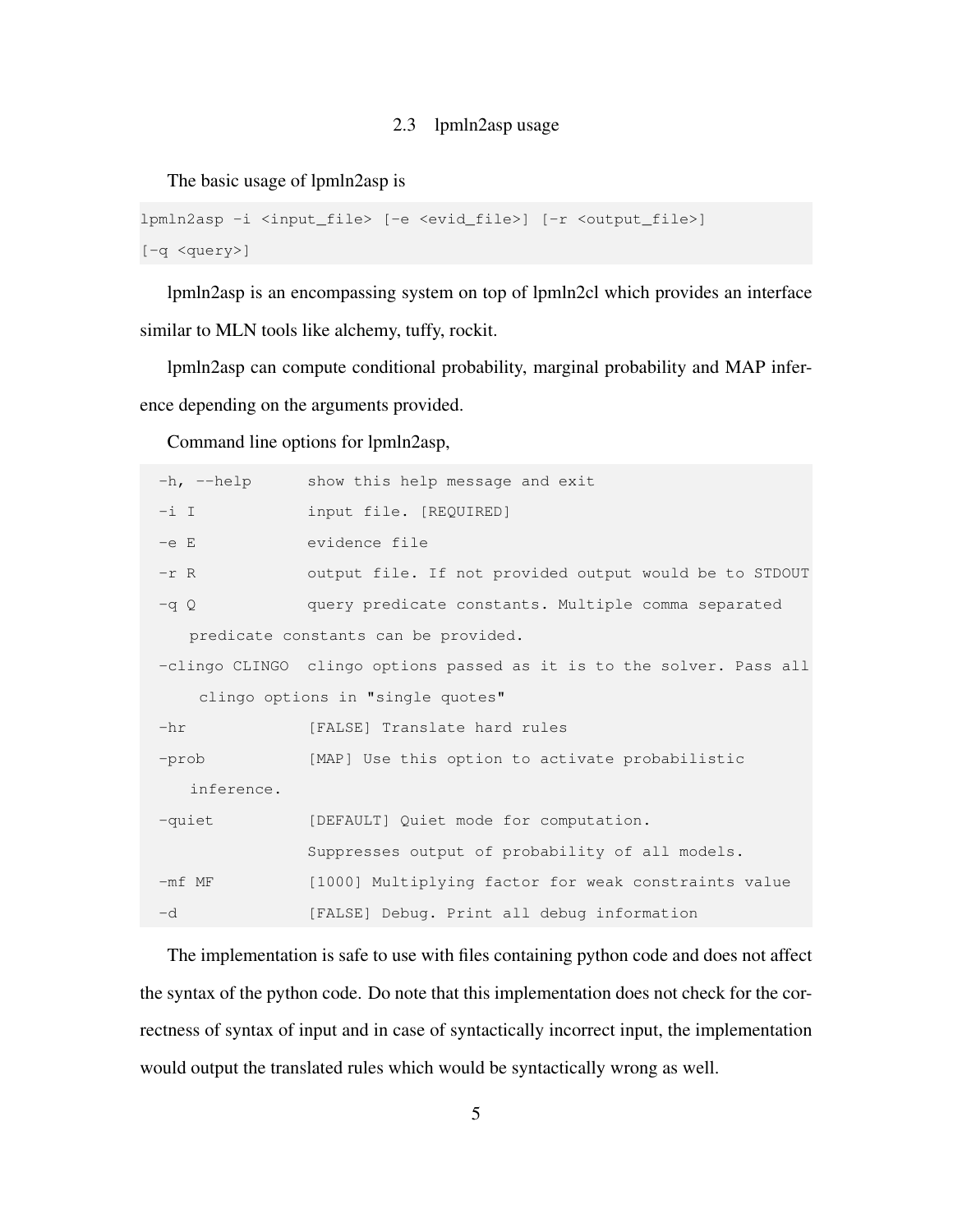## 2.3 lpmln2asp usage

The basic usage of lpmln2asp is

```
lpmln2asp -i <input_file> [-e <evid_file>] [-r <output_file>]
[-q <query>]
```

lpmln2asp is an encompassing system on top of lpmln2cl which provides an interface similar to MLN tools like alchemy, tuffy, rockit.

lpmln2asp can compute conditional probability, marginal probability and MAP inference depending on the arguments provided.

Command line options for lpmln2asp,

```
 -h, --help      show this help message and exit
 -i I            input file. [REQUIRED]
 -e E            evidence file
 -r R            output file. If not provided output would be to STDOUT
 -q Q            query predicate constants. Multiple comma separated
    predicate constants can be provided.
 -clingo CLINGO  clingo options passed as it is to the solver. Pass all
     clingo options in "single quotes"
 -hr             [FALSE] Translate hard rules
 -prob           [MAP] Use this option to activate probabilistic
    inference.
 -quiet          [DEFAULT] Quiet mode for computation.
                 Suppresses output of probability of all models.
 -mf MF          [1000] Multiplying factor for weak constraints value
 -d              [FALSE] Debug. Print all debug information
```

The implementation is safe to use with files containing python code and does not affect the syntax of the python code. Do note that this implementation does not check for the correctness of syntax of input and in case of syntactically incorrect input, the implementation would output the translated rules which would be syntactically wrong as well.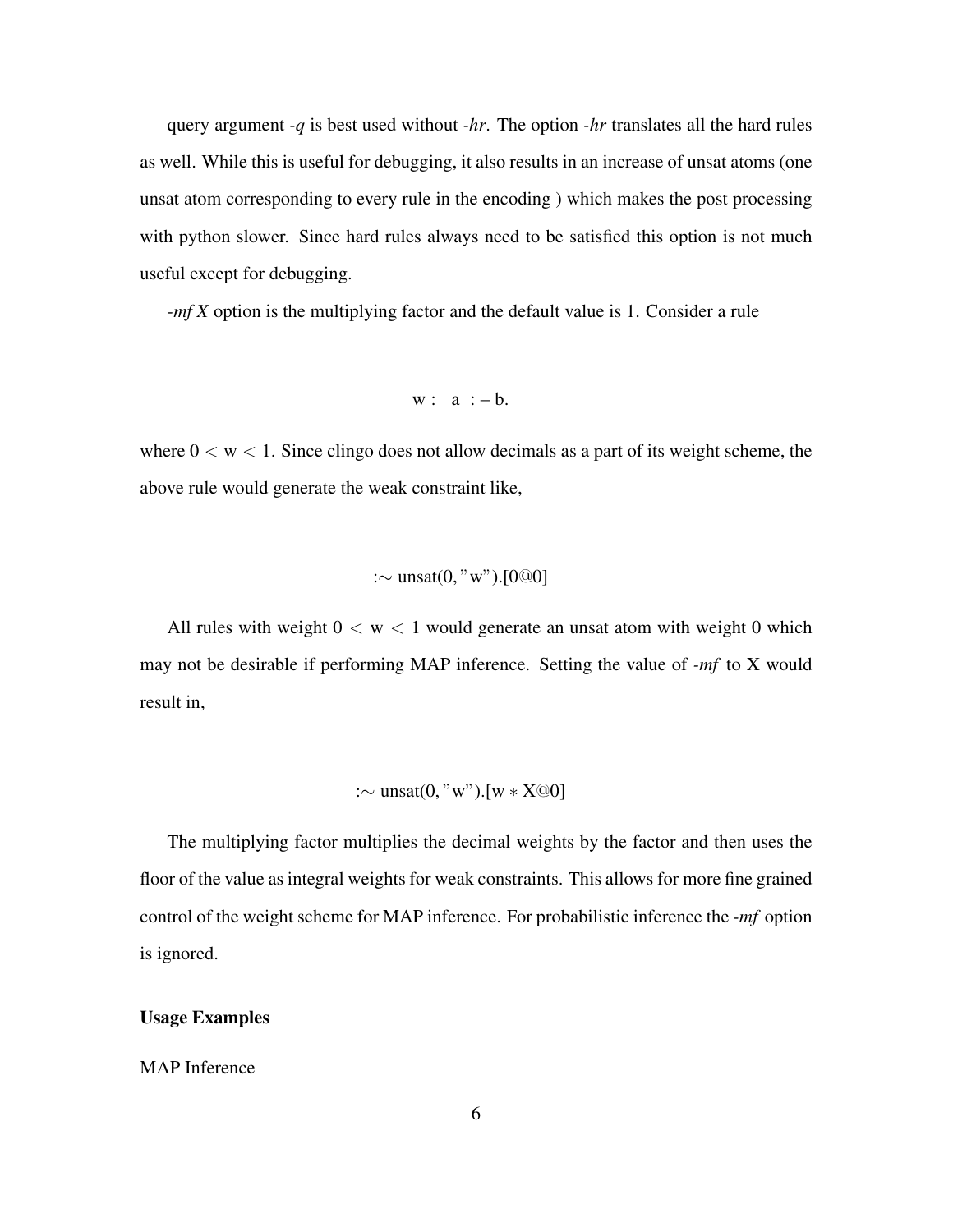query argument *-q* is best used without *-hr*. The option *-hr* translates all the hard rules as well. While this is useful for debugging, it also results in an increase of unsat atoms (one unsat atom corresponding to every rule in the encoding ) which makes the post processing with python slower. Since hard rules always need to be satisfied this option is not much useful except for debugging.

*-mf X* option is the multiplying factor and the default value is 1. Consider a rule

$$\mathrm{w}: \quad \mathrm{a} \ :- \mathrm{b}.$$

where $0 < \mathrm{w} < 1$. Since clingo does not allow decimals as a part of its weight scheme, the above rule would generate the weak constraint like,

$$:\sim \mathrm{unsat}(0, \text{"w"}).[0@0]$$

All rules with weight $0 < \mathrm{w} < 1$ would generate an unsat atom with weight 0 which may not be desirable if performing MAP inference. Setting the value of *-mf* to X would result in,

$$:\sim \mathrm{unsat}(0, \text{"w"}).[\mathrm{w} * \mathrm{X}@0]$$

The multiplying factor multiplies the decimal weights by the factor and then uses the floor of the value as integral weights for weak constraints. This allows for more fine grained control of the weight scheme for MAP inference. For probabilistic inference the *-mf* option is ignored.

**Usage Examples**

MAP Inference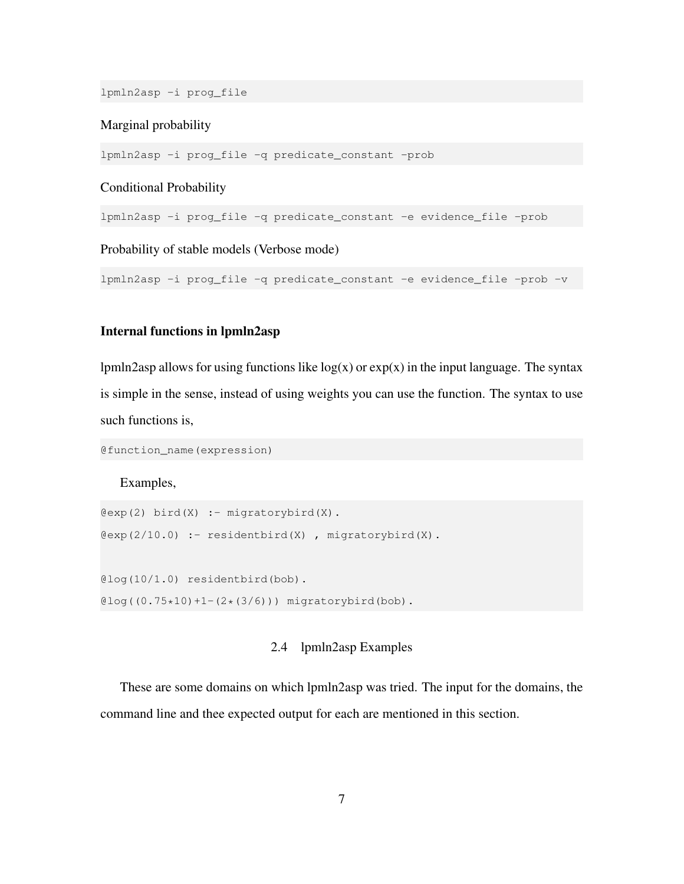```
lpmln2asp -i prog_file
```

Marginal probability

```
lpmln2asp -i prog_file -q predicate_constant -prob
```

Conditional Probability

```
lpmln2asp -i prog_file -q predicate_constant -e evidence_file -prob
```

Probability of stable models (Verbose mode)

```
lpmln2asp -i prog_file -q predicate_constant -e evidence_file -prob -v
```

**Internal functions in lpmln2asp**

lpmln2asp allows for using functions like log(x) or exp(x) in the input language. The syntax is simple in the sense, instead of using weights you can use the function. The syntax to use such functions is,

```
@function_name(expression)
```

Examples,

```
@exp(2) bird(X) :- migratorybird(X).
@exp(2/10.0) :- residentbird(X) , migratorybird(X).

@log(10/1.0) residentbird(bob).
@log((0.75*10)+1-(2*(3/6))) migratorybird(bob).
```

## 2.4 lpmln2asp Examples

These are some domains on which lpmln2asp was tried. The input for the domains, the command line and thee expected output for each are mentioned in this section.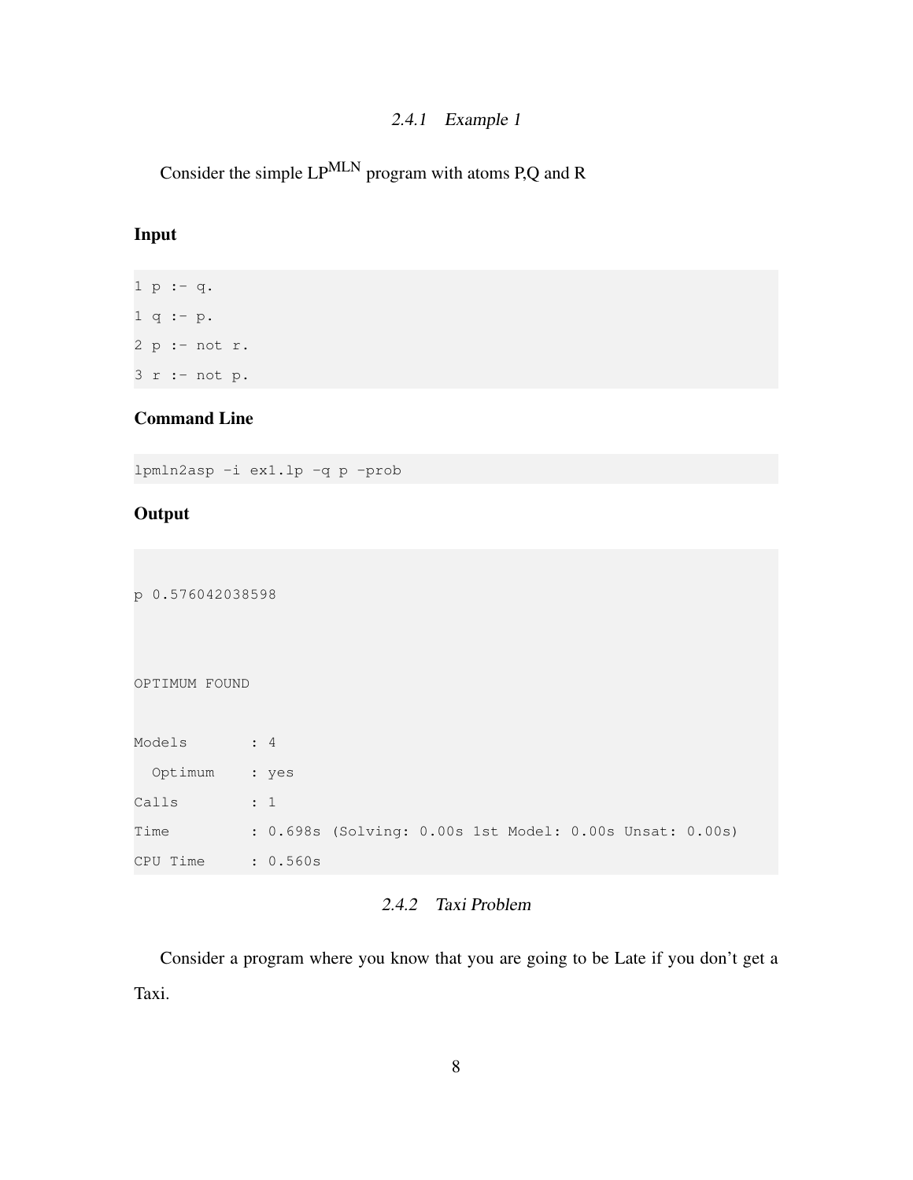### 2.4.1 Example 1

Consider the simple LP$^{\text{MLN}}$ program with atoms P,Q and R

**Input**

```
1 p :- q.
1 q :- p.
2 p :- not r.
3 r :- not p.
```

**Command Line**

```
lpmln2asp -i ex1.lp -q p -prob
```

**Output**

```
p 0.576042038598



OPTIMUM FOUND

Models       : 4
  Optimum    : yes
Calls        : 1
Time         : 0.698s (Solving: 0.00s 1st Model: 0.00s Unsat: 0.00s)
CPU Time     : 0.560s
```

### 2.4.2 Taxi Problem

Consider a program where you know that you are going to be Late if you don't get a Taxi.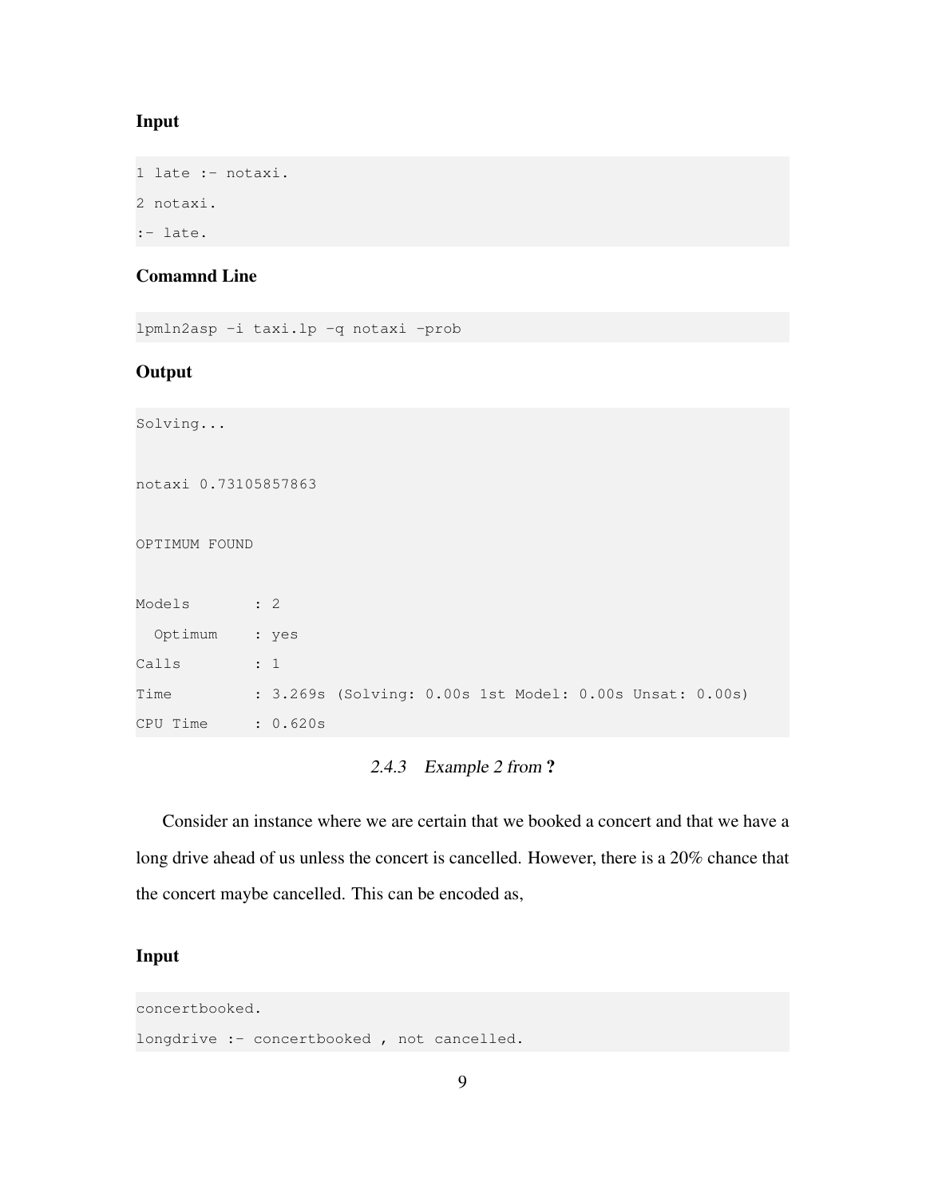**Input**

```
1 late :- notaxi.
2 notaxi.
:- late.
```

**Comamnd Line**

```
lpmln2asp -i taxi.lp -q notaxi -prob
```

**Output**

```
Solving...

notaxi 0.73105857863

OPTIMUM FOUND

Models       : 2
  Optimum    : yes
Calls        : 1
Time         : 3.269s (Solving: 0.00s 1st Model: 0.00s Unsat: 0.00s)
CPU Time     : 0.620s
```

### 2.4.3 Example 2 from ?

Consider an instance where we are certain that we booked a concert and that we have a long drive ahead of us unless the concert is cancelled. However, there is a 20% chance that the concert maybe cancelled. This can be encoded as,

**Input**

```
concertbooked.
longdrive :- concertbooked , not cancelled.
```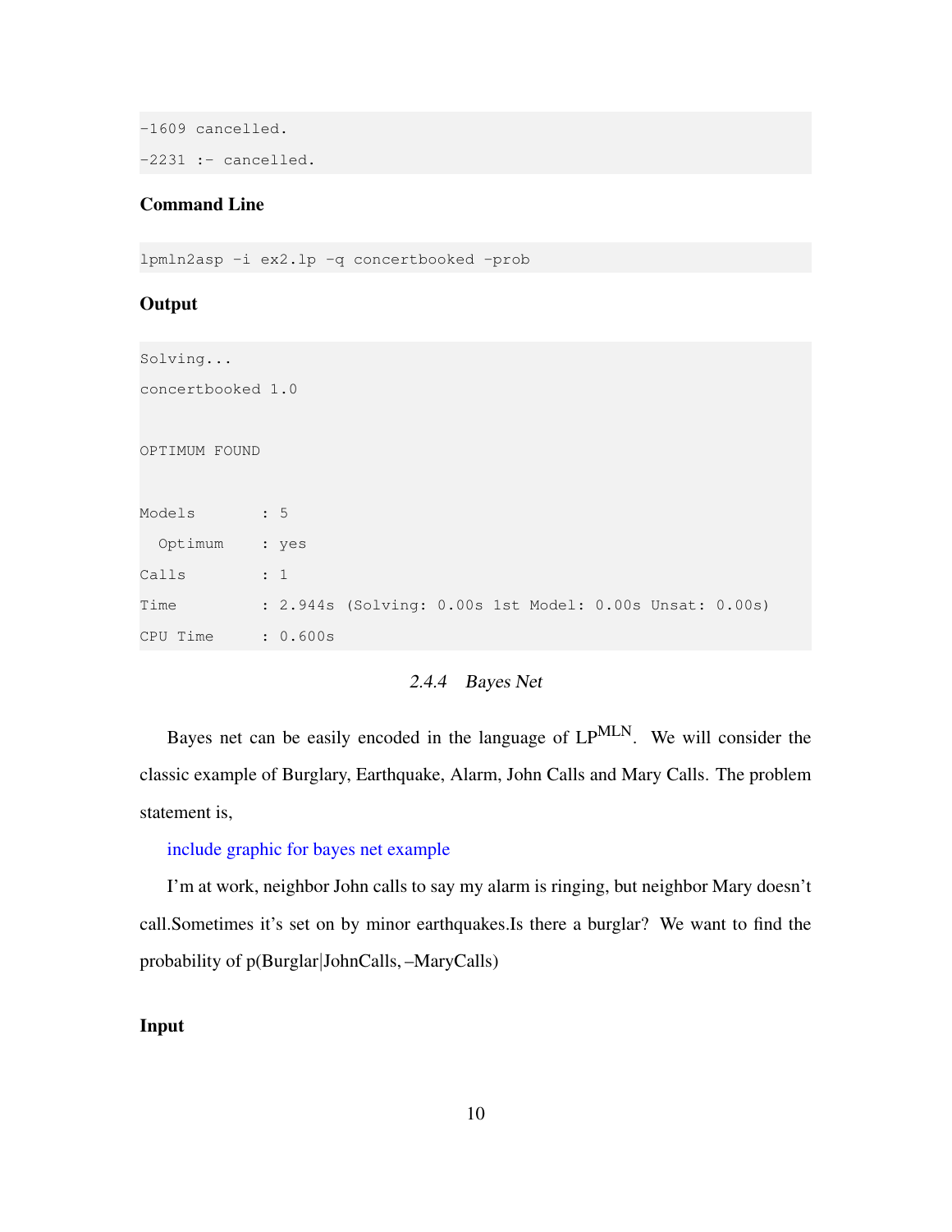```
-1609 cancelled.
-2231 :- cancelled.
```

**Command Line**

```
lpmln2asp -i ex2.lp -q concertbooked -prob
```

**Output**

```
Solving...
concertbooked 1.0


OPTIMUM FOUND


Models       : 5
  Optimum    : yes
Calls        : 1
Time         : 2.944s (Solving: 0.00s 1st Model: 0.00s Unsat: 0.00s)
CPU Time     : 0.600s
```

### 2.4.4 *Bayes Net*

Bayes net can be easily encoded in the language of LP$^{\text{MLN}}$. We will consider the classic example of Burglary, Earthquake, Alarm, John Calls and Mary Calls. The problem statement is,

include graphic for bayes net example

I'm at work, neighbor John calls to say my alarm is ringing, but neighbor Mary doesn't call.Sometimes it's set on by minor earthquakes.Is there a burglar? We want to find the probability of p(Burglar|JohnCalls, –MaryCalls)

**Input**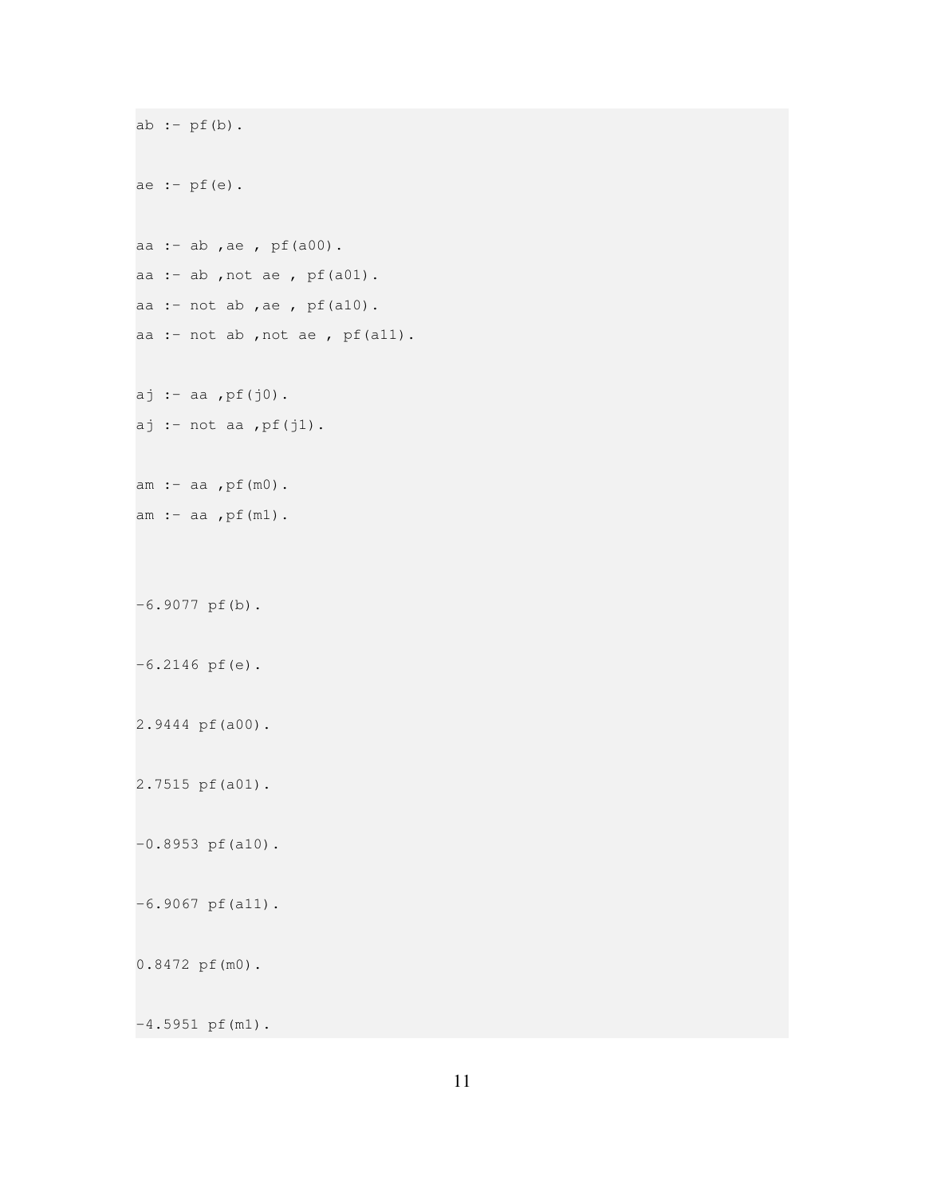```
ab :- pf(b).

ae :- pf(e).

aa :- ab ,ae , pf(a00).
aa :- ab ,not ae , pf(a01).
aa :- not ab ,ae , pf(a10).
aa :- not ab ,not ae , pf(a11).

aj :- aa ,pf(j0).
aj :- not aa ,pf(j1).

am :- aa ,pf(m0).
am :- aa ,pf(m1).



-6.9077 pf(b).

-6.2146 pf(e).

2.9444 pf(a00).

2.7515 pf(a01).

-0.8953 pf(a10).

-6.9067 pf(a11).

0.8472 pf(m0).

-4.5951 pf(m1).
```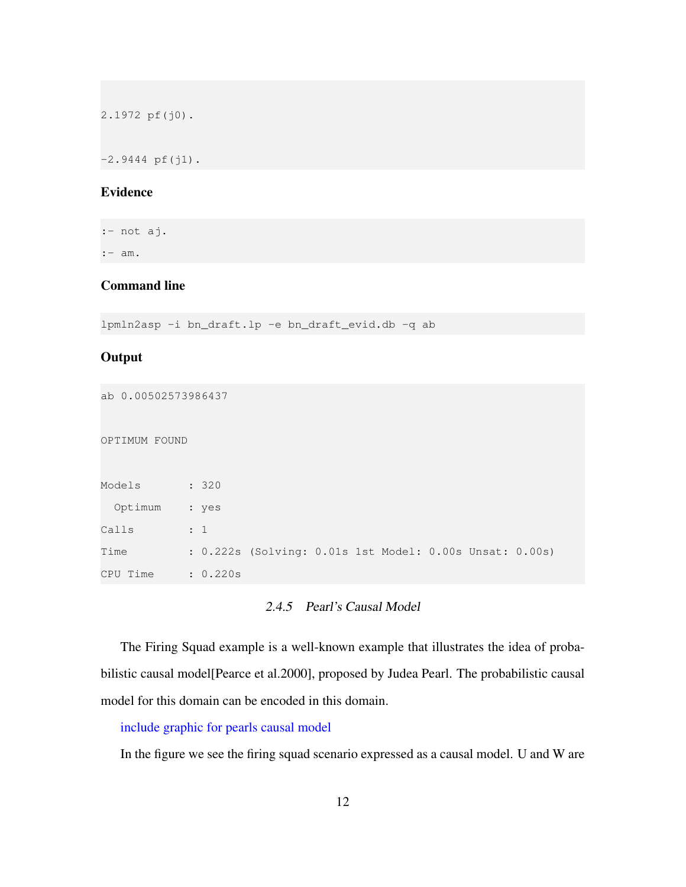```
2.1972 pf(j0).

-2.9444 pf(j1).
```

**Evidence**

```
:- not aj.
:- am.
```

**Command line**

```
lpmln2asp -i bn_draft.lp -e bn_draft_evid.db -q ab
```

**Output**

```
ab 0.00502573986437

OPTIMUM FOUND

Models       : 320
  Optimum    : yes
Calls        : 1
Time         : 0.222s (Solving: 0.01s 1st Model: 0.00s Unsat: 0.00s)
CPU Time     : 0.220s
```

### 2.4.5 *Pearl's Causal Model*

The Firing Squad example is a well-known example that illustrates the idea of probabilistic causal model[Pearce et al.2000], proposed by Judea Pearl. The probabilistic causal model for this domain can be encoded in this domain.

include graphic for pearls causal model

In the figure we see the firing squad scenario expressed as a causal model. U and W are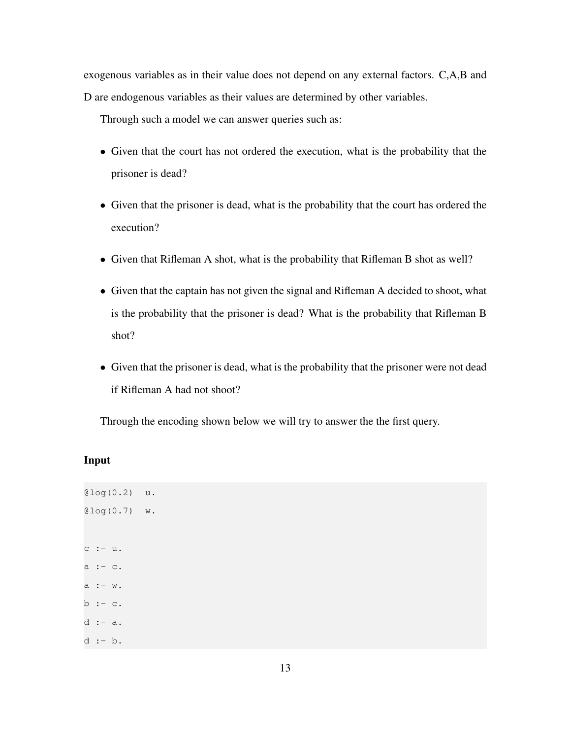exogenous variables as in their value does not depend on any external factors. C,A,B and D are endogenous variables as their values are determined by other variables.

Through such a model we can answer queries such as:

- Given that the court has not ordered the execution, what is the probability that the prisoner is dead?
- Given that the prisoner is dead, what is the probability that the court has ordered the execution?
- Given that Rifleman A shot, what is the probability that Rifleman B shot as well?
- Given that the captain has not given the signal and Rifleman A decided to shoot, what is the probability that the prisoner is dead? What is the probability that Rifleman B shot?
- Given that the prisoner is dead, what is the probability that the prisoner were not dead if Rifleman A had not shoot?

Through the encoding shown below we will try to answer the the first query.

**Input**

```
@log(0.2)  u.
@log(0.7)  w.

c :- u.
a :- c.
a :- w.
b :- c.
d :- a.
d :- b.
```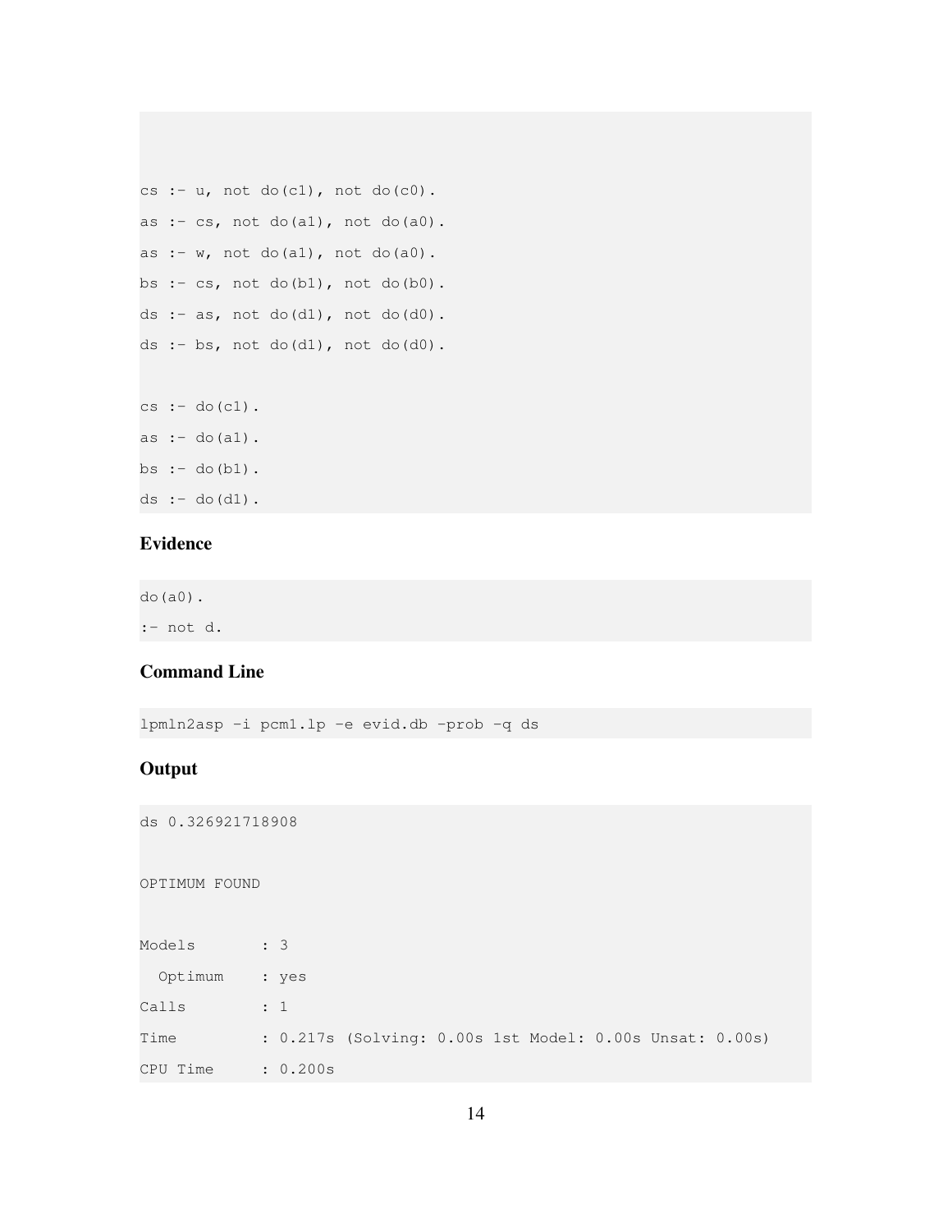```
cs :- u, not do(c1), not do(c0).
as :- cs, not do(a1), not do(a0).
as :- w, not do(a1), not do(a0).
bs :- cs, not do(b1), not do(b0).
ds :- as, not do(d1), not do(d0).
ds :- bs, not do(d1), not do(d0).

cs :- do(c1).
as :- do(a1).
bs :- do(b1).
ds :- do(d1).
```

### Evidence

```
do(a0).
:- not d.
```

### Command Line

```
lpmln2asp -i pcm1.lp -e evid.db -prob -q ds
```

### Output

```
ds 0.326921718908

OPTIMUM FOUND

Models       : 3
  Optimum    : yes
Calls        : 1
Time         : 0.217s (Solving: 0.00s 1st Model: 0.00s Unsat: 0.00s)
CPU Time     : 0.200s
```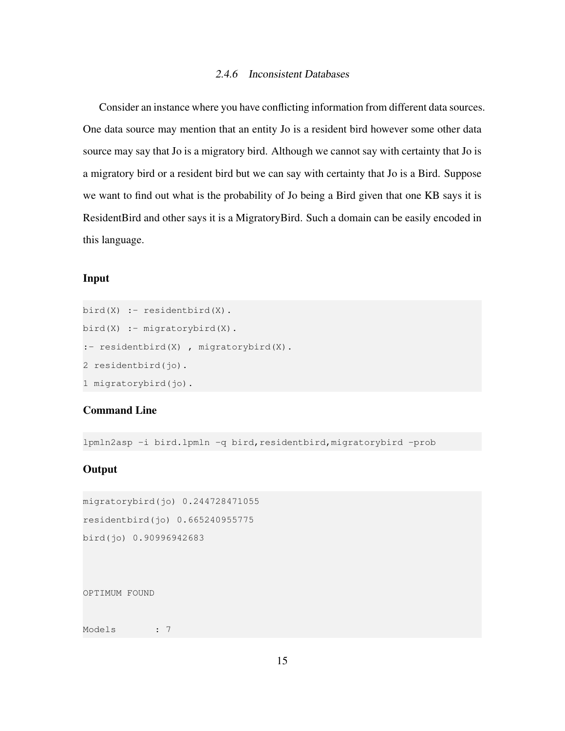### 2.4.6 *Inconsistent Databases*

Consider an instance where you have conflicting information from different data sources. One data source may mention that an entity Jo is a resident bird however some other data source may say that Jo is a migratory bird. Although we cannot say with certainty that Jo is a migratory bird or a resident bird but we can say with certainty that Jo is a Bird. Suppose we want to find out what is the probability of Jo being a Bird given that one KB says it is ResidentBird and other says it is a MigratoryBird. Such a domain can be easily encoded in this language.

**Input**

```
bird(X) :- residentbird(X).
bird(X) :- migratorybird(X).
:- residentbird(X) , migratorybird(X).
2 residentbird(jo).
1 migratorybird(jo).
```

**Command Line**

```
lpmln2asp -i bird.lpmln -q bird,residentbird,migratorybird -prob
```

**Output**

```
migratorybird(jo) 0.244728471055
residentbird(jo) 0.665240955775
bird(jo) 0.90996942683



OPTIMUM FOUND


Models       : 7
```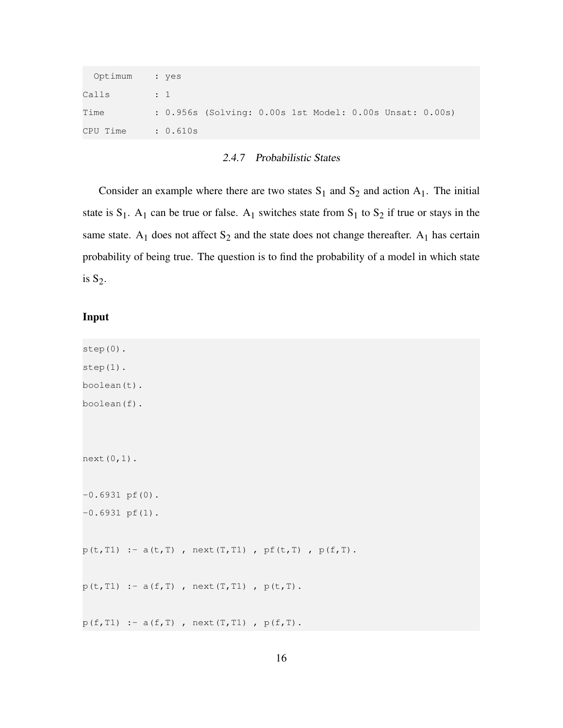```
  Optimum    : yes
Calls        : 1
Time         : 0.956s (Solving: 0.00s 1st Model: 0.00s Unsat: 0.00s)
CPU Time     : 0.610s
```

### 2.4.7 Probabilistic States

Consider an example where there are two states $S_1$ and $S_2$ and action $A_1$. The initial state is $S_1$. $A_1$ can be true or false. $A_1$ switches state from $S_1$ to $S_2$ if true or stays in the same state. $A_1$ does not affect $S_2$ and the state does not change thereafter. $A_1$ has certain probability of being true. The question is to find the probability of a model in which state is $S_2$.

**Input**

```
step(0).
step(1).
boolean(t).
boolean(f).



next(0,1).

-0.6931 pf(0).
-0.6931 pf(1).

p(t,T1) :- a(t,T) , next(T,T1) , pf(t,T) , p(f,T).

p(t,T1) :- a(f,T) , next(T,T1) , p(t,T).

p(f,T1) :- a(f,T) , next(T,T1) , p(f,T).
```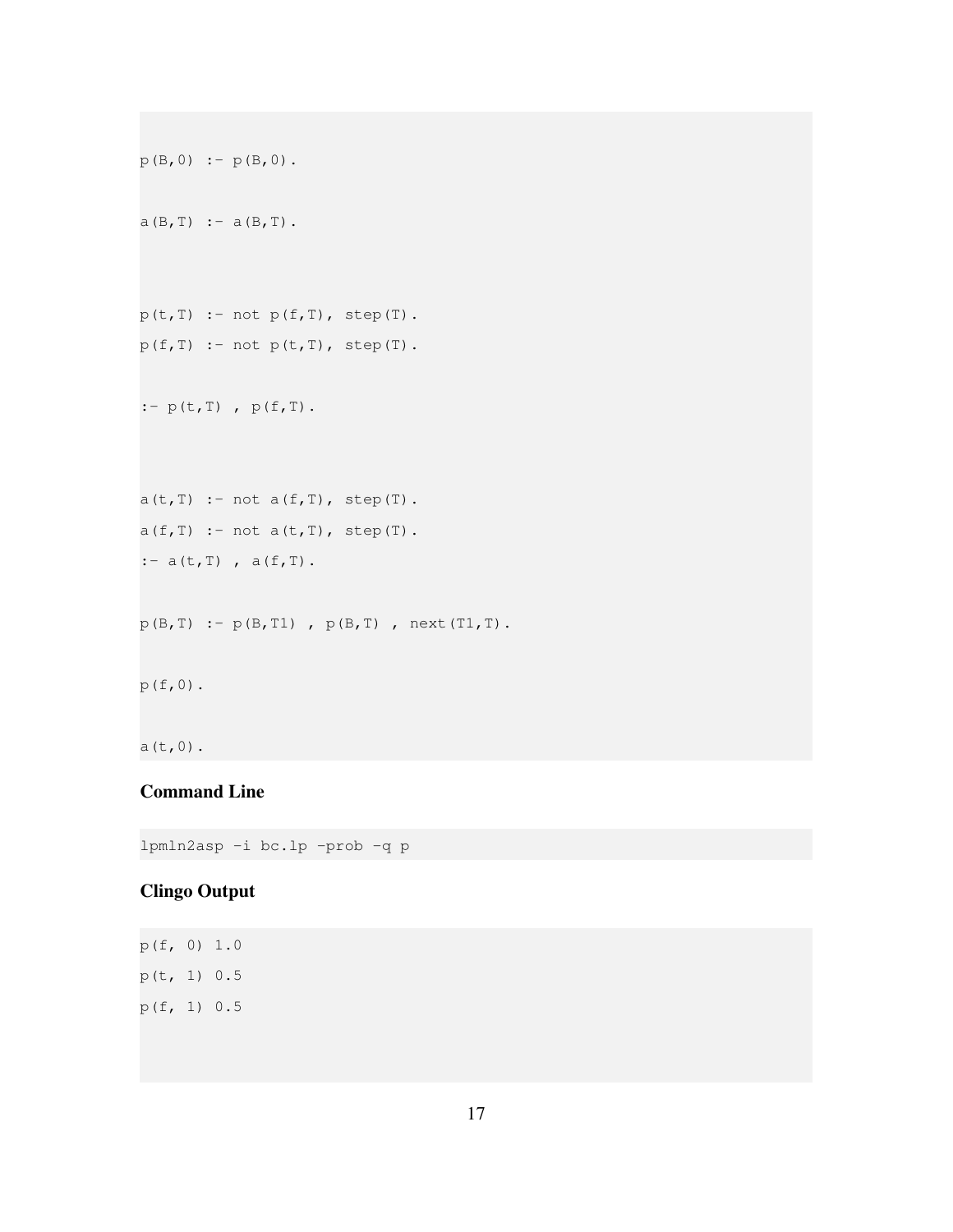```
p(B,0) :- p(B,0).

a(B,T) :- a(B,T).


p(t,T) :- not p(f,T), step(T).
p(f,T) :- not p(t,T), step(T).

:- p(t,T) , p(f,T).


a(t,T) :- not a(f,T), step(T).
a(f,T) :- not a(t,T), step(T).
:- a(t,T) , a(f,T).

p(B,T) :- p(B,T1) , p(B,T) , next(T1,T).

p(f,0).

a(t,0).
```

**Command Line**

```
lpmln2asp -i bc.lp -prob -q p
```

**Clingo Output**

```
p(f, 0) 1.0
p(t, 1) 0.5
p(f, 1) 0.5
```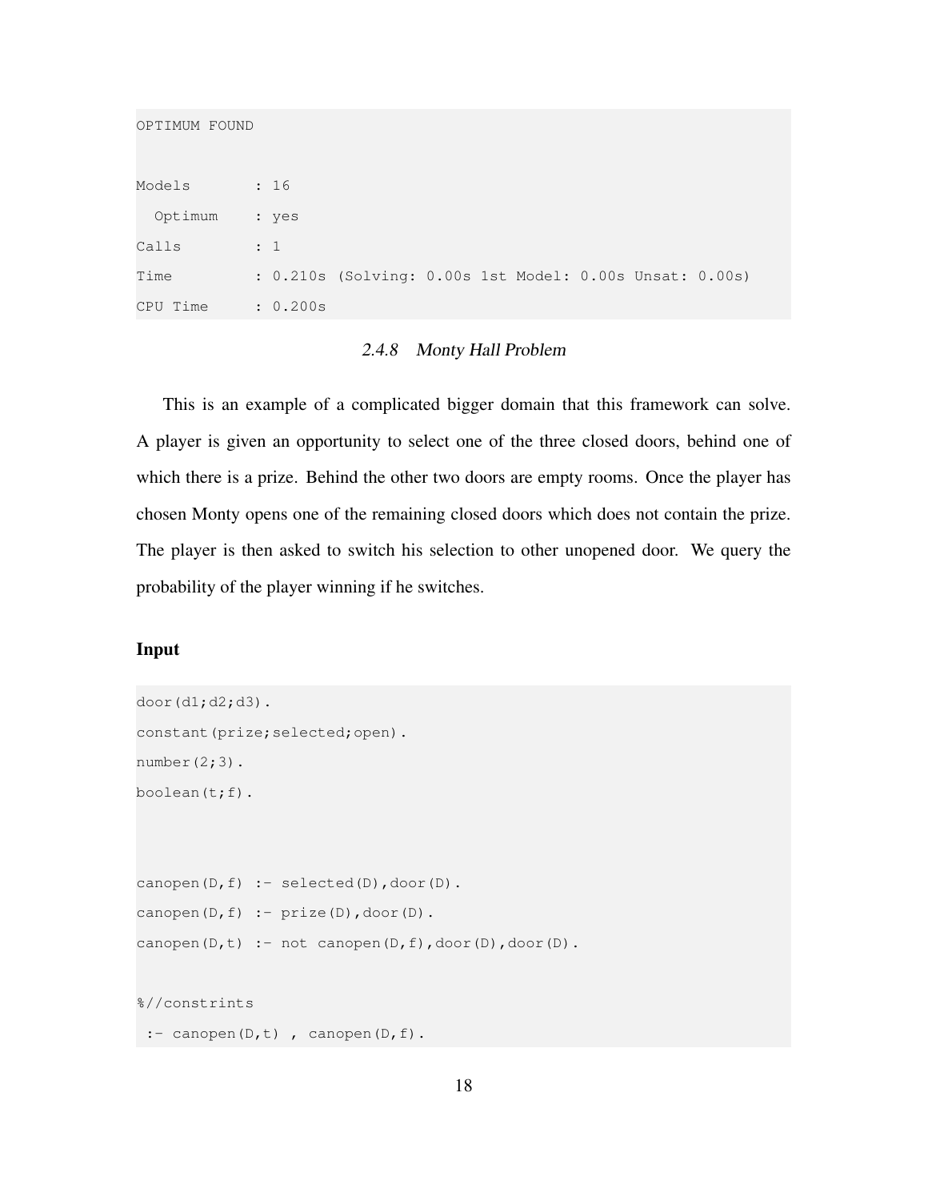```
OPTIMUM FOUND

Models       : 16
  Optimum    : yes
Calls        : 1
Time         : 0.210s (Solving: 0.00s 1st Model: 0.00s Unsat: 0.00s)
CPU Time     : 0.200s
```

### 2.4.8 Monty Hall Problem

This is an example of a complicated bigger domain that this framework can solve. A player is given an opportunity to select one of the three closed doors, behind one of which there is a prize. Behind the other two doors are empty rooms. Once the player has chosen Monty opens one of the remaining closed doors which does not contain the prize. The player is then asked to switch his selection to other unopened door. We query the probability of the player winning if he switches.

**Input**

```
door(d1;d2;d3).
constant(prize;selected;open).
number(2;3).
boolean(t;f).



canopen(D,f) :- selected(D),door(D).
canopen(D,f) :- prize(D),door(D).
canopen(D,t) :- not canopen(D,f),door(D),door(D).

%//constrints
 :- canopen(D,t) , canopen(D,f).
```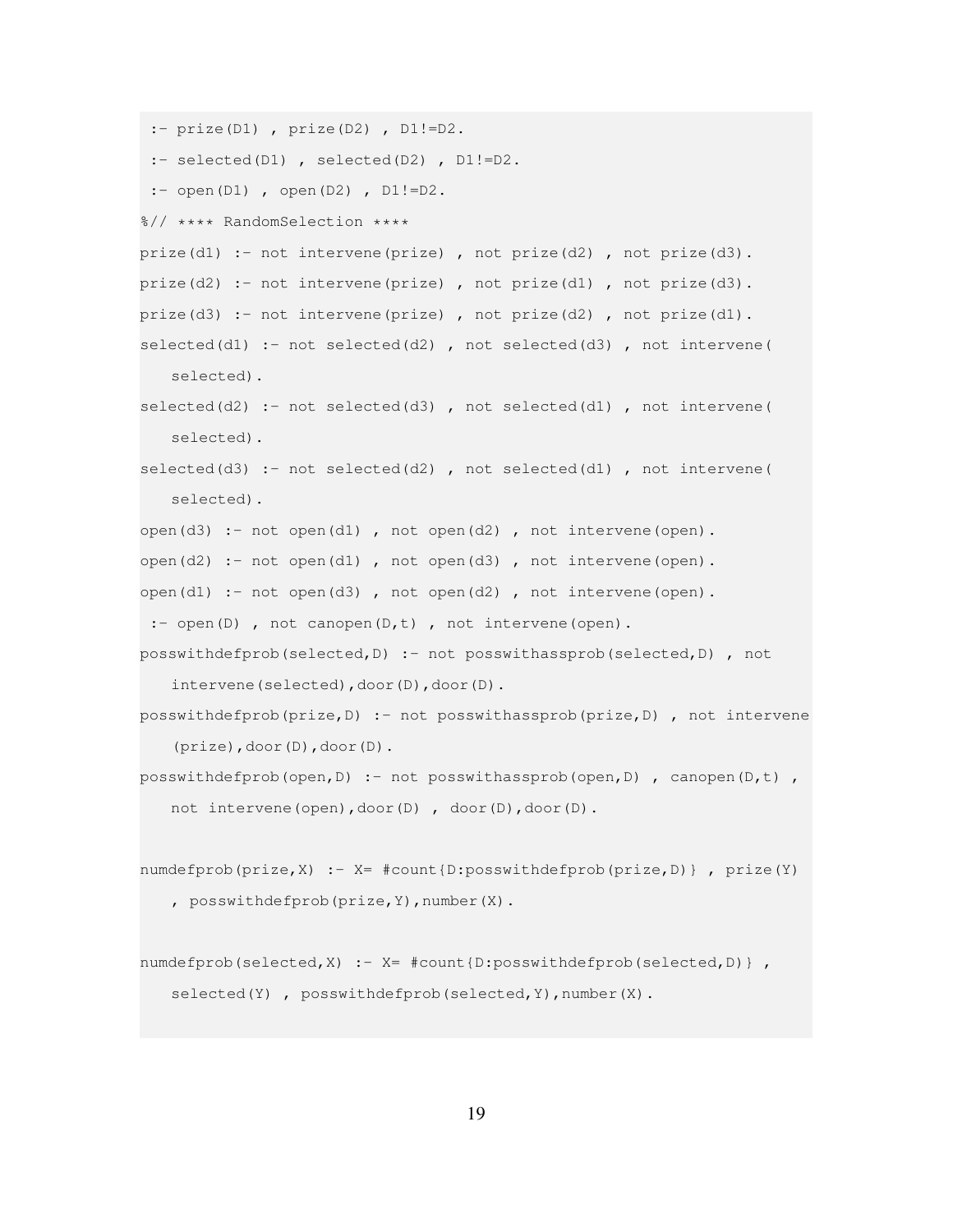```
:- prize(D1) , prize(D2) , D1!=D2.
:- selected(D1) , selected(D2) , D1!=D2.
:- open(D1) , open(D2) , D1!=D2.
%// **** RandomSelection ****
prize(d1) :- not intervene(prize) , not prize(d2) , not prize(d3).
prize(d2) :- not intervene(prize) , not prize(d1) , not prize(d3).
prize(d3) :- not intervene(prize) , not prize(d2) , not prize(d1).
selected(d1) :- not selected(d2) , not selected(d3) , not intervene(
   selected).
selected(d2) :- not selected(d3) , not selected(d1) , not intervene(
   selected).
selected(d3) :- not selected(d2) , not selected(d1) , not intervene(
   selected).
open(d3) :- not open(d1) , not open(d2) , not intervene(open).
open(d2) :- not open(d1) , not open(d3) , not intervene(open).
open(d1) :- not open(d3) , not open(d2) , not intervene(open).
:- open(D) , not canopen(D,t) , not intervene(open).
posswithdefprob(selected,D) :- not posswithassprob(selected,D) , not
   intervene(selected),door(D),door(D).
posswithdefprob(prize,D) :- not posswithassprob(prize,D) , not intervene
   (prize),door(D),door(D).
posswithdefprob(open,D) :- not posswithassprob(open,D) , canopen(D,t) ,
   not intervene(open),door(D) , door(D),door(D).

numdefprob(prize,X) :- X= #count{D:posswithdefprob(prize,D)} , prize(Y)
   , posswithdefprob(prize,Y),number(X).

numdefprob(selected,X) :- X= #count{D:posswithdefprob(selected,D)} ,
   selected(Y) , posswithdefprob(selected,Y),number(X).
```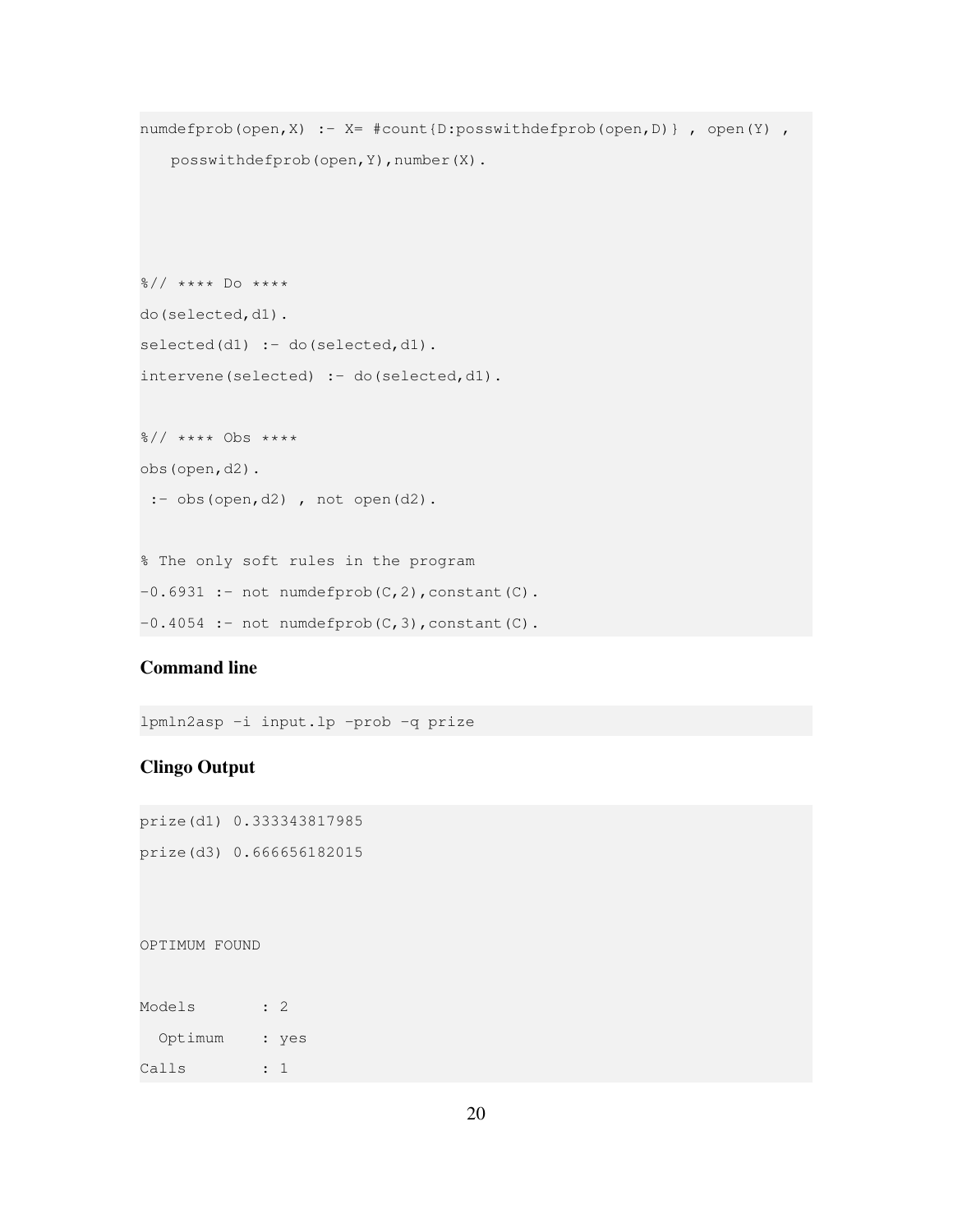```
numdefprob(open,X) :- X= #count{D:posswithdefprob(open,D)} , open(Y) ,
   posswithdefprob(open,Y),number(X).



%// **** Do ****
do(selected,d1).
selected(d1) :- do(selected,d1).
intervene(selected) :- do(selected,d1).

%// **** Obs ****
obs(open,d2).
 :- obs(open,d2) , not open(d2).

% The only soft rules in the program
-0.6931 :- not numdefprob(C,2),constant(C).
-0.4054 :- not numdefprob(C,3),constant(C).
```

**Command line**

```
lpmln2asp -i input.lp -prob -q prize
```

**Clingo Output**

```
prize(d1) 0.333343817985
prize(d3) 0.666656182015



OPTIMUM FOUND

Models       : 2
  Optimum    : yes
Calls        : 1
```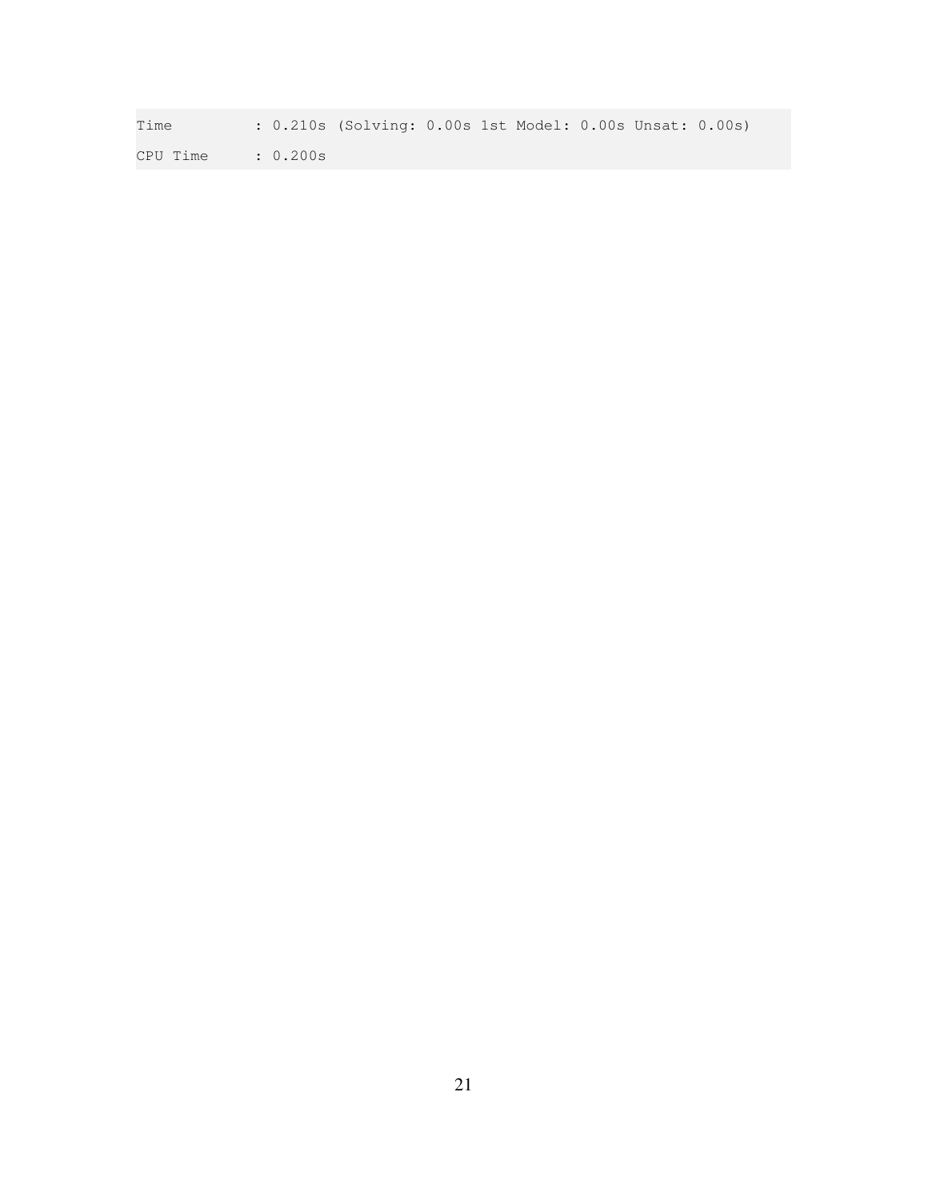```
Time         : 0.210s (Solving: 0.00s 1st Model: 0.00s Unsat: 0.00s)
CPU Time     : 0.200s
```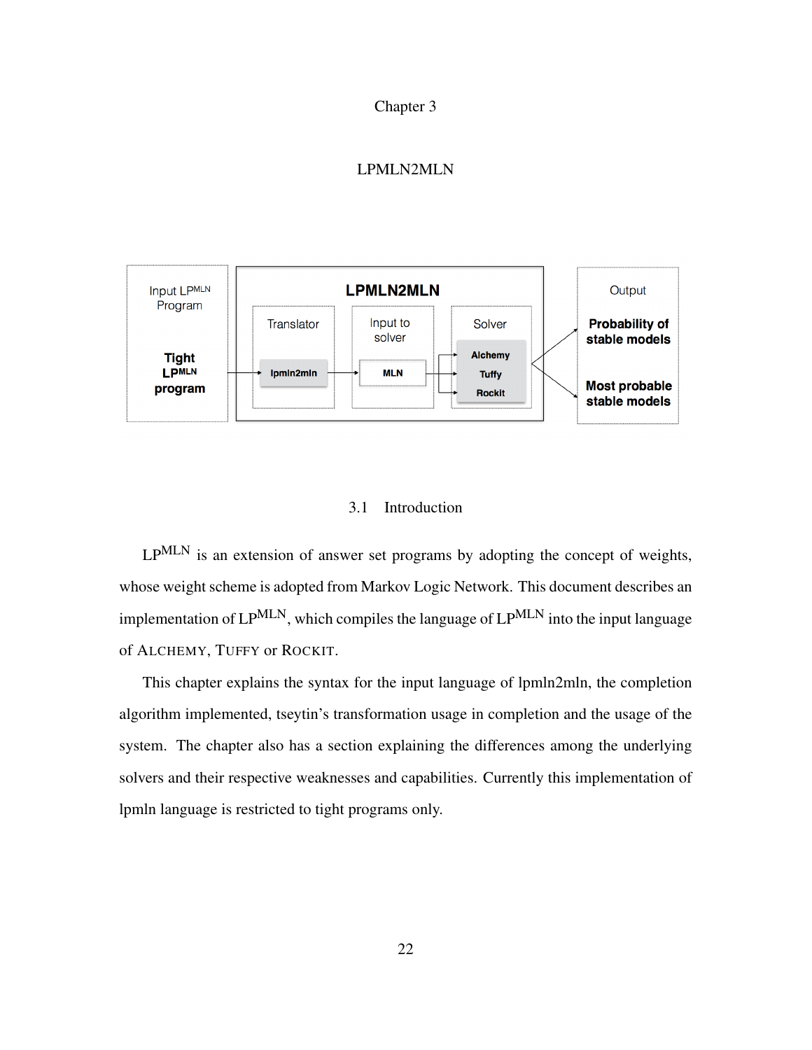# Chapter 3

# LPMLN2MLN

Input LPMLN Program

Tight LPMLN program

LPMLN2MLN

Translator: lpmln2mln

Input to solver: MLN

Solver: Alchemy, Tuffy, Rockit

Output

Probability of stable models

Most probable stable models

## 3.1 Introduction

$\text{LP}^{\text{MLN}}$ is an extension of answer set programs by adopting the concept of weights, whose weight scheme is adopted from Markov Logic Network. This document describes an implementation of $\text{LP}^{\text{MLN}}$, which compiles the language of $\text{LP}^{\text{MLN}}$ into the input language of ALCHEMY, TUFFY or ROCKIT.

This chapter explains the syntax for the input language of lpmln2mln, the completion algorithm implemented, tseytin's transformation usage in completion and the usage of the system. The chapter also has a section explaining the differences among the underlying solvers and their respective weaknesses and capabilities. Currently this implementation of lpmln language is restricted to tight programs only.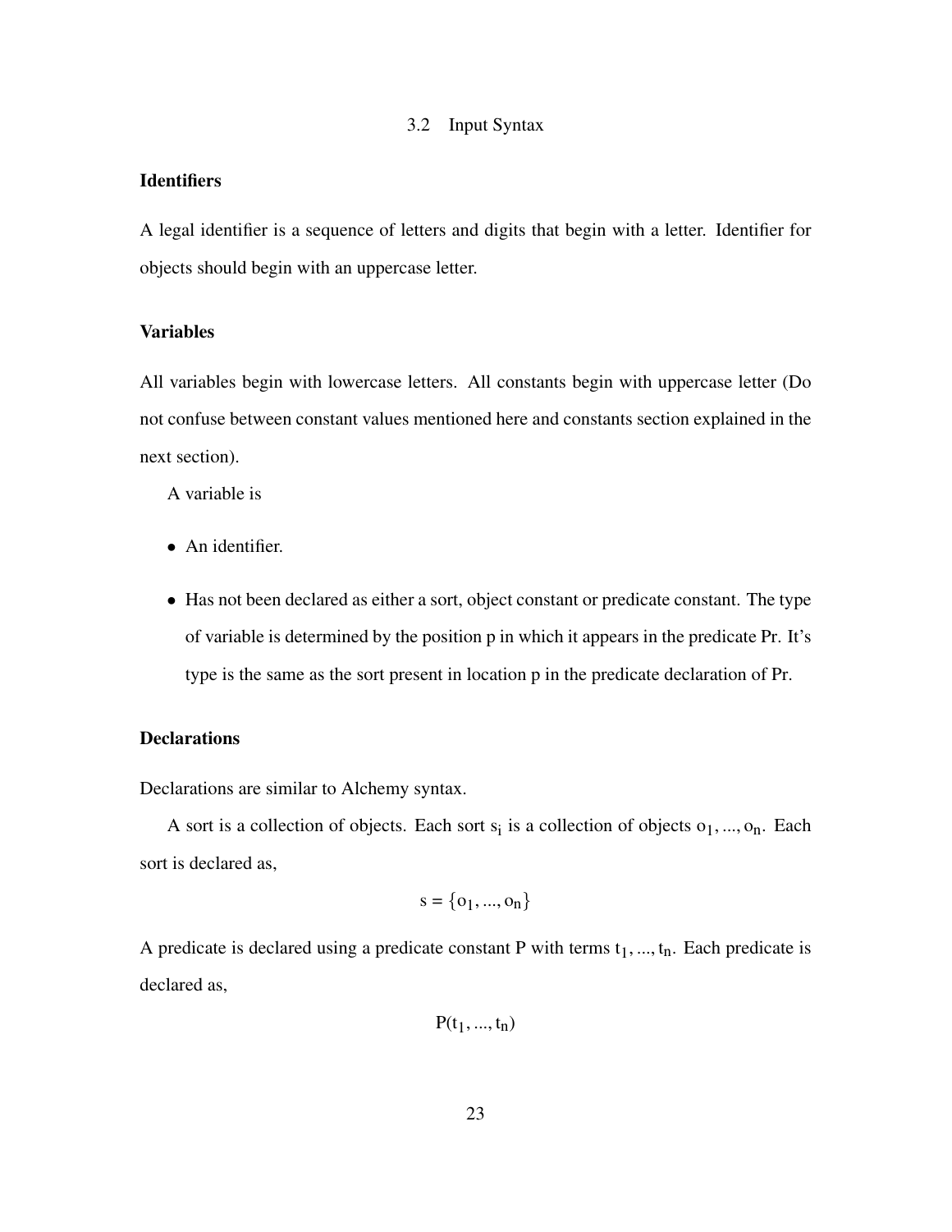## 3.2 Input Syntax

### Identifiers

A legal identifier is a sequence of letters and digits that begin with a letter. Identifier for objects should begin with an uppercase letter.

### Variables

All variables begin with lowercase letters. All constants begin with uppercase letter (Do not confuse between constant values mentioned here and constants section explained in the next section).

A variable is

- An identifier.
- Has not been declared as either a sort, object constant or predicate constant. The type of variable is determined by the position p in which it appears in the predicate Pr. It's type is the same as the sort present in location p in the predicate declaration of Pr.

### Declarations

Declarations are similar to Alchemy syntax.

A sort is a collection of objects. Each sort $s_i$ is a collection of objects $o_1, ..., o_n$. Each sort is declared as,

$$s = \{o_1, ..., o_n\}$$

A predicate is declared using a predicate constant P with terms $t_1, ..., t_n$. Each predicate is declared as,

$$P(t_1, ..., t_n)$$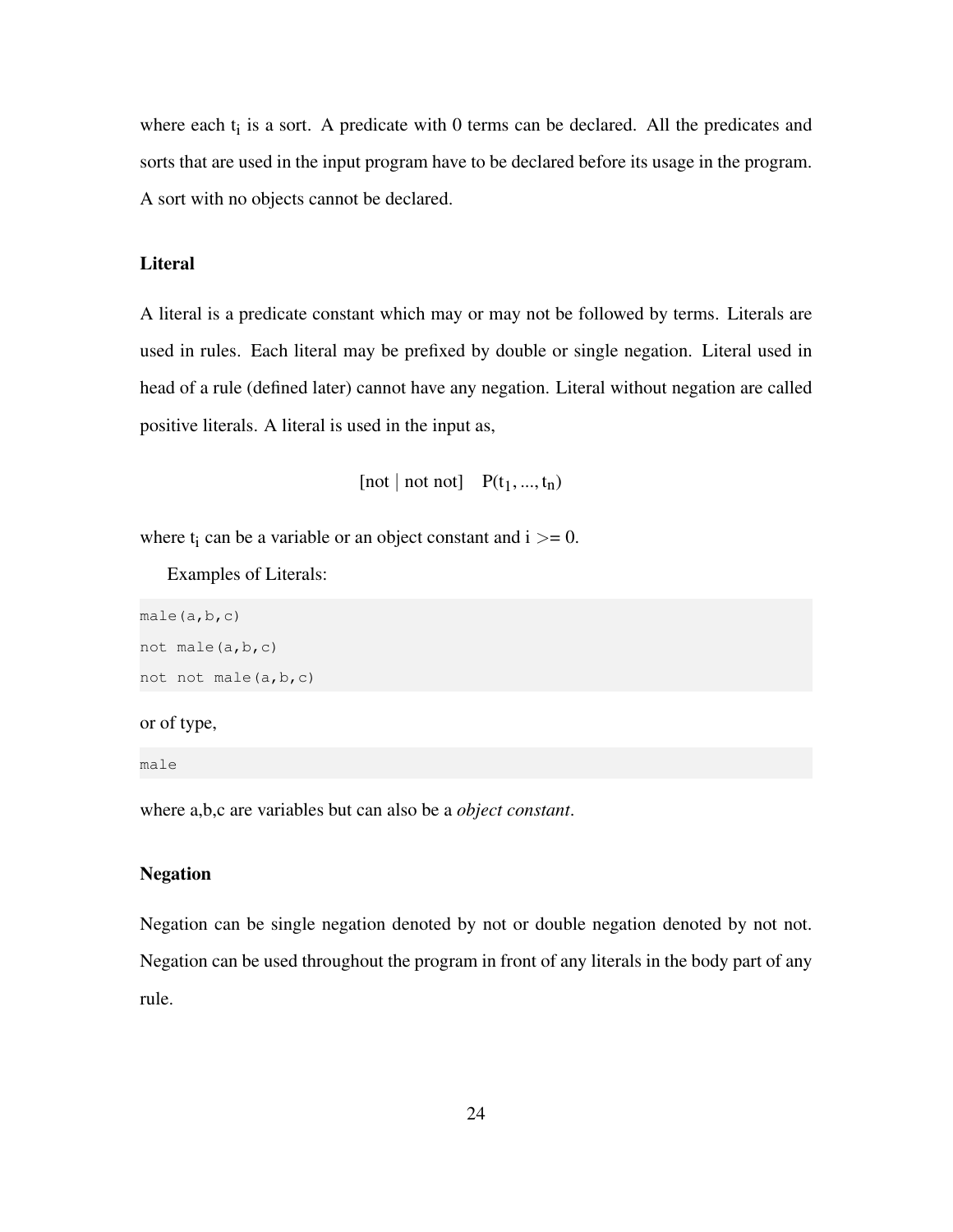where each $t_i$ is a sort. A predicate with 0 terms can be declared. All the predicates and sorts that are used in the input program have to be declared before its usage in the program. A sort with no objects cannot be declared.

### Literal

A literal is a predicate constant which may or may not be followed by terms. Literals are used in rules. Each literal may be prefixed by double or single negation. Literal used in head of a rule (defined later) cannot have any negation. Literal without negation are called positive literals. A literal is used in the input as,

$$[\text{not} \mid \text{not not}] \quad P(t_1, ..., t_n)$$

where $t_i$ can be a variable or an object constant and $i >= 0$.

Examples of Literals:

```
male(a,b,c)
not male(a,b,c)
not not male(a,b,c)
```

or of type,

```
male
```

where a,b,c are variables but can also be a *object constant*.

### Negation

Negation can be single negation denoted by not or double negation denoted by not not. Negation can be used throughout the program in front of any literals in the body part of any rule.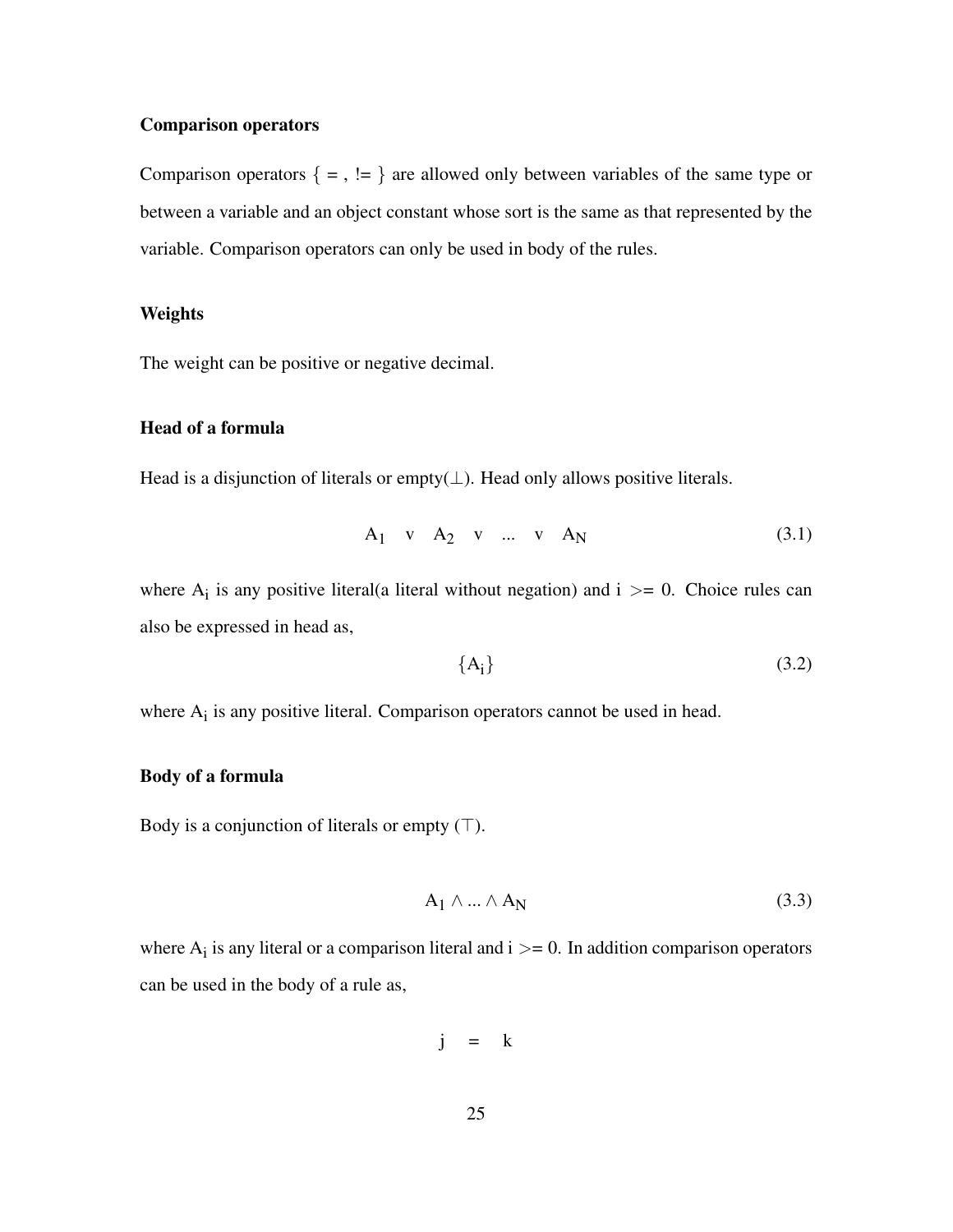### Comparison operators

Comparison operators { = , != } are allowed only between variables of the same type or between a variable and an object constant whose sort is the same as that represented by the variable. Comparison operators can only be used in body of the rules.

### Weights

The weight can be positive or negative decimal.

### Head of a formula

Head is a disjunction of literals or empty($\bot$). Head only allows positive literals.

$$A_1 \quad \text{v} \quad A_2 \quad \text{v} \quad ... \quad \text{v} \quad A_N \tag{3.1}$$

where $A_i$ is any positive literal(a literal without negation) and i >= 0. Choice rules can also be expressed in head as,

$$\{A_i\} \tag{3.2}$$

where $A_i$ is any positive literal. Comparison operators cannot be used in head.

### Body of a formula

Body is a conjunction of literals or empty ($\top$).

$$A_1 \wedge ... \wedge A_N \tag{3.3}$$

where $A_i$ is any literal or a comparison literal and i >= 0. In addition comparison operators can be used in the body of a rule as,

$$j \quad = \quad k$$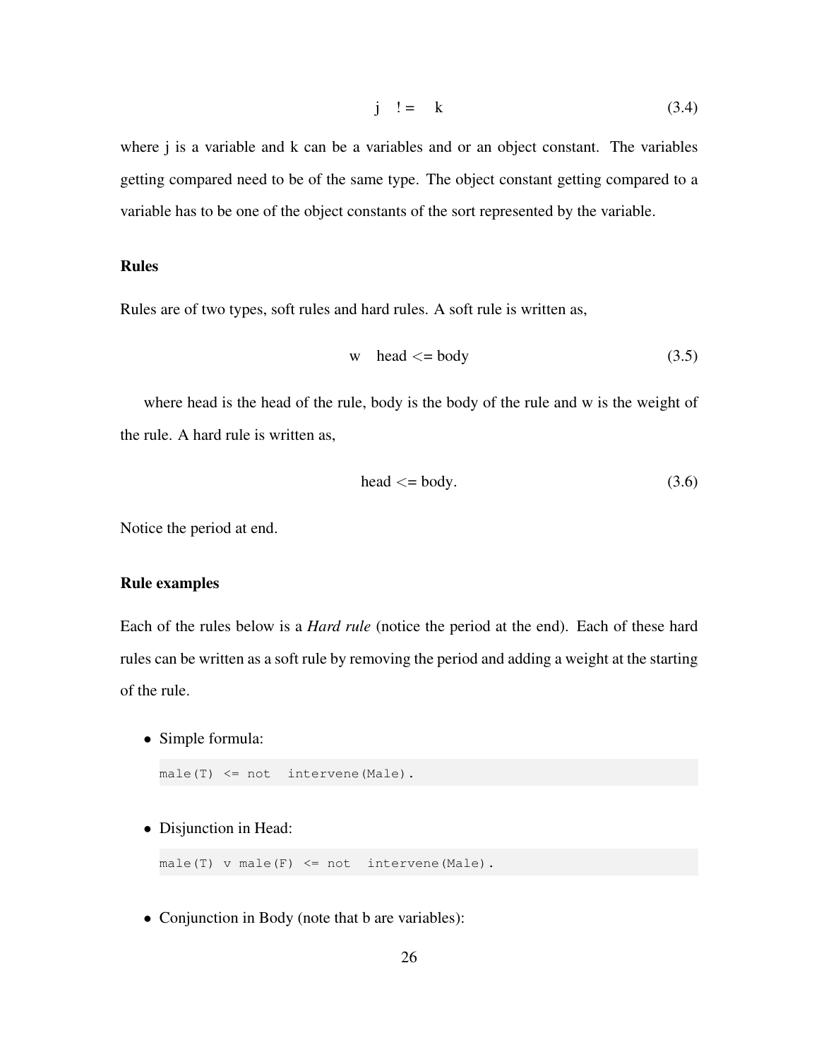$$j \quad != \quad k \tag{3.4}$$

where j is a variable and k can be a variables and or an object constant. The variables getting compared need to be of the same type. The object constant getting compared to a variable has to be one of the object constants of the sort represented by the variable.

**Rules**

Rules are of two types, soft rules and hard rules. A soft rule is written as,

$$w \quad \text{head} <= \text{body} \tag{3.5}$$

where head is the head of the rule, body is the body of the rule and w is the weight of the rule. A hard rule is written as,

$$\text{head} <= \text{body}. \tag{3.6}$$

Notice the period at end.

**Rule examples**

Each of the rules below is a *Hard rule* (notice the period at the end). Each of these hard rules can be written as a soft rule by removing the period and adding a weight at the starting of the rule.

- Simple formula:

```
male(T) <= not  intervene(Male).
```

- Disjunction in Head:

```
male(T) v male(F) <= not  intervene(Male).
```

- Conjunction in Body (note that b are variables):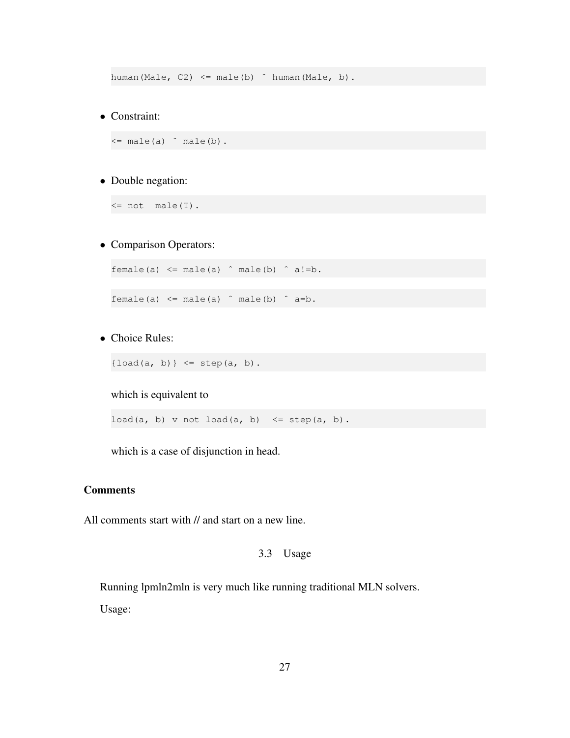```
human(Male, C2) <= male(b) ^ human(Male, b).
```

- Constraint:

```
<= male(a) ^ male(b).
```

- Double negation:

```
<= not  male(T).
```

- Comparison Operators:

```
female(a) <= male(a) ^ male(b) ^ a!=b.
```

```
female(a) <= male(a) ^ male(b) ^ a=b.
```

- Choice Rules:

```
{load(a, b)} <= step(a, b).
```

which is equivalent to

```
load(a, b) v not load(a, b)  <= step(a, b).
```

which is a case of disjunction in head.

**Comments**

All comments start with // and start on a new line.

### 3.3 Usage

Running lpmln2mln is very much like running traditional MLN solvers.

Usage: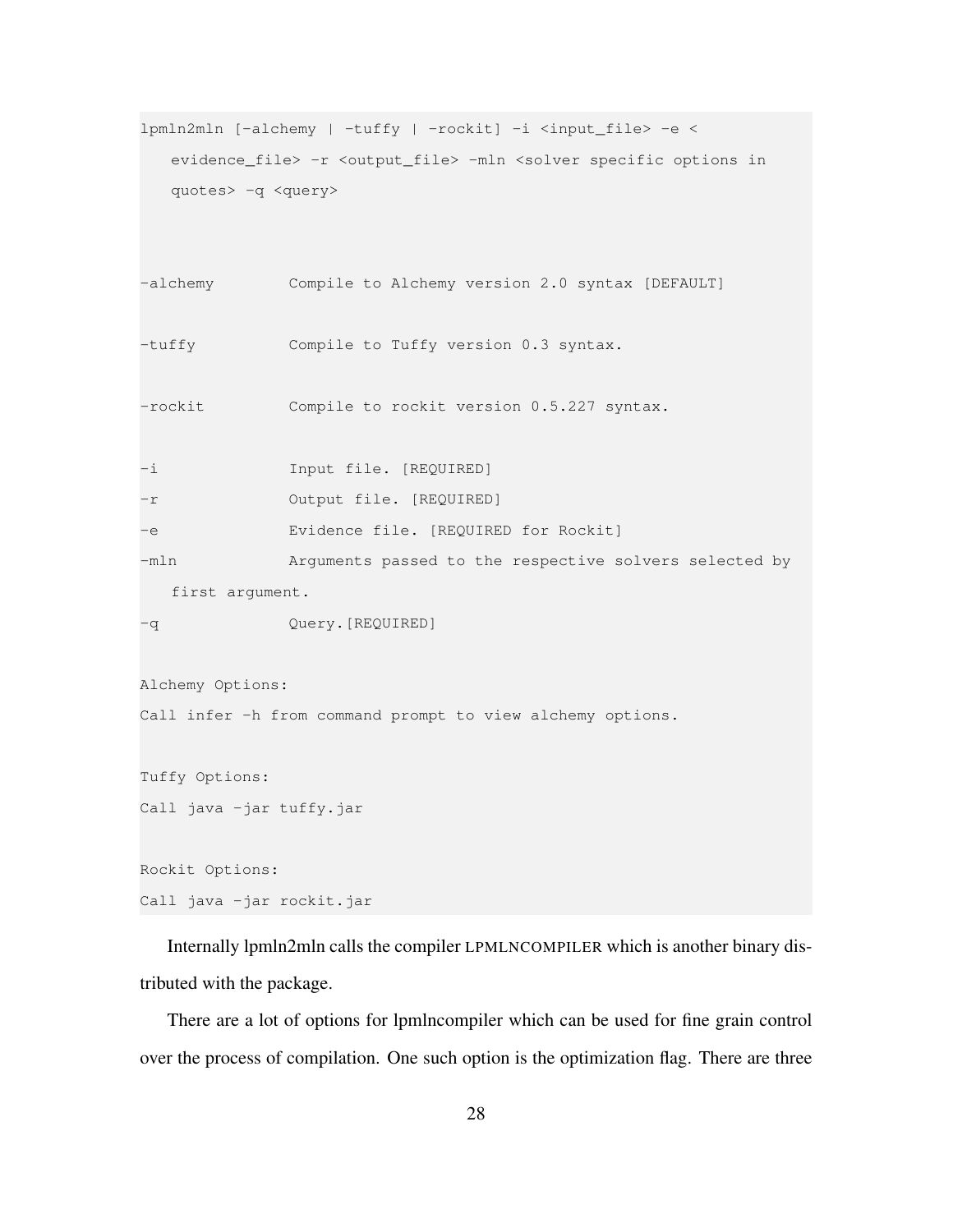```
lpmln2mln [-alchemy | -tuffy | -rockit] -i <input_file> -e <
   evidence_file> -r <output_file> -mln <solver specific options in
   quotes> -q <query>


-alchemy        Compile to Alchemy version 2.0 syntax [DEFAULT]

-tuffy          Compile to Tuffy version 0.3 syntax.

-rockit         Compile to rockit version 0.5.227 syntax.

-i              Input file. [REQUIRED]
-r              Output file. [REQUIRED]
-e              Evidence file. [REQUIRED for Rockit]
-mln            Arguments passed to the respective solvers selected by
   first argument.
-q              Query.[REQUIRED]

Alchemy Options:
Call infer -h from command prompt to view alchemy options.

Tuffy Options:
Call java -jar tuffy.jar

Rockit Options:
Call java -jar rockit.jar
```

Internally lpmln2mln calls the compiler LPMLNCOMPILER which is another binary distributed with the package.

There are a lot of options for lpmlncompiler which can be used for fine grain control over the process of compilation. One such option is the optimization flag. There are three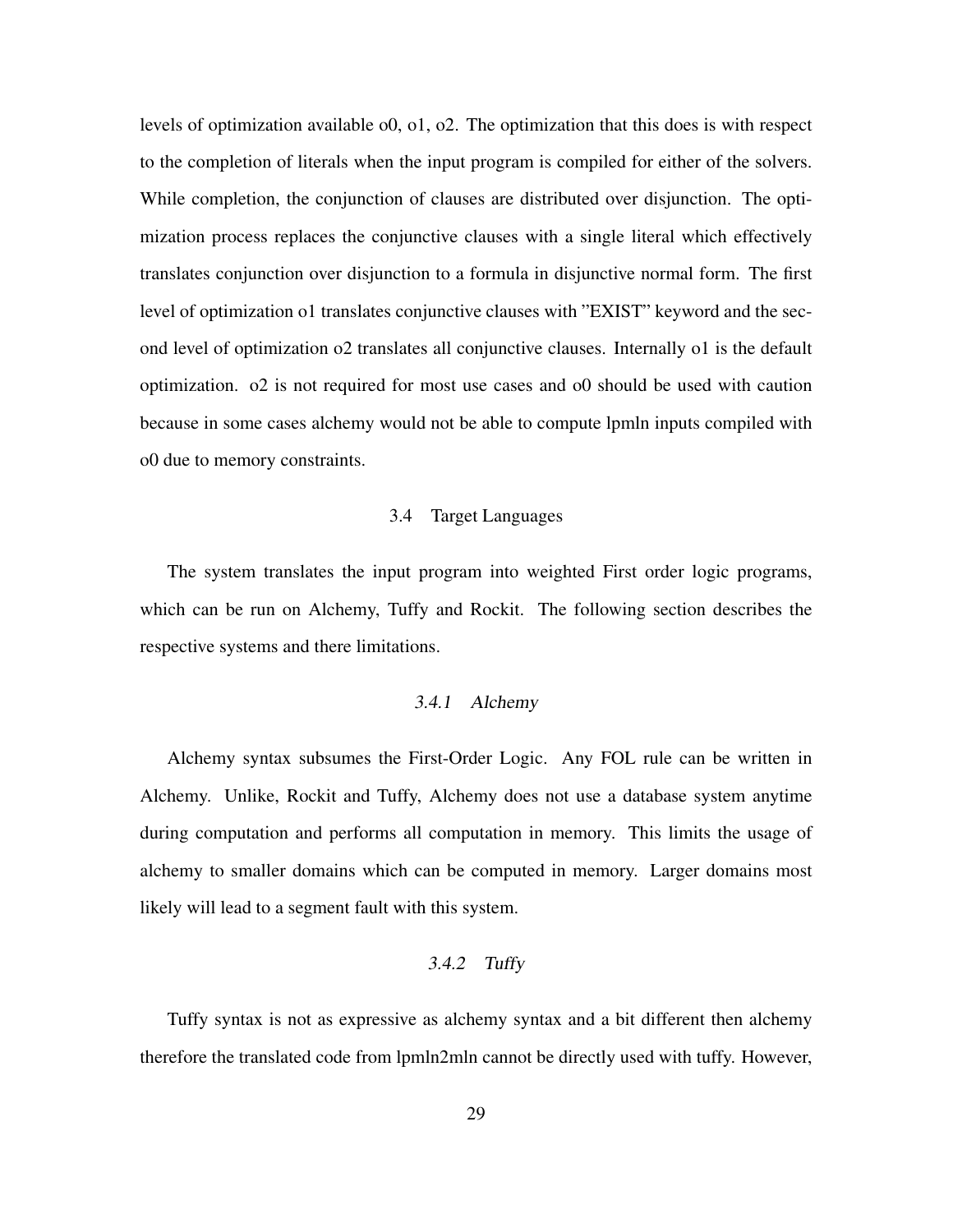levels of optimization available o0, o1, o2. The optimization that this does is with respect to the completion of literals when the input program is compiled for either of the solvers. While completion, the conjunction of clauses are distributed over disjunction. The optimization process replaces the conjunctive clauses with a single literal which effectively translates conjunction over disjunction to a formula in disjunctive normal form. The first level of optimization o1 translates conjunctive clauses with "EXIST" keyword and the second level of optimization o2 translates all conjunctive clauses. Internally o1 is the default optimization. o2 is not required for most use cases and o0 should be used with caution because in some cases alchemy would not be able to compute lpmln inputs compiled with o0 due to memory constraints.

## 3.4 Target Languages

The system translates the input program into weighted First order logic programs, which can be run on Alchemy, Tuffy and Rockit. The following section describes the respective systems and there limitations.

### 3.4.1 Alchemy

Alchemy syntax subsumes the First-Order Logic. Any FOL rule can be written in Alchemy. Unlike, Rockit and Tuffy, Alchemy does not use a database system anytime during computation and performs all computation in memory. This limits the usage of alchemy to smaller domains which can be computed in memory. Larger domains most likely will lead to a segment fault with this system.

### 3.4.2 Tuffy

Tuffy syntax is not as expressive as alchemy syntax and a bit different then alchemy therefore the translated code from lpmln2mln cannot be directly used with tuffy. However,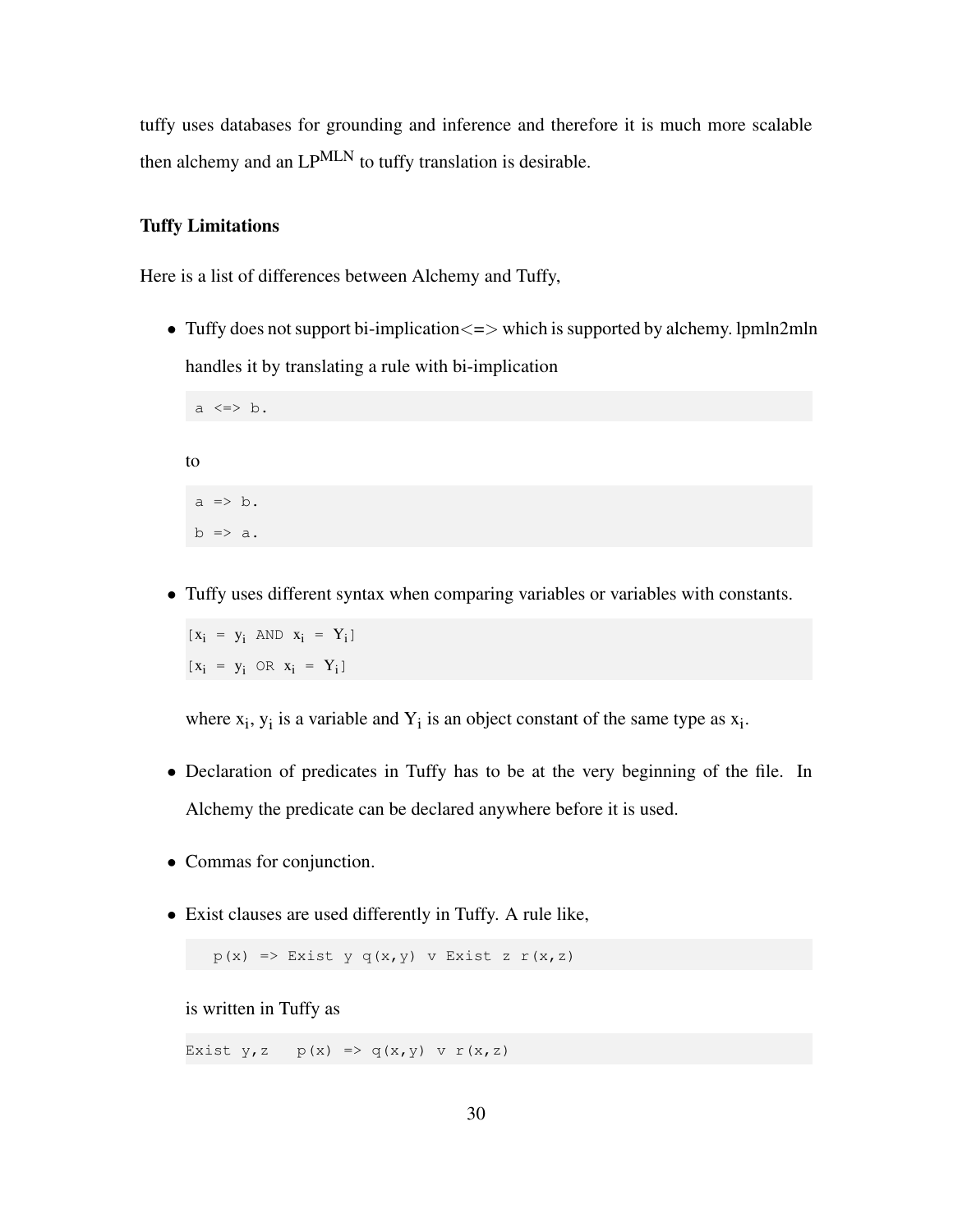tuffy uses databases for grounding and inference and therefore it is much more scalable then alchemy and an LP$^{\text{MLN}}$ to tuffy translation is desirable.

**Tuffy Limitations**

Here is a list of differences between Alchemy and Tuffy,

- Tuffy does not support bi-implication<=> which is supported by alchemy. lpmln2mln handles it by translating a rule with bi-implication

  ```
  a <=> b.
  ```

  to

  ```
  a => b.
  b => a.
  ```

- Tuffy uses different syntax when comparing variables or variables with constants.

  ```
  [xi = yi AND xi = Yi]
  [xi = yi OR xi = Yi]
  ```

  where $x_i$, $y_i$ is a variable and $Y_i$ is an object constant of the same type as $x_i$.

- Declaration of predicates in Tuffy has to be at the very beginning of the file. In Alchemy the predicate can be declared anywhere before it is used.

- Commas for conjunction.

- Exist clauses are used differently in Tuffy. A rule like,

  ```
     p(x) => Exist y q(x,y) v Exist z r(x,z)
  ```

  is written in Tuffy as

  ```
  Exist y,z   p(x) => q(x,y) v r(x,z)
  ```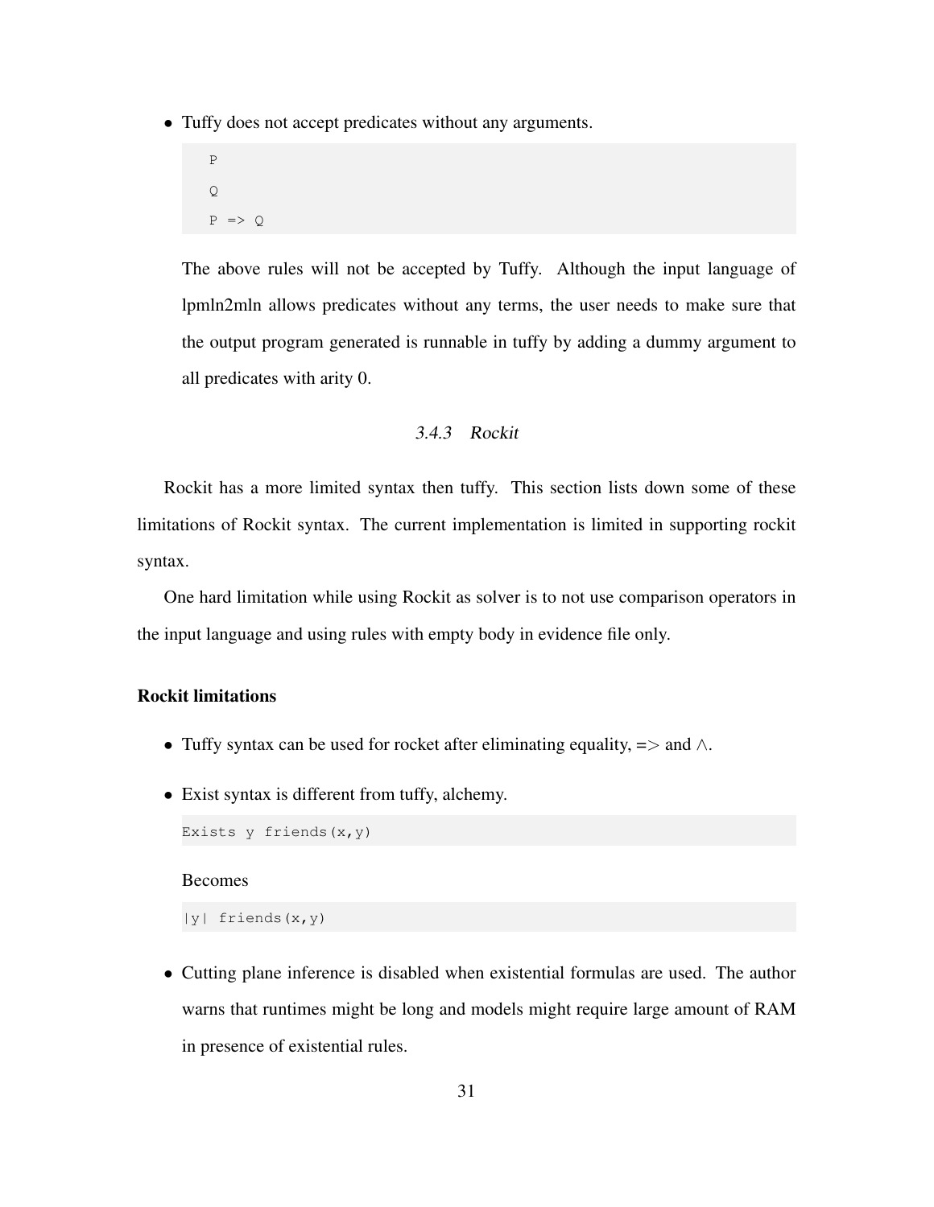- Tuffy does not accept predicates without any arguments.

  ```
  P
  Q
  P => Q
  ```

  The above rules will not be accepted by Tuffy. Although the input language of lpmln2mln allows predicates without any terms, the user needs to make sure that the output program generated is runnable in tuffy by adding a dummy argument to all predicates with arity 0.

### *3.4.3 Rockit*

Rockit has a more limited syntax then tuffy. This section lists down some of these limitations of Rockit syntax. The current implementation is limited in supporting rockit syntax.

One hard limitation while using Rockit as solver is to not use comparison operators in the input language and using rules with empty body in evidence file only.

**Rockit limitations**

- Tuffy syntax can be used for rocket after eliminating equality, => and $\wedge$.
- Exist syntax is different from tuffy, alchemy.

  ```
  Exists y friends(x,y)
  ```

  Becomes

  ```
  |y| friends(x,y)
  ```

- Cutting plane inference is disabled when existential formulas are used. The author warns that runtimes might be long and models might require large amount of RAM in presence of existential rules.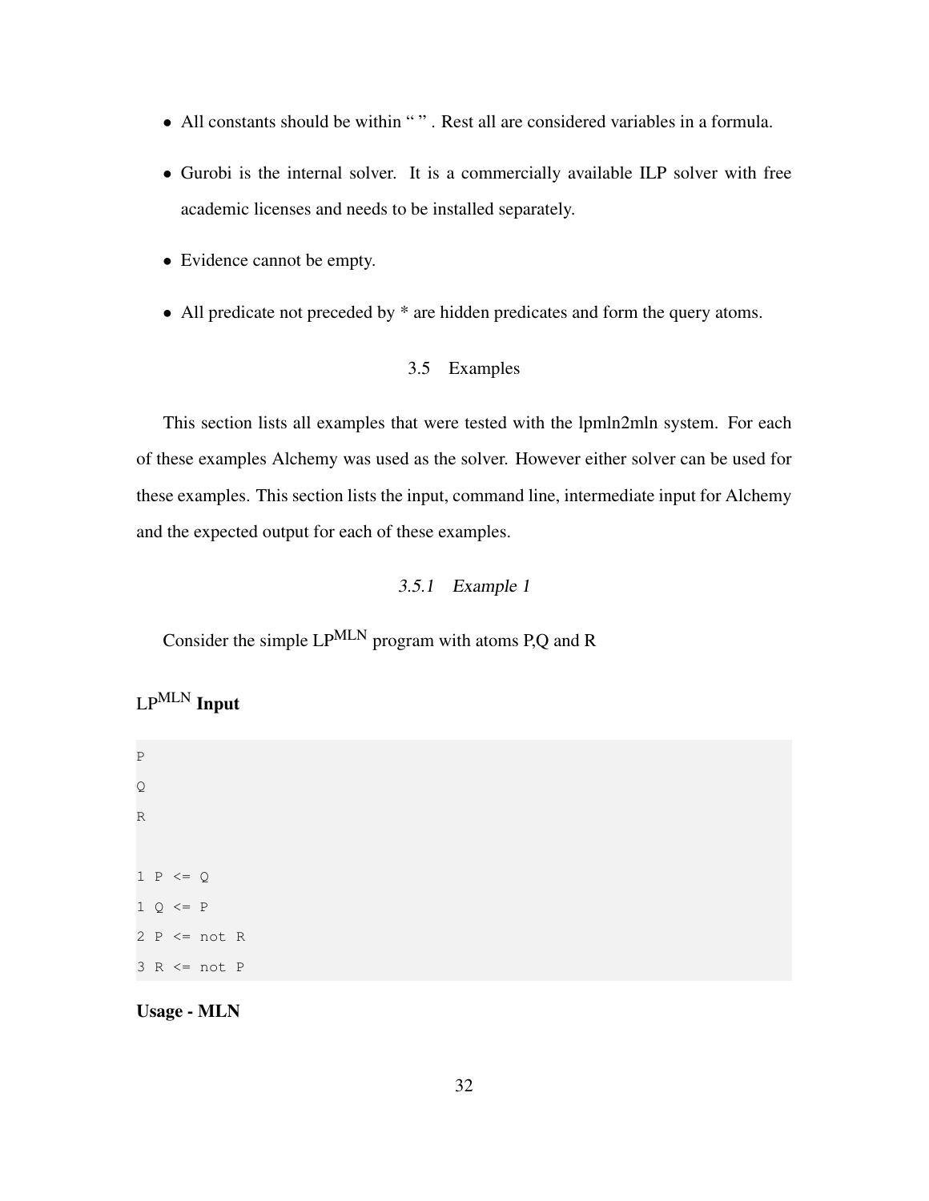- All constants should be within “ ” . Rest all are considered variables in a formula.
- Gurobi is the internal solver. It is a commercially available ILP solver with free academic licenses and needs to be installed separately.
- Evidence cannot be empty.
- All predicate not preceded by * are hidden predicates and form the query atoms.

## 3.5 Examples

This section lists all examples that were tested with the lpmln2mln system. For each of these examples Alchemy was used as the solver. However either solver can be used for these examples. This section lists the input, command line, intermediate input for Alchemy and the expected output for each of these examples.

### *3.5.1 Example 1*

Consider the simple LP$^{\text{MLN}}$ program with atoms P,Q and R

**LP$^{\text{MLN}}$ Input**

```
P
Q
R

1 P <= Q
1 Q <= P
2 P <= not R
3 R <= not P
```

**Usage - MLN**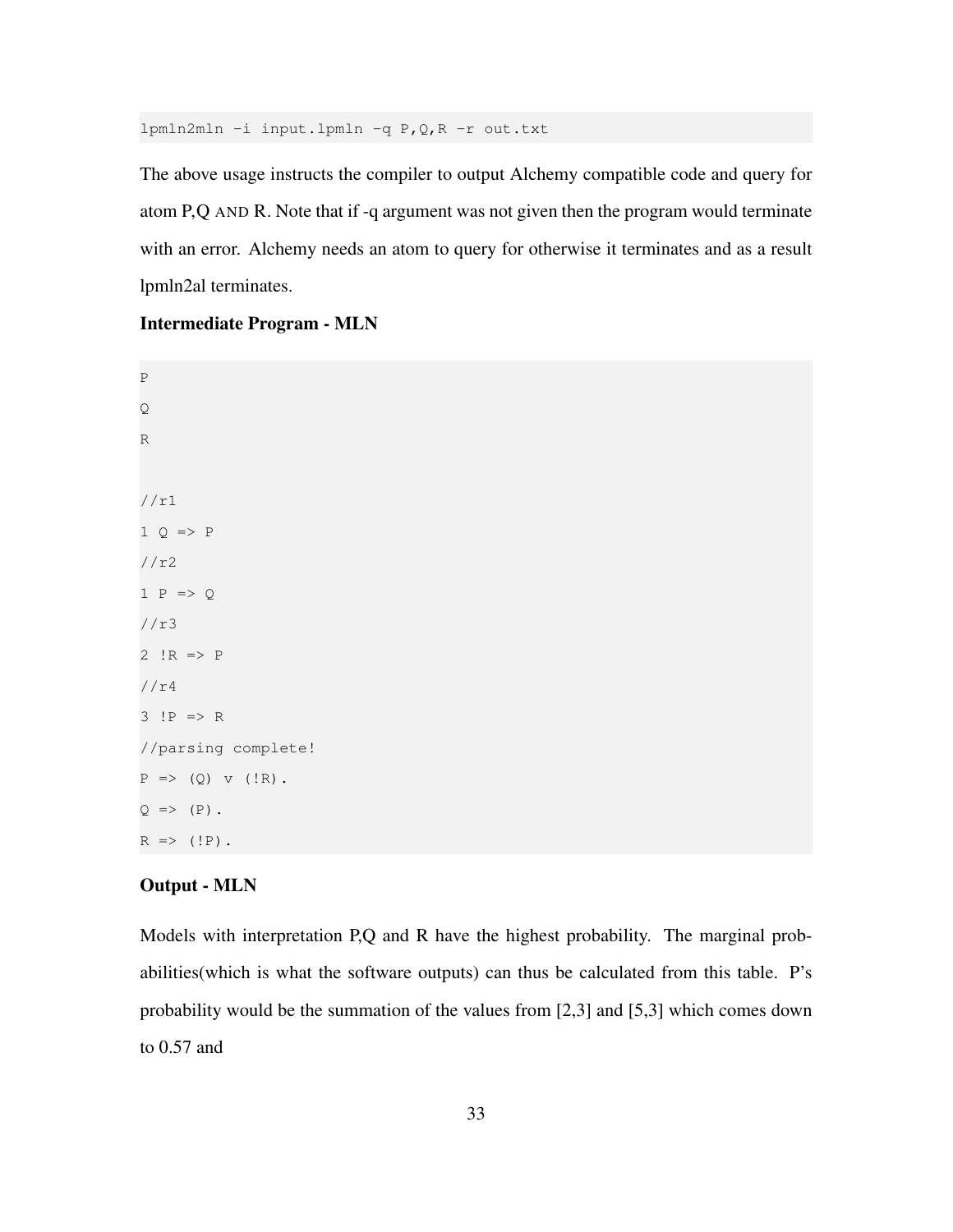```
lpmln2mln -i input.lpmln -q P,Q,R -r out.txt
```

The above usage instructs the compiler to output Alchemy compatible code and query for atom P,Q AND R. Note that if -q argument was not given then the program would terminate with an error. Alchemy needs an atom to query for otherwise it terminates and as a result lpmln2al terminates.

**Intermediate Program - MLN**

```
P
Q
R

//r1
1 Q => P
//r2
1 P => Q
//r3
2 !R => P
//r4
3 !P => R
//parsing complete!
P => (Q) v (!R).
Q => (P).
R => (!P).
```

**Output - MLN**

Models with interpretation P,Q and R have the highest probability. The marginal probabilities(which is what the software outputs) can thus be calculated from this table. P's probability would be the summation of the values from [2,3] and [5,3] which comes down to 0.57 and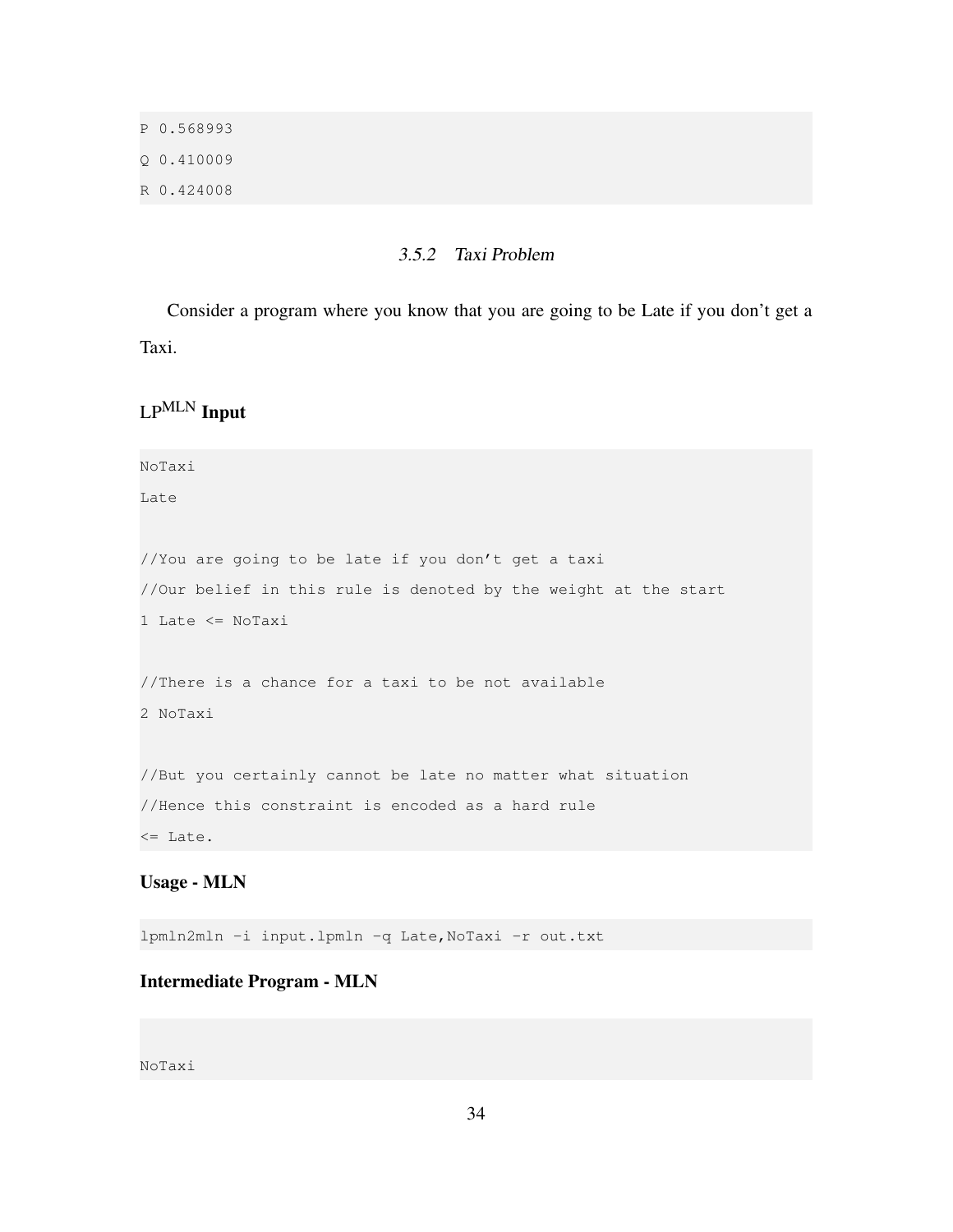```
P 0.568993
Q 0.410009
R 0.424008
```

### 3.5.2 Taxi Problem

Consider a program where you know that you are going to be Late if you don't get a Taxi.

**LP$^{\text{MLN}}$ Input**

```
NoTaxi
Late

//You are going to be late if you don't get a taxi
//Our belief in this rule is denoted by the weight at the start
1 Late <= NoTaxi

//There is a chance for a taxi to be not available
2 NoTaxi

//But you certainly cannot be late no matter what situation
//Hence this constraint is encoded as a hard rule
<= Late.
```

**Usage - MLN**

```
lpmln2mln -i input.lpmln -q Late,NoTaxi -r out.txt
```

**Intermediate Program - MLN**

```

NoTaxi
```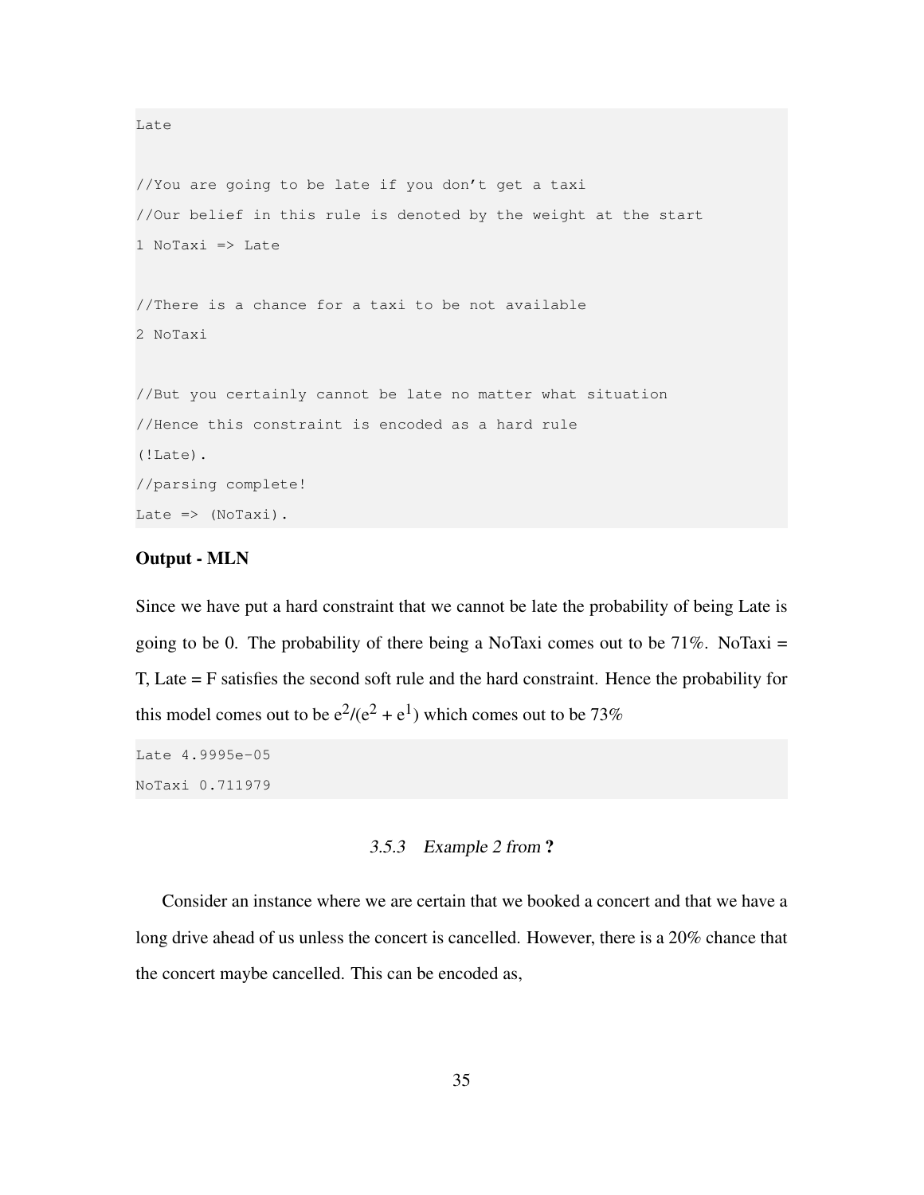```
Late

//You are going to be late if you don't get a taxi
//Our belief in this rule is denoted by the weight at the start
1 NoTaxi => Late

//There is a chance for a taxi to be not available
2 NoTaxi

//But you certainly cannot be late no matter what situation
//Hence this constraint is encoded as a hard rule
(!Late).
//parsing complete!
Late => (NoTaxi).
```

**Output - MLN**

Since we have put a hard constraint that we cannot be late the probability of being Late is going to be 0. The probability of there being a NoTaxi comes out to be 71%. NoTaxi = T, Late = F satisfies the second soft rule and the hard constraint. Hence the probability for this model comes out to be $e^2/(e^2 + e^1)$ which comes out to be 73%

```
Late 4.9995e-05
NoTaxi 0.711979
```

### 3.5.3 Example 2 from ?

Consider an instance where we are certain that we booked a concert and that we have a long drive ahead of us unless the concert is cancelled. However, there is a 20% chance that the concert maybe cancelled. This can be encoded as,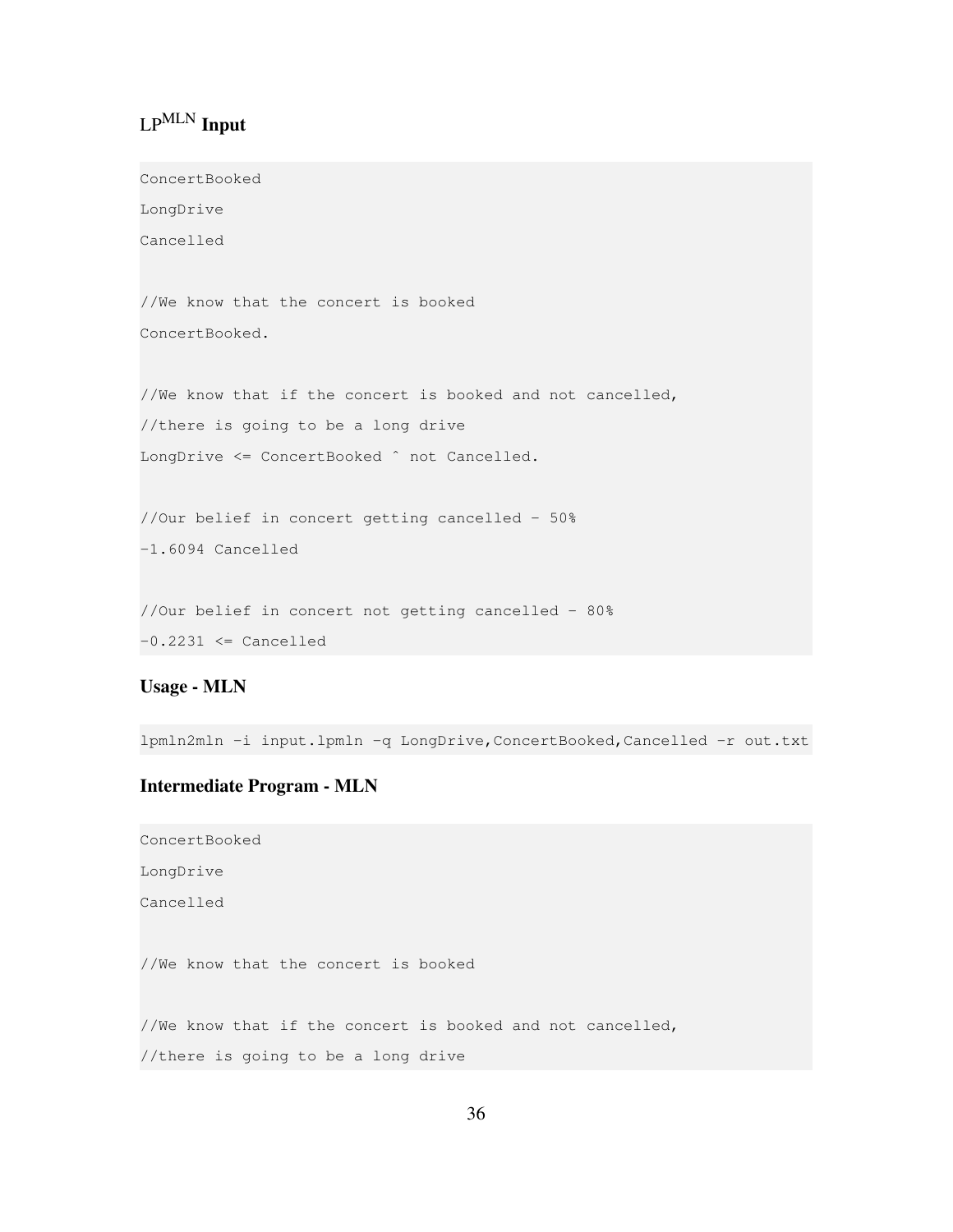### LP$^{\text{MLN}}$ Input

```
ConcertBooked
LongDrive
Cancelled

//We know that the concert is booked
ConcertBooked.

//We know that if the concert is booked and not cancelled,
//there is going to be a long drive
LongDrive <= ConcertBooked ^ not Cancelled.

//Our belief in concert getting cancelled - 50%
-1.6094 Cancelled

//Our belief in concert not getting cancelled - 80%
-0.2231 <= Cancelled
```

### Usage - MLN

```
lpmln2mln -i input.lpmln -q LongDrive,ConcertBooked,Cancelled -r out.txt
```

### Intermediate Program - MLN

```
ConcertBooked
LongDrive
Cancelled

//We know that the concert is booked

//We know that if the concert is booked and not cancelled,
//there is going to be a long drive
```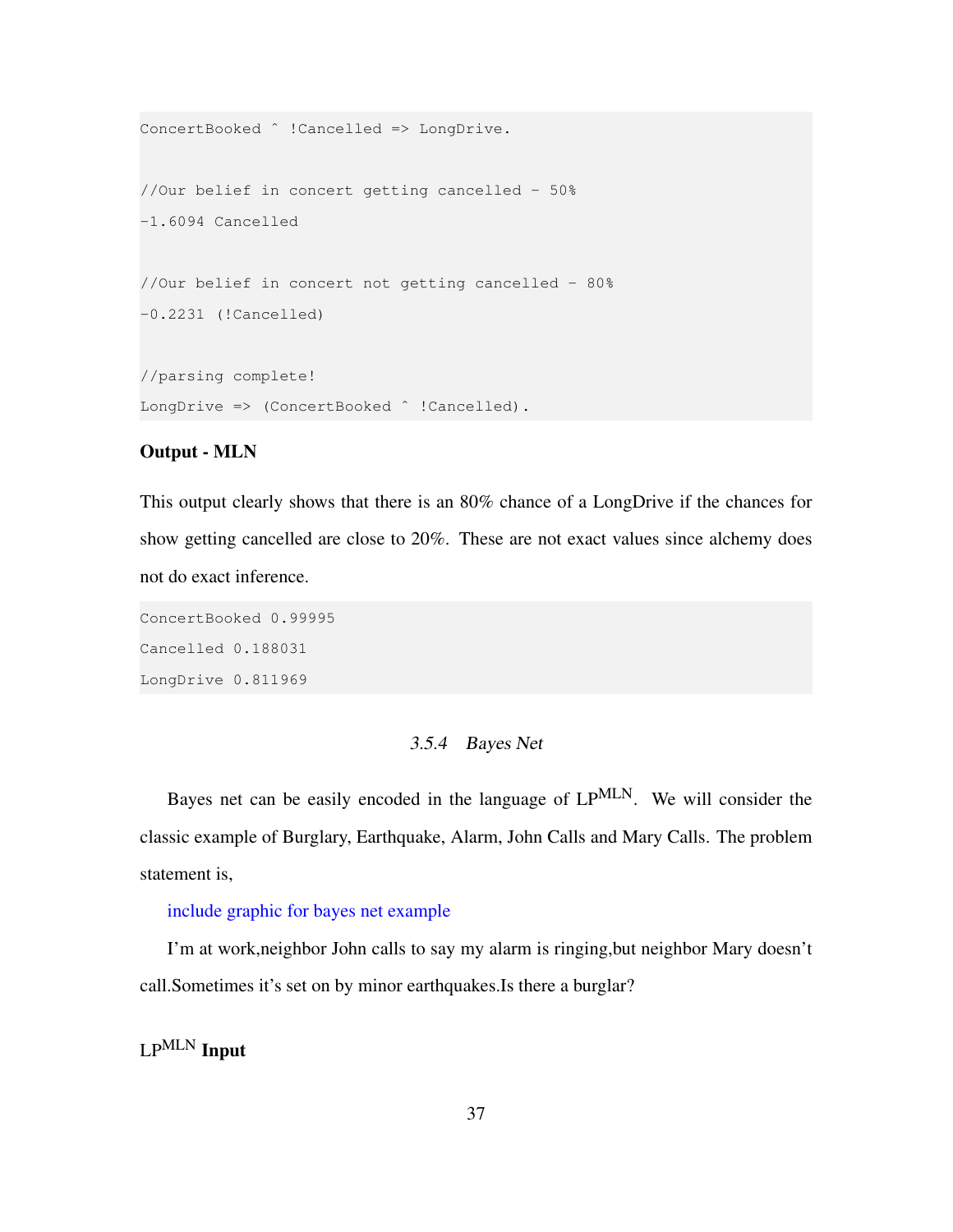```
ConcertBooked ^ !Cancelled => LongDrive.

//Our belief in concert getting cancelled - 50%
-1.6094 Cancelled

//Our belief in concert not getting cancelled - 80%
-0.2231 (!Cancelled)

//parsing complete!
LongDrive => (ConcertBooked ^ !Cancelled).
```

**Output - MLN**

This output clearly shows that there is an 80% chance of a LongDrive if the chances for show getting cancelled are close to 20%. These are not exact values since alchemy does not do exact inference.

```
ConcertBooked 0.99995
Cancelled 0.188031
LongDrive 0.811969
```

### 3.5.4 *Bayes Net*

Bayes net can be easily encoded in the language of LP$^{\text{MLN}}$. We will consider the classic example of Burglary, Earthquake, Alarm, John Calls and Mary Calls. The problem statement is,

include graphic for bayes net example

I'm at work,neighbor John calls to say my alarm is ringing,but neighbor Mary doesn't call.Sometimes it's set on by minor earthquakes.Is there a burglar?

**LP$^{\text{MLN}}$ Input**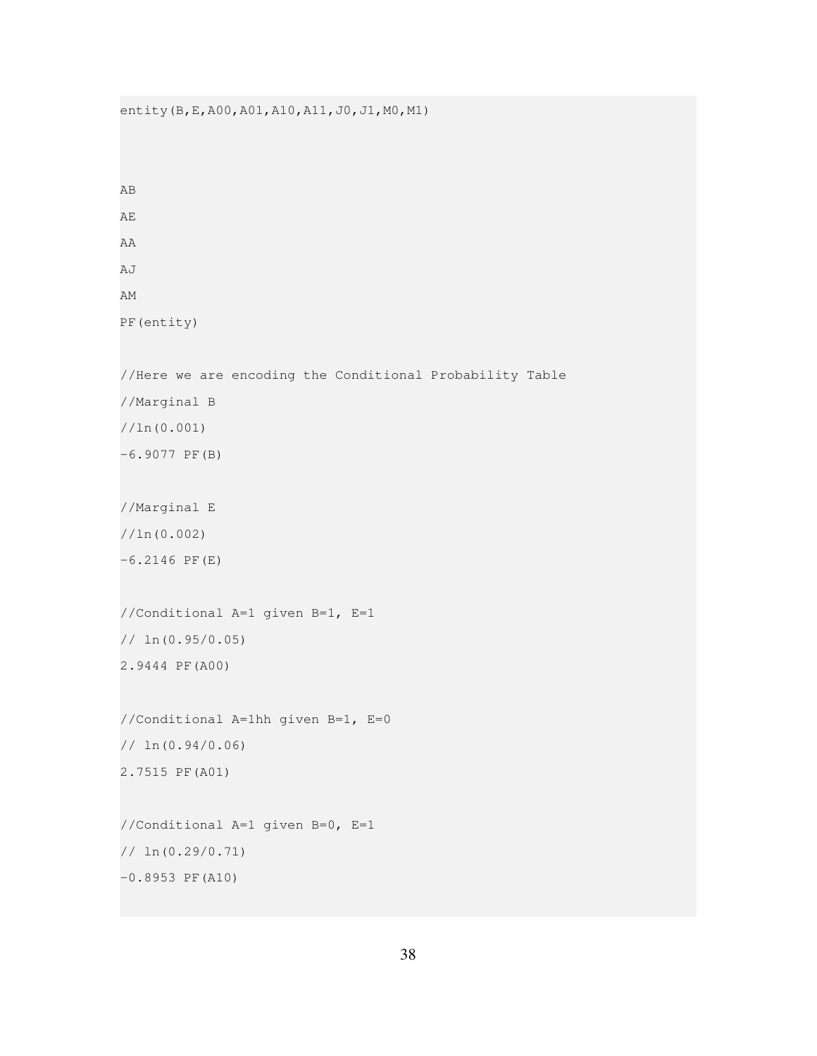```
entity(B,E,A00,A01,A10,A11,J0,J1,M0,M1)



AB

AE

AA

AJ

AM

PF(entity)

//Here we are encoding the Conditional Probability Table

//Marginal B

//ln(0.001)

-6.9077 PF(B)

//Marginal E

//ln(0.002)

-6.2146 PF(E)

//Conditional A=1 given B=1, E=1

// ln(0.95/0.05)

2.9444 PF(A00)

//Conditional A=1hh given B=1, E=0

// ln(0.94/0.06)

2.7515 PF(A01)

//Conditional A=1 given B=0, E=1

// ln(0.29/0.71)

-0.8953 PF(A10)
```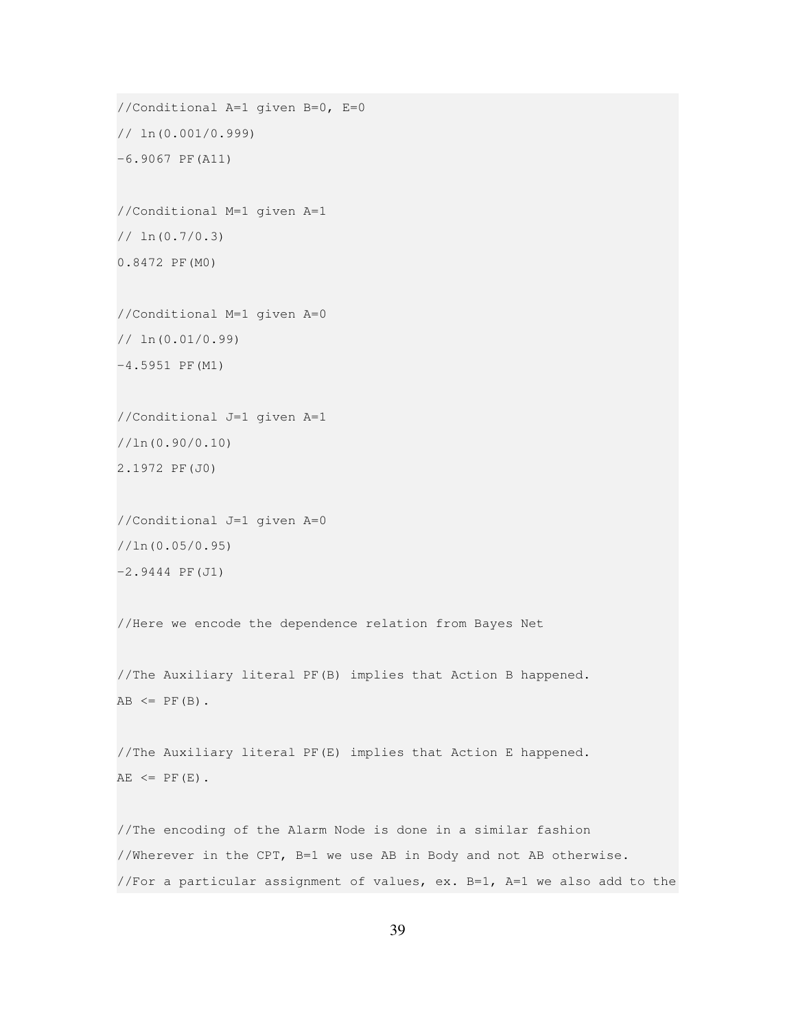```
//Conditional A=1 given B=0, E=0
// ln(0.001/0.999)
-6.9067 PF(A11)

//Conditional M=1 given A=1
// ln(0.7/0.3)
0.8472 PF(M0)

//Conditional M=1 given A=0
// ln(0.01/0.99)
-4.5951 PF(M1)

//Conditional J=1 given A=1
//ln(0.90/0.10)
2.1972 PF(J0)

//Conditional J=1 given A=0
//ln(0.05/0.95)
-2.9444 PF(J1)

//Here we encode the dependence relation from Bayes Net

//The Auxiliary literal PF(B) implies that Action B happened.
AB <= PF(B).

//The Auxiliary literal PF(E) implies that Action E happened.
AE <= PF(E).

//The encoding of the Alarm Node is done in a similar fashion
//Wherever in the CPT, B=1 we use AB in Body and not AB otherwise.
//For a particular assignment of values, ex. B=1, A=1 we also add to the
```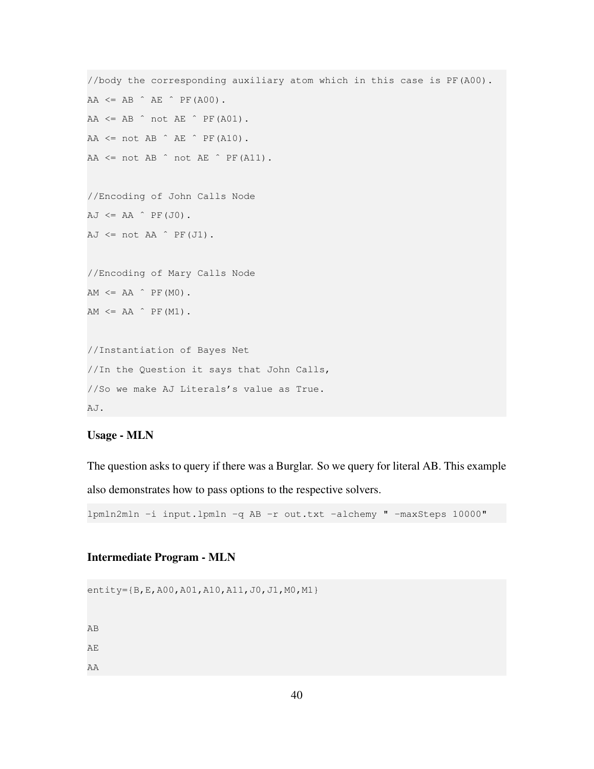```
//body the corresponding auxiliary atom which in this case is PF(A00).
AA <= AB ^ AE ^ PF(A00).
AA <= AB ^ not AE ^ PF(A01).
AA <= not AB ^ AE ^ PF(A10).
AA <= not AB ^ not AE ^ PF(A11).

//Encoding of John Calls Node
AJ <= AA ^ PF(J0).
AJ <= not AA ^ PF(J1).

//Encoding of Mary Calls Node
AM <= AA ^ PF(M0).
AM <= AA ^ PF(M1).

//Instantiation of Bayes Net
//In the Question it says that John Calls,
//So we make AJ Literals's value as True.
AJ.
```

### Usage - MLN

The question asks to query if there was a Burglar. So we query for literal AB. This example also demonstrates how to pass options to the respective solvers.

```
lpmln2mln -i input.lpmln -q AB -r out.txt -alchemy " -maxSteps 10000"
```

### Intermediate Program - MLN

```
entity={B,E,A00,A01,A10,A11,J0,J1,M0,M1}


AB
AE
AA
```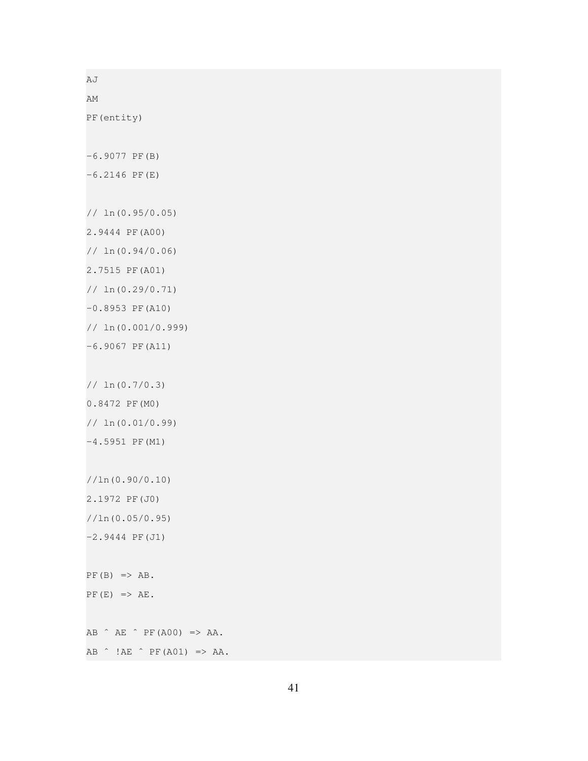```
AJ
AM
PF(entity)

-6.9077 PF(B)
-6.2146 PF(E)

// ln(0.95/0.05)
2.9444 PF(A00)
// ln(0.94/0.06)
2.7515 PF(A01)
// ln(0.29/0.71)
-0.8953 PF(A10)
// ln(0.001/0.999)
-6.9067 PF(A11)

// ln(0.7/0.3)
0.8472 PF(M0)
// ln(0.01/0.99)
-4.5951 PF(M1)

//ln(0.90/0.10)
2.1972 PF(J0)
//ln(0.05/0.95)
-2.9444 PF(J1)

PF(B) => AB.
PF(E) => AE.

AB ^ AE ^ PF(A00) => AA.
AB ^ !AE ^ PF(A01) => AA.
```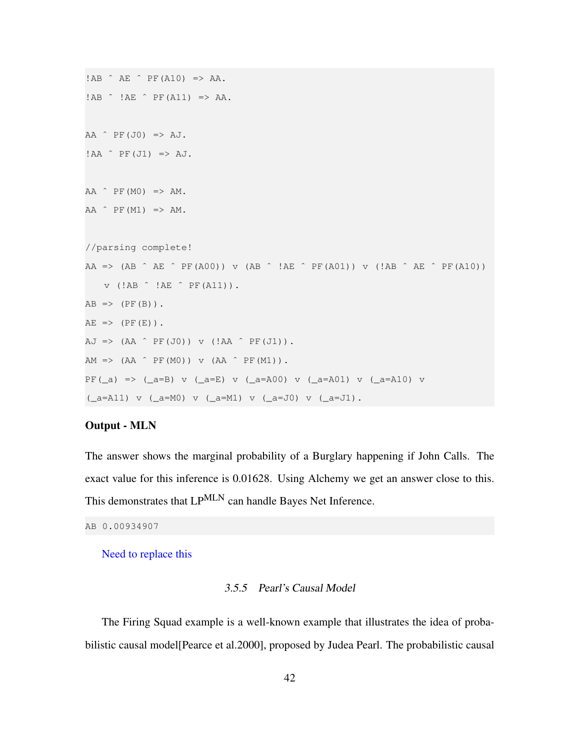```
!AB ^ AE ^ PF(A10) => AA.
!AB ^ !AE ^ PF(A11) => AA.

AA ^ PF(J0) => AJ.
!AA ^ PF(J1) => AJ.

AA ^ PF(M0) => AM.
AA ^ PF(M1) => AM.

//parsing complete!
AA => (AB ^ AE ^ PF(A00)) v (AB ^ !AE ^ PF(A01)) v (!AB ^ AE ^ PF(A10))
   v (!AB ^ !AE ^ PF(A11)).
AB => (PF(B)).
AE => (PF(E)).
AJ => (AA ^ PF(J0)) v (!AA ^ PF(J1)).
AM => (AA ^ PF(M0)) v (AA ^ PF(M1)).
PF(_a) => (_a=B) v (_a=E) v (_a=A00) v (_a=A01) v (_a=A10) v
(_a=A11) v (_a=M0) v (_a=M1) v (_a=J0) v (_a=J1).
```

**Output - MLN**

The answer shows the marginal probability of a Burglary happening if John Calls. The exact value for this inference is 0.01628. Using Alchemy we get an answer close to this. This demonstrates that $LP^{MLN}$ can handle Bayes Net Inference.

```
AB 0.00934907
```

Need to replace this

### 3.5.5 *Pearl's Causal Model*

The Firing Squad example is a well-known example that illustrates the idea of probabilistic causal model[Pearce et al.2000], proposed by Judea Pearl. The probabilistic causal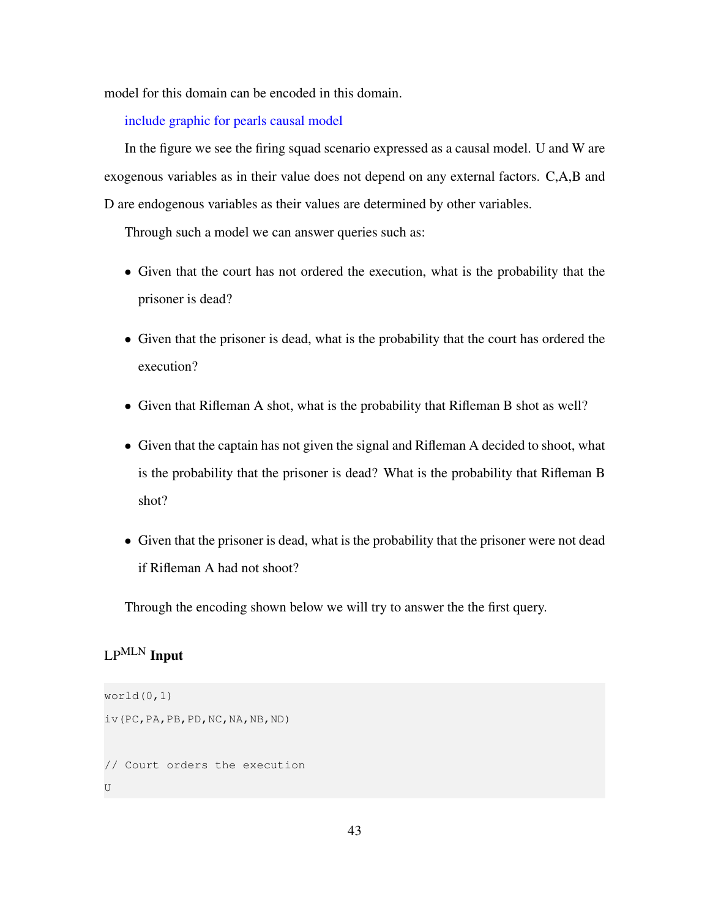model for this domain can be encoded in this domain.

include graphic for pearls causal model

In the figure we see the firing squad scenario expressed as a causal model. U and W are exogenous variables as in their value does not depend on any external factors. C,A,B and D are endogenous variables as their values are determined by other variables.

Through such a model we can answer queries such as:

- Given that the court has not ordered the execution, what is the probability that the prisoner is dead?
- Given that the prisoner is dead, what is the probability that the court has ordered the execution?
- Given that Rifleman A shot, what is the probability that Rifleman B shot as well?
- Given that the captain has not given the signal and Rifleman A decided to shoot, what is the probability that the prisoner is dead? What is the probability that Rifleman B shot?
- Given that the prisoner is dead, what is the probability that the prisoner were not dead if Rifleman A had not shoot?

Through the encoding shown below we will try to answer the the first query.

### LP$^{\text{MLN}}$ Input

```
world(0,1)
iv(PC,PA,PB,PD,NC,NA,NB,ND)

// Court orders the execution
U
```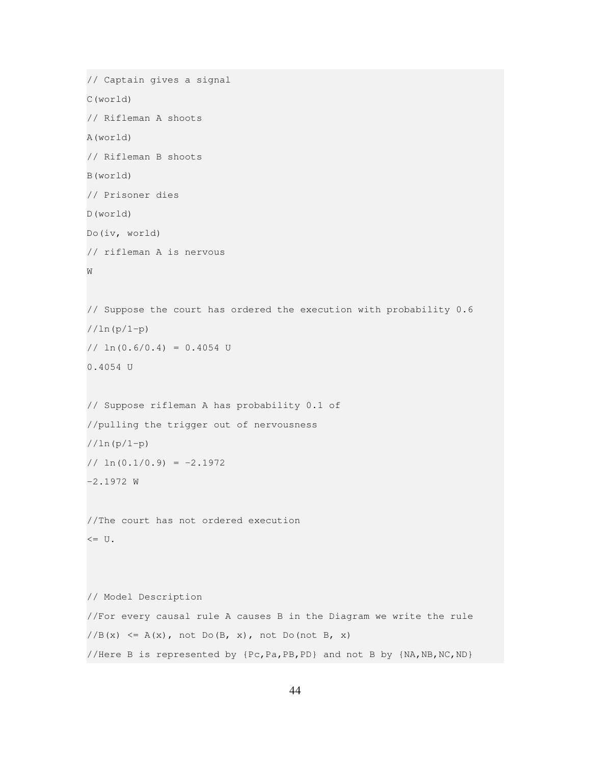```
// Captain gives a signal
C(world)
// Rifleman A shoots
A(world)
// Rifleman B shoots
B(world)
// Prisoner dies
D(world)
Do(iv, world)
// rifleman A is nervous
W

// Suppose the court has ordered the execution with probability 0.6
//ln(p/1-p)
// ln(0.6/0.4) = 0.4054 U
0.4054 U

// Suppose rifleman A has probability 0.1 of
//pulling the trigger out of nervousness
//ln(p/1-p)
// ln(0.1/0.9) = -2.1972
-2.1972 W

//The court has not ordered execution
<= U.


// Model Description
//For every causal rule A causes B in the Diagram we write the rule
//B(x) <= A(x), not Do(B, x), not Do(not B, x)
//Here B is represented by {Pc,Pa,PB,PD} and not B by {NA,NB,NC,ND}
```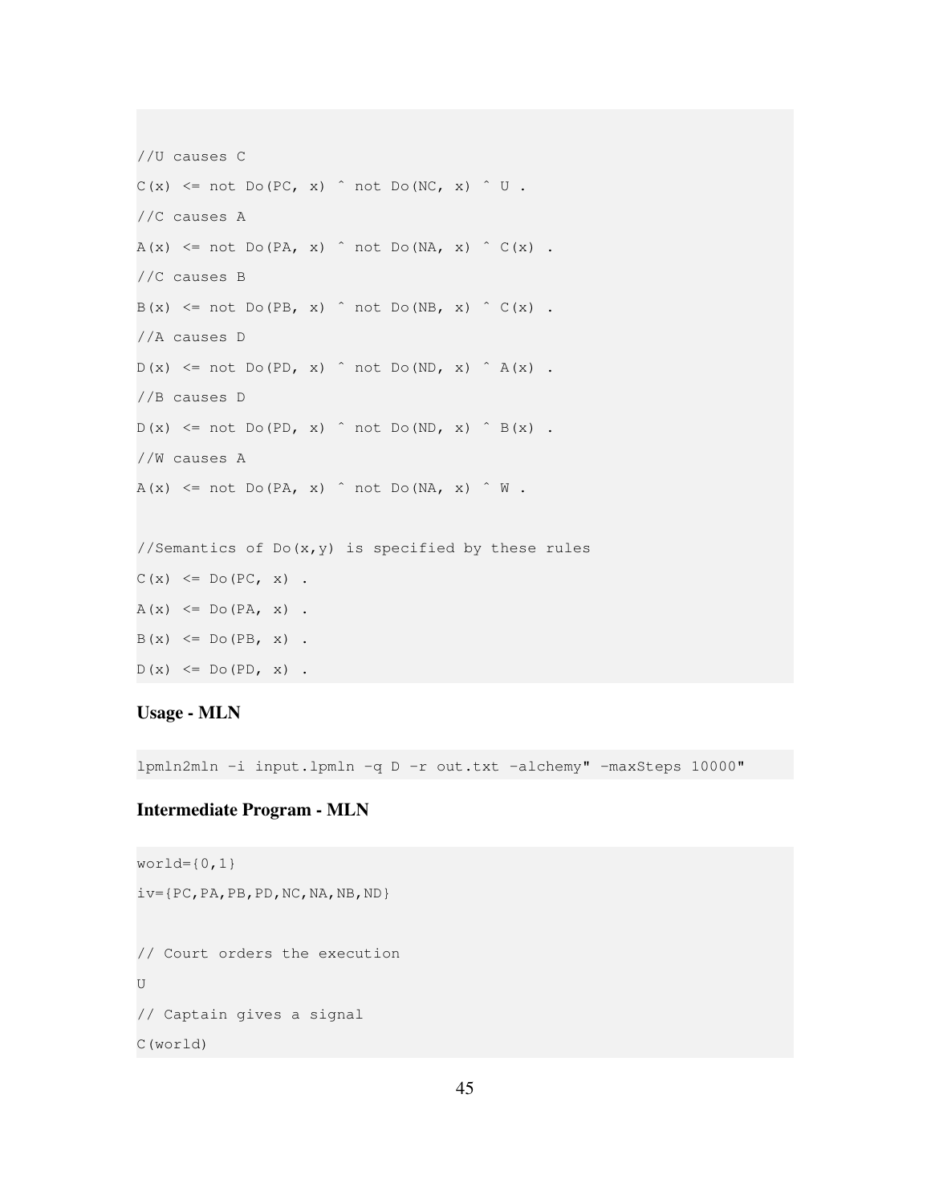```
//U causes C
C(x) <= not Do(PC, x) ^ not Do(NC, x) ^ U .
//C causes A
A(x) <= not Do(PA, x) ^ not Do(NA, x) ^ C(x) .
//C causes B
B(x) <= not Do(PB, x) ^ not Do(NB, x) ^ C(x) .
//A causes D
D(x) <= not Do(PD, x) ^ not Do(ND, x) ^ A(x) .
//B causes D
D(x) <= not Do(PD, x) ^ not Do(ND, x) ^ B(x) .
//W causes A
A(x) <= not Do(PA, x) ^ not Do(NA, x) ^ W .

//Semantics of Do(x,y) is specified by these rules
C(x) <= Do(PC, x) .
A(x) <= Do(PA, x) .
B(x) <= Do(PB, x) .
D(x) <= Do(PD, x) .
```

### Usage - MLN

```
lpmln2mln -i input.lpmln -q D -r out.txt -alchemy" -maxSteps 10000"
```

### Intermediate Program - MLN

```
world={0,1}
iv={PC,PA,PB,PD,NC,NA,NB,ND}

// Court orders the execution
U
// Captain gives a signal
C(world)
```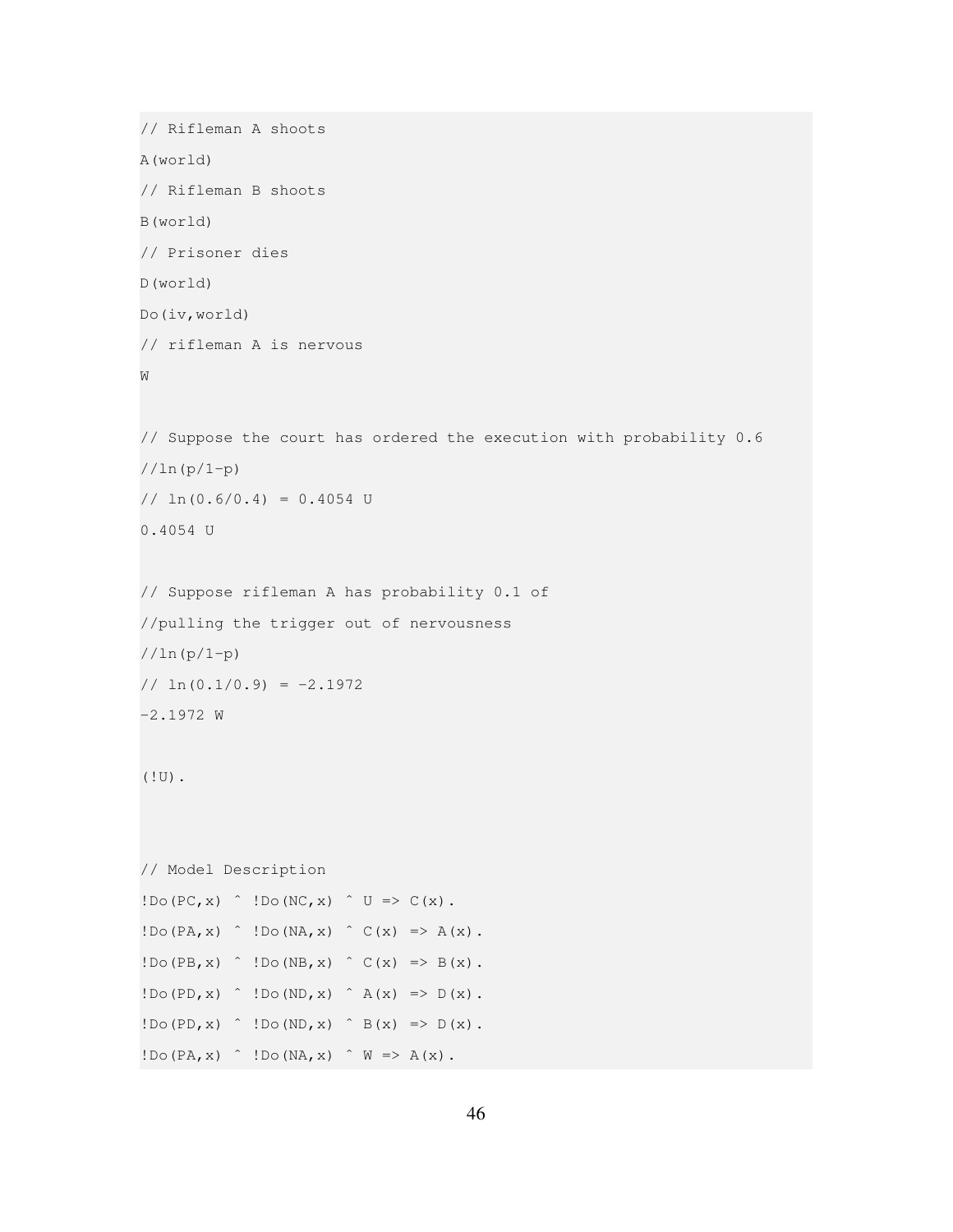```
// Rifleman A shoots
A(world)
// Rifleman B shoots
B(world)
// Prisoner dies
D(world)
Do(iv,world)
// rifleman A is nervous
W

// Suppose the court has ordered the execution with probability 0.6
//ln(p/1-p)
// ln(0.6/0.4) = 0.4054 U
0.4054 U

// Suppose rifleman A has probability 0.1 of
//pulling the trigger out of nervousness
//ln(p/1-p)
// ln(0.1/0.9) = -2.1972
-2.1972 W

(!U).



// Model Description
!Do(PC,x) ^ !Do(NC,x) ^ U => C(x).
!Do(PA,x) ^ !Do(NA,x) ^ C(x) => A(x).
!Do(PB,x) ^ !Do(NB,x) ^ C(x) => B(x).
!Do(PD,x) ^ !Do(ND,x) ^ A(x) => D(x).
!Do(PD,x) ^ !Do(ND,x) ^ B(x) => D(x).
!Do(PA,x) ^ !Do(NA,x) ^ W => A(x).
```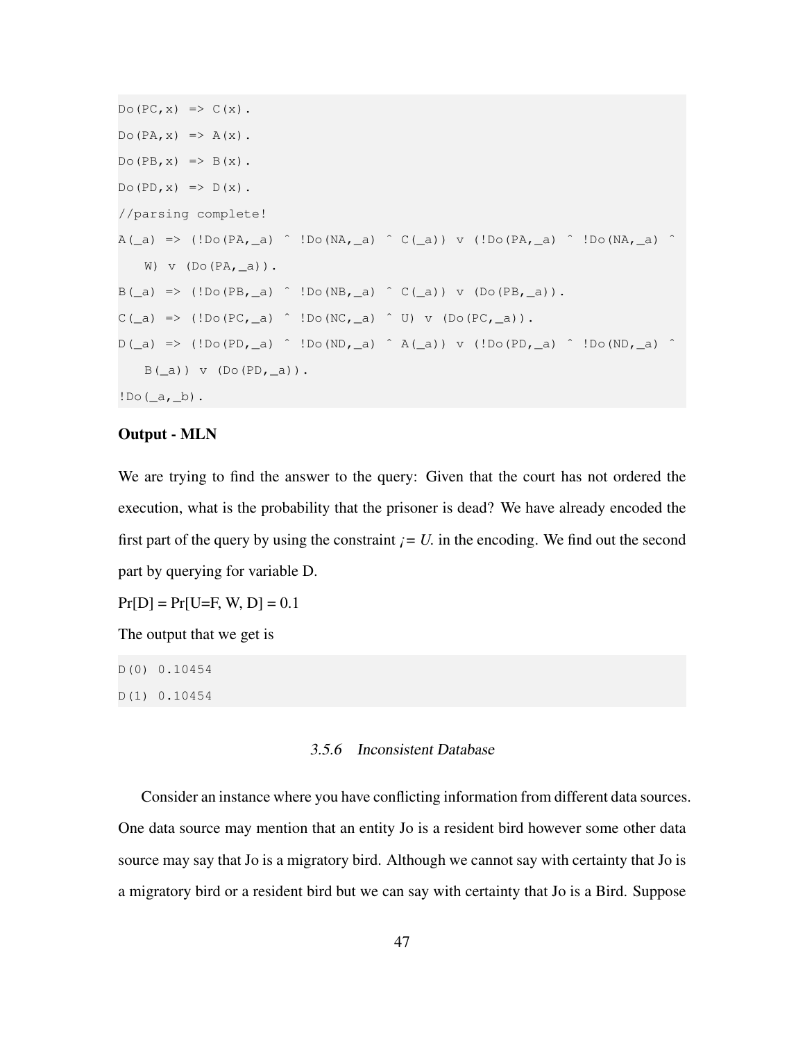```
Do(PC,x) => C(x).
Do(PA,x) => A(x).
Do(PB,x) => B(x).
Do(PD,x) => D(x).
//parsing complete!
A(_a) => (!Do(PA,_a) ^ !Do(NA,_a) ^ C(_a)) v (!Do(PA,_a) ^ !Do(NA,_a) ^
   W) v (Do(PA,_a)).
B(_a) => (!Do(PB,_a) ^ !Do(NB,_a) ^ C(_a)) v (Do(PB,_a)).
C(_a) => (!Do(PC,_a) ^ !Do(NC,_a) ^ U) v (Do(PC,_a)).
D(_a) => (!Do(PD,_a) ^ !Do(ND,_a) ^ A(_a)) v (!Do(PD,_a) ^ !Do(ND,_a) ^
   B(_a)) v (Do(PD,_a)).
!Do(_a,_b).
```

**Output - MLN**

We are trying to find the answer to the query: Given that the court has not ordered the execution, what is the probability that the prisoner is dead? We have already encoded the first part of the query by using the constraint *¡= U.* in the encoding. We find out the second part by querying for variable D.

Pr[D] = Pr[U=F, W, D] = 0.1

The output that we get is

```
D(0) 0.10454
D(1) 0.10454
```

### 3.5.6 Inconsistent Database

Consider an instance where you have conflicting information from different data sources. One data source may mention that an entity Jo is a resident bird however some other data source may say that Jo is a migratory bird. Although we cannot say with certainty that Jo is a migratory bird or a resident bird but we can say with certainty that Jo is a Bird. Suppose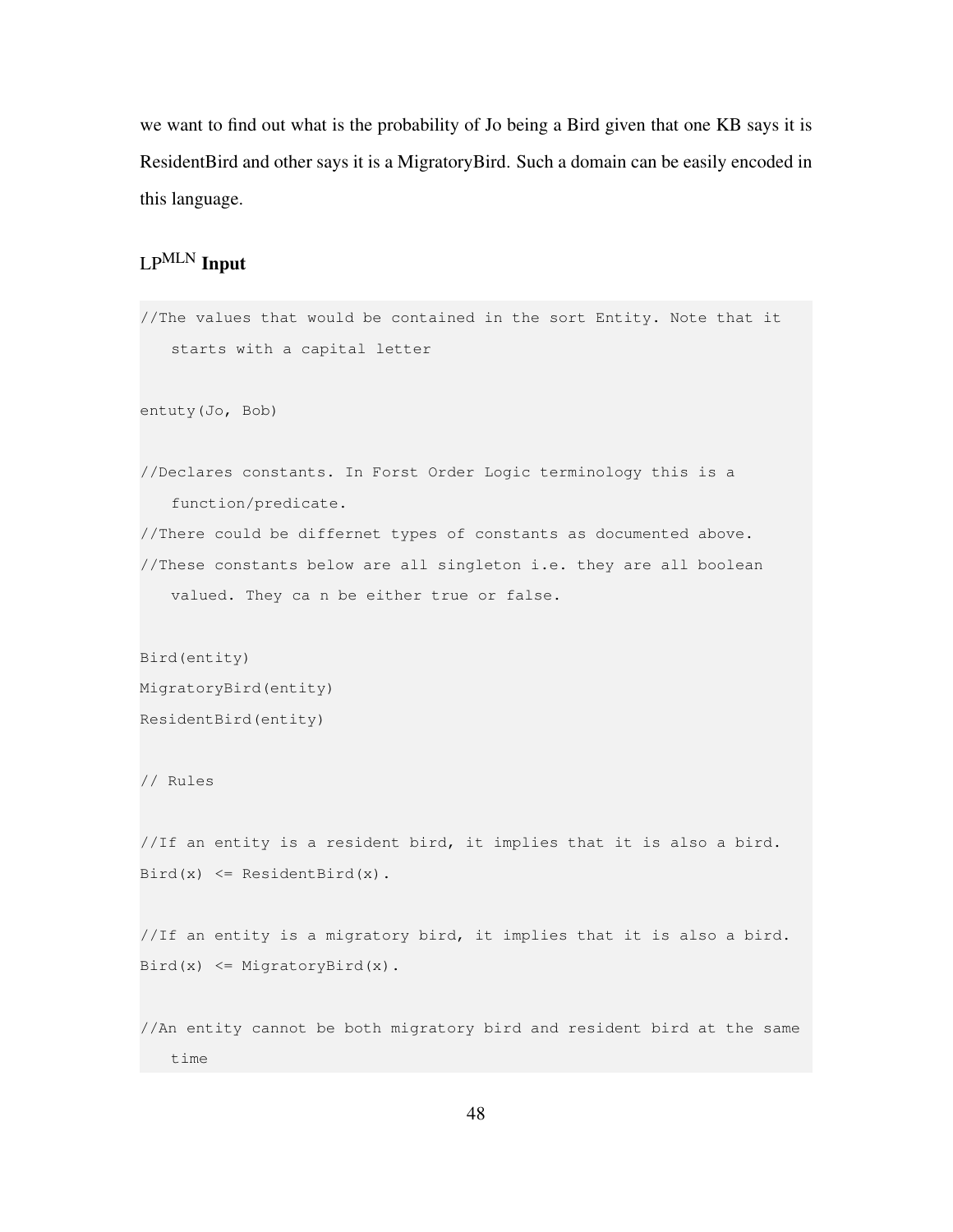we want to find out what is the probability of Jo being a Bird given that one KB says it is ResidentBird and other says it is a MigratoryBird. Such a domain can be easily encoded in this language.

### LP$^{\text{MLN}}$ Input

```
//The values that would be contained in the sort Entity. Note that it
    starts with a capital letter

entuty(Jo, Bob)

//Declares constants. In Forst Order Logic terminology this is a
    function/predicate.
//There could be differnet types of constants as documented above.
//These constants below are all singleton i.e. they are all boolean
    valued. They ca n be either true or false.

Bird(entity)
MigratoryBird(entity)
ResidentBird(entity)

// Rules

//If an entity is a resident bird, it implies that it is also a bird.
Bird(x) <= ResidentBird(x).

//If an entity is a migratory bird, it implies that it is also a bird.
Bird(x) <= MigratoryBird(x).

//An entity cannot be both migratory bird and resident bird at the same
    time
```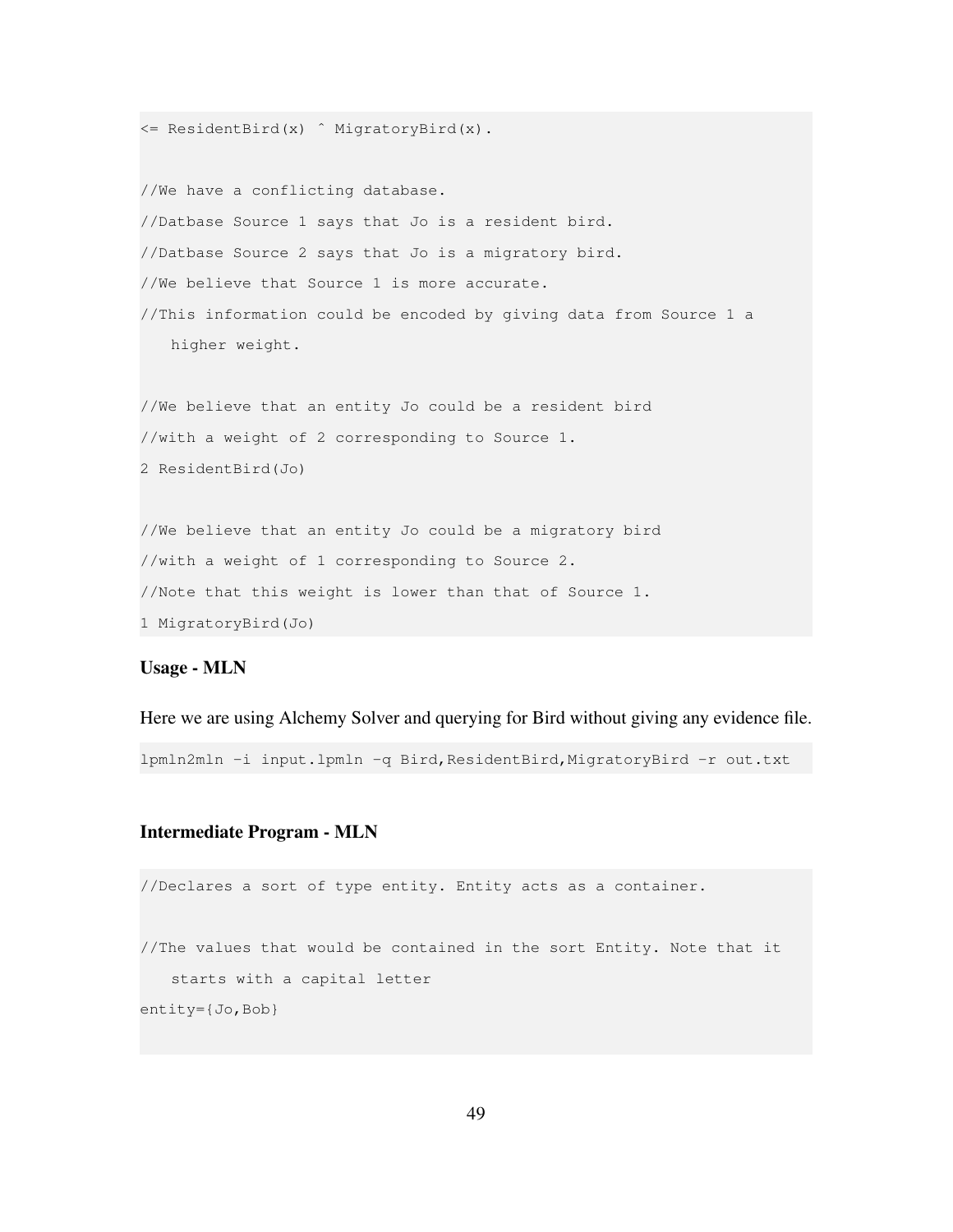```
<= ResidentBird(x) ^ MigratoryBird(x).

//We have a conflicting database.
//Datbase Source 1 says that Jo is a resident bird.
//Datbase Source 2 says that Jo is a migratory bird.
//We believe that Source 1 is more accurate.
//This information could be encoded by giving data from Source 1 a
   higher weight.

//We believe that an entity Jo could be a resident bird
//with a weight of 2 corresponding to Source 1.
2 ResidentBird(Jo)

//We believe that an entity Jo could be a migratory bird
//with a weight of 1 corresponding to Source 2.
//Note that this weight is lower than that of Source 1.
1 MigratoryBird(Jo)
```

**Usage - MLN**

Here we are using Alchemy Solver and querying for Bird without giving any evidence file.

```
lpmln2mln -i input.lpmln -q Bird,ResidentBird,MigratoryBird -r out.txt
```

**Intermediate Program - MLN**

```
//Declares a sort of type entity. Entity acts as a container.

//The values that would be contained in the sort Entity. Note that it
   starts with a capital letter
entity={Jo,Bob}
```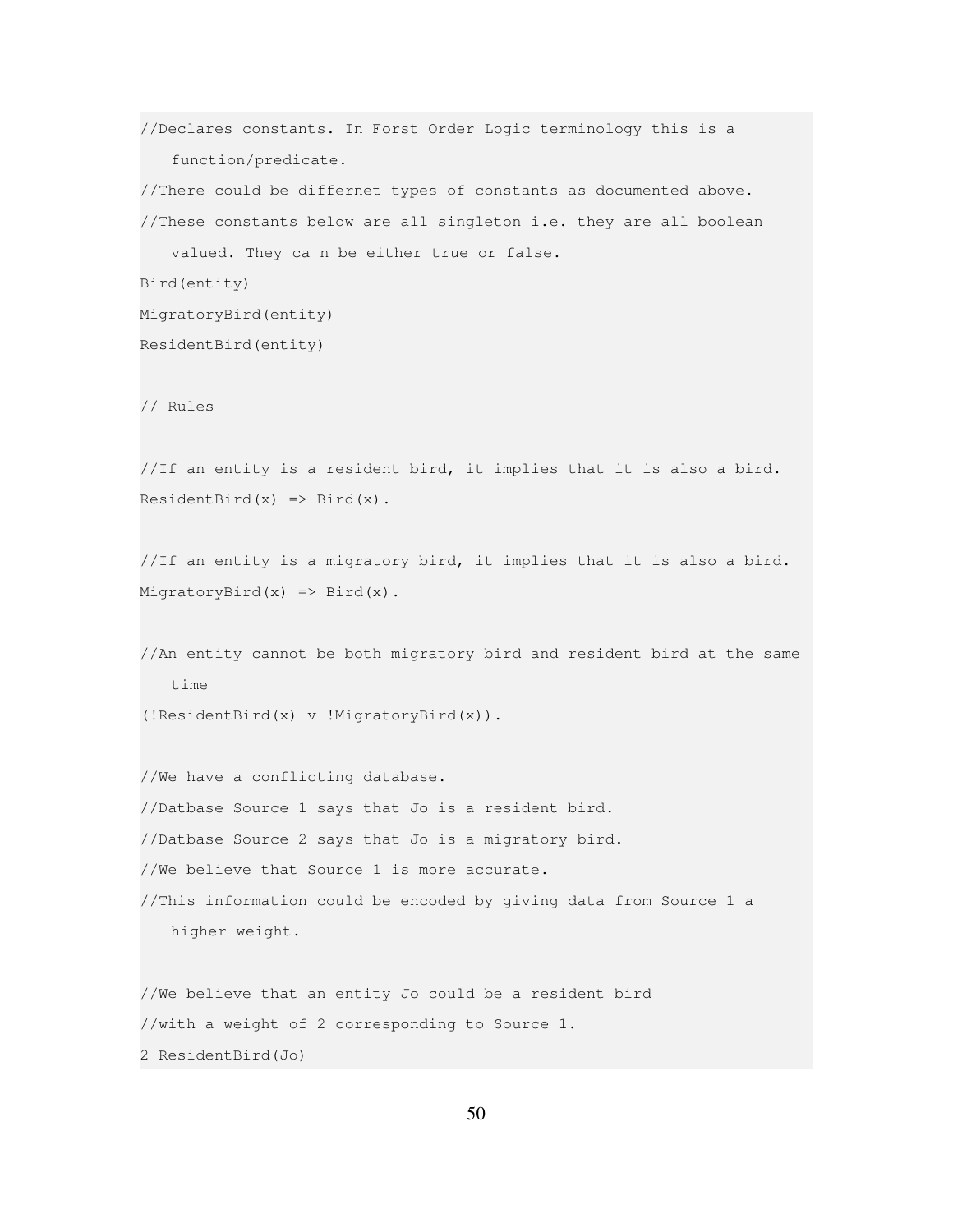```
//Declares constants. In Forst Order Logic terminology this is a
   function/predicate.
//There could be differnet types of constants as documented above.
//These constants below are all singleton i.e. they are all boolean
   valued. They ca n be either true or false.
Bird(entity)
MigratoryBird(entity)
ResidentBird(entity)

// Rules

//If an entity is a resident bird, it implies that it is also a bird.
ResidentBird(x) => Bird(x).

//If an entity is a migratory bird, it implies that it is also a bird.
MigratoryBird(x) => Bird(x).

//An entity cannot be both migratory bird and resident bird at the same
   time
(!ResidentBird(x) v !MigratoryBird(x)).

//We have a conflicting database.
//Datbase Source 1 says that Jo is a resident bird.
//Datbase Source 2 says that Jo is a migratory bird.
//We believe that Source 1 is more accurate.
//This information could be encoded by giving data from Source 1 a
   higher weight.

//We believe that an entity Jo could be a resident bird
//with a weight of 2 corresponding to Source 1.
2 ResidentBird(Jo)
```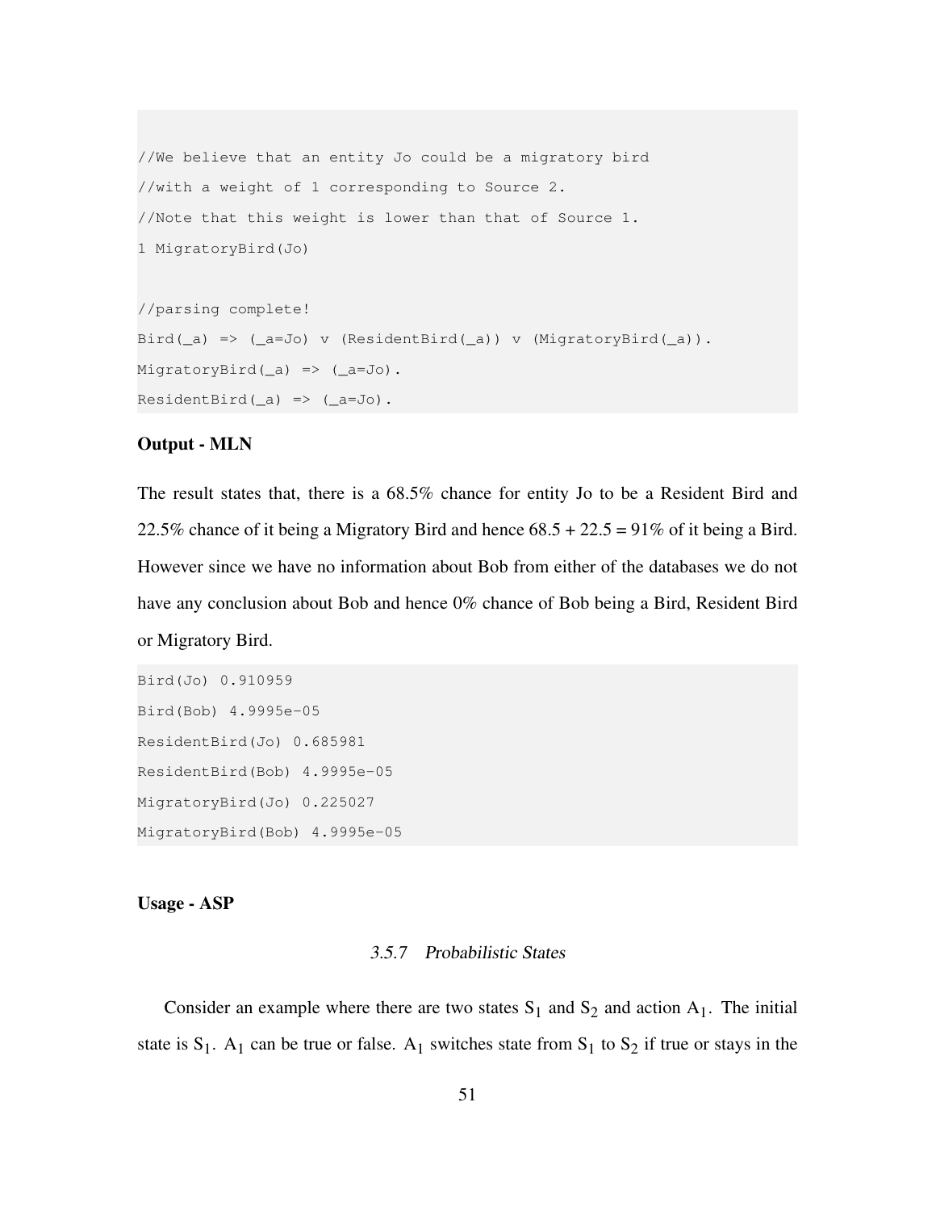```
//We believe that an entity Jo could be a migratory bird
//with a weight of 1 corresponding to Source 2.
//Note that this weight is lower than that of Source 1.
1 MigratoryBird(Jo)

//parsing complete!
Bird(_a) => (_a=Jo) v (ResidentBird(_a)) v (MigratoryBird(_a)).
MigratoryBird(_a) => (_a=Jo).
ResidentBird(_a) => (_a=Jo).
```

**Output - MLN**

The result states that, there is a 68.5% chance for entity Jo to be a Resident Bird and 22.5% chance of it being a Migratory Bird and hence 68.5 + 22.5 = 91% of it being a Bird. However since we have no information about Bob from either of the databases we do not have any conclusion about Bob and hence 0% chance of Bob being a Bird, Resident Bird or Migratory Bird.

```
Bird(Jo) 0.910959
Bird(Bob) 4.9995e-05
ResidentBird(Jo) 0.685981
ResidentBird(Bob) 4.9995e-05
MigratoryBird(Jo) 0.225027
MigratoryBird(Bob) 4.9995e-05
```

**Usage - ASP**

#### *3.5.7 Probabilistic States*

Consider an example where there are two states $S_1$ and $S_2$ and action $A_1$. The initial state is $S_1$. $A_1$ can be true or false. $A_1$ switches state from $S_1$ to $S_2$ if true or stays in the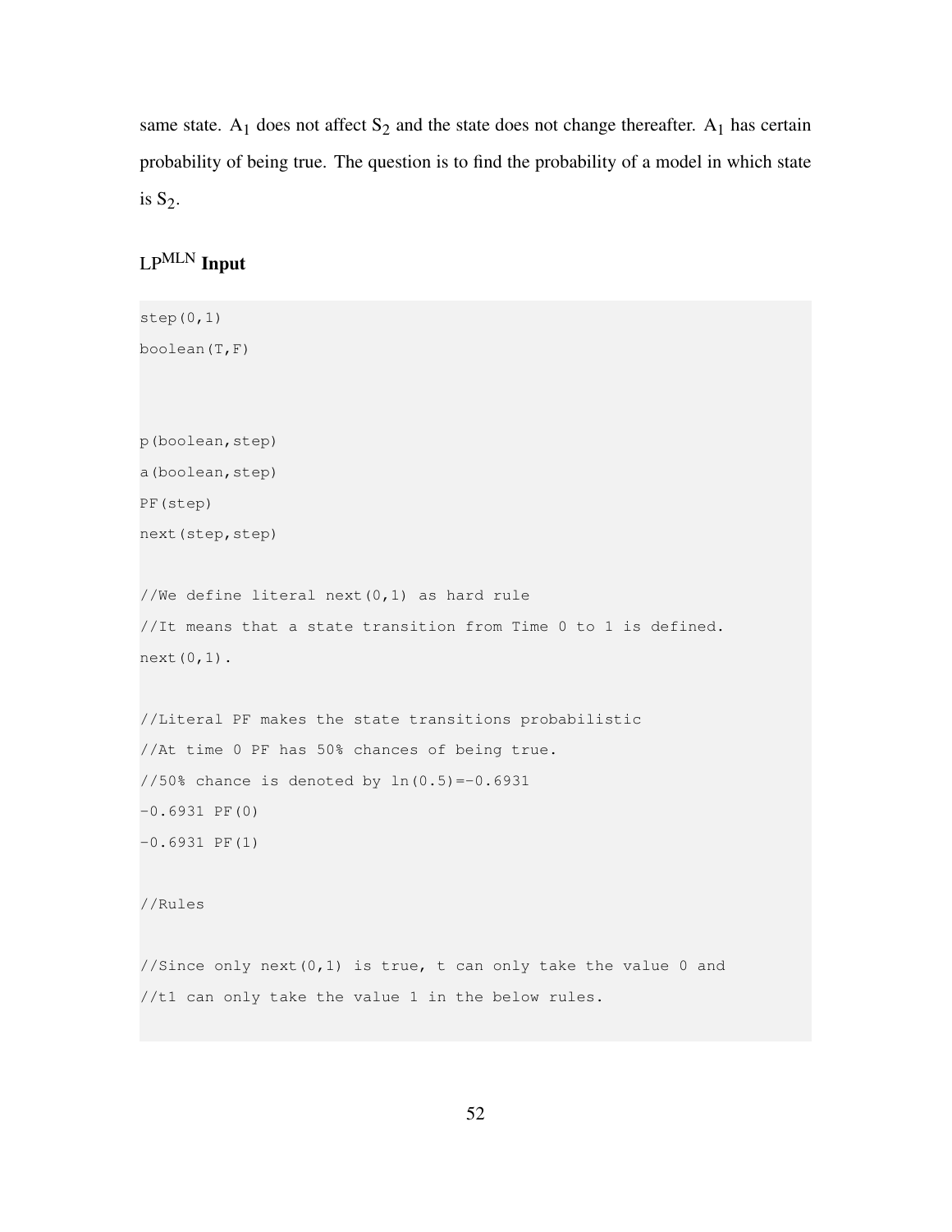same state. $A_1$ does not affect $S_2$ and the state does not change thereafter. $A_1$ has certain probability of being true. The question is to find the probability of a model in which state is $S_2$.

### LP$^{MLN}$ Input

```
step(0,1)
boolean(T,F)



p(boolean,step)
a(boolean,step)
PF(step)
next(step,step)

//We define literal next(0,1) as hard rule
//It means that a state transition from Time 0 to 1 is defined.
next(0,1).

//Literal PF makes the state transitions probabilistic
//At time 0 PF has 50% chances of being true.
//50% chance is denoted by ln(0.5)=-0.6931
-0.6931 PF(0)
-0.6931 PF(1)

//Rules

//Since only next(0,1) is true, t can only take the value 0 and
//t1 can only take the value 1 in the below rules.
```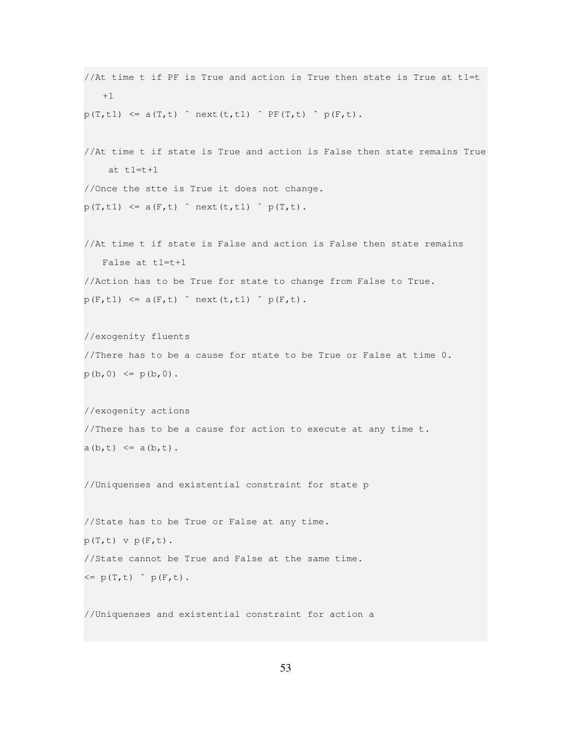```
//At time t if PF is True and action is True then state is True at t1=t
   +1
p(T,t1) <= a(T,t) ^ next(t,t1) ^ PF(T,t) ^ p(F,t).

//At time t if state is True and action is False then state remains True
    at t1=t+1
//Once the stte is True it does not change.
p(T,t1) <= a(F,t) ^ next(t,t1) ^ p(T,t).

//At time t if state is False and action is False then state remains
   False at t1=t+1
//Action has to be True for state to change from False to True.
p(F,t1) <= a(F,t) ^ next(t,t1) ^ p(F,t).

//exogenity fluents
//There has to be a cause for state to be True or False at time 0.
p(b,0) <= p(b,0).

//exogenity actions
//There has to be a cause for action to execute at any time t.
a(b,t) <= a(b,t).

//Uniquenses and existential constraint for state p

//State has to be True or False at any time.
p(T,t) v p(F,t).
//State cannot be True and False at the same time.
<= p(T,t) ^ p(F,t).

//Uniquenses and existential constraint for action a
```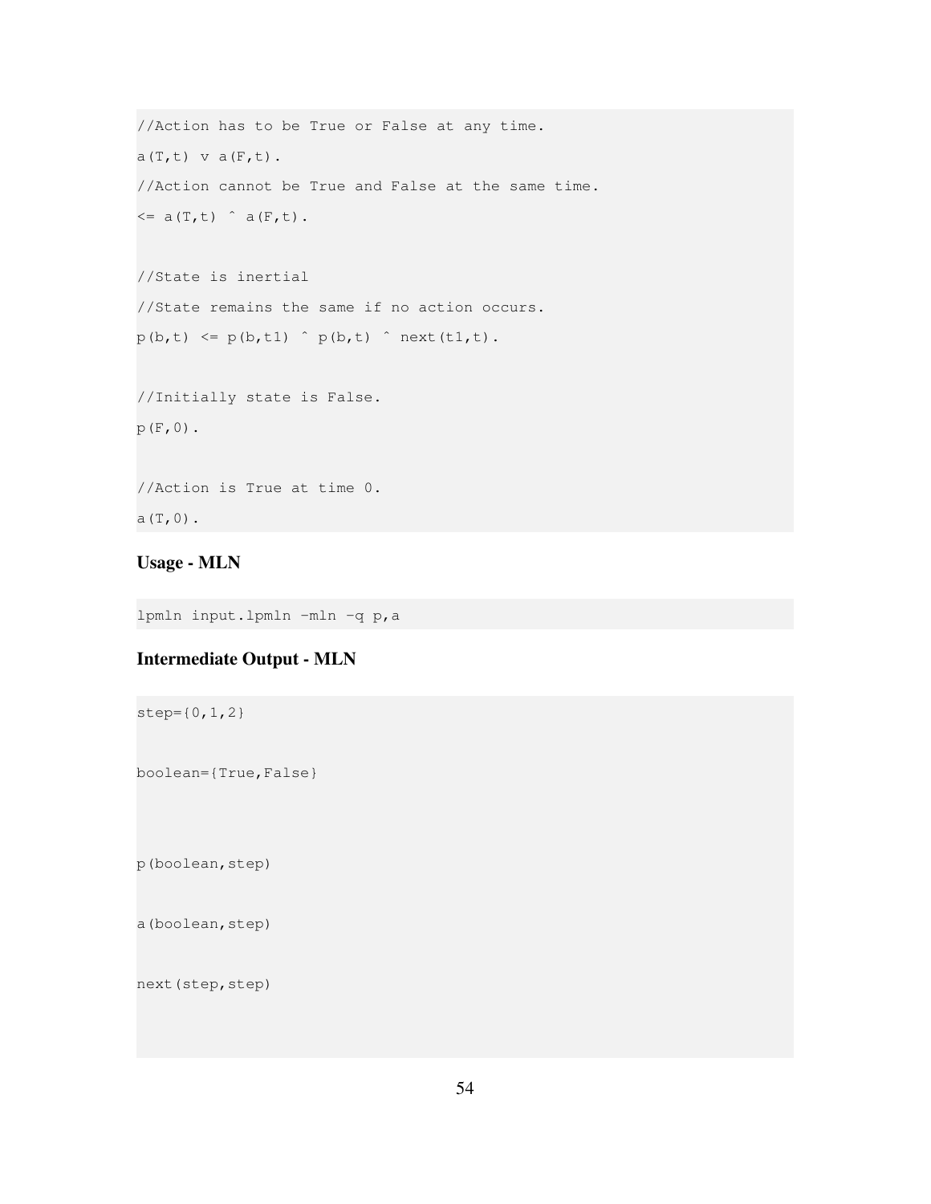```
//Action has to be True or False at any time.
a(T,t) v a(F,t).
//Action cannot be True and False at the same time.
<= a(T,t) ^ a(F,t).

//State is inertial
//State remains the same if no action occurs.
p(b,t) <= p(b,t1) ^ p(b,t) ^ next(t1,t).

//Initially state is False.
p(F,0).

//Action is True at time 0.
a(T,0).
```

### Usage - MLN

```
lpmln input.lpmln -mln -q p,a
```

### Intermediate Output - MLN

```
step={0,1,2}

boolean={True,False}


p(boolean,step)

a(boolean,step)

next(step,step)
```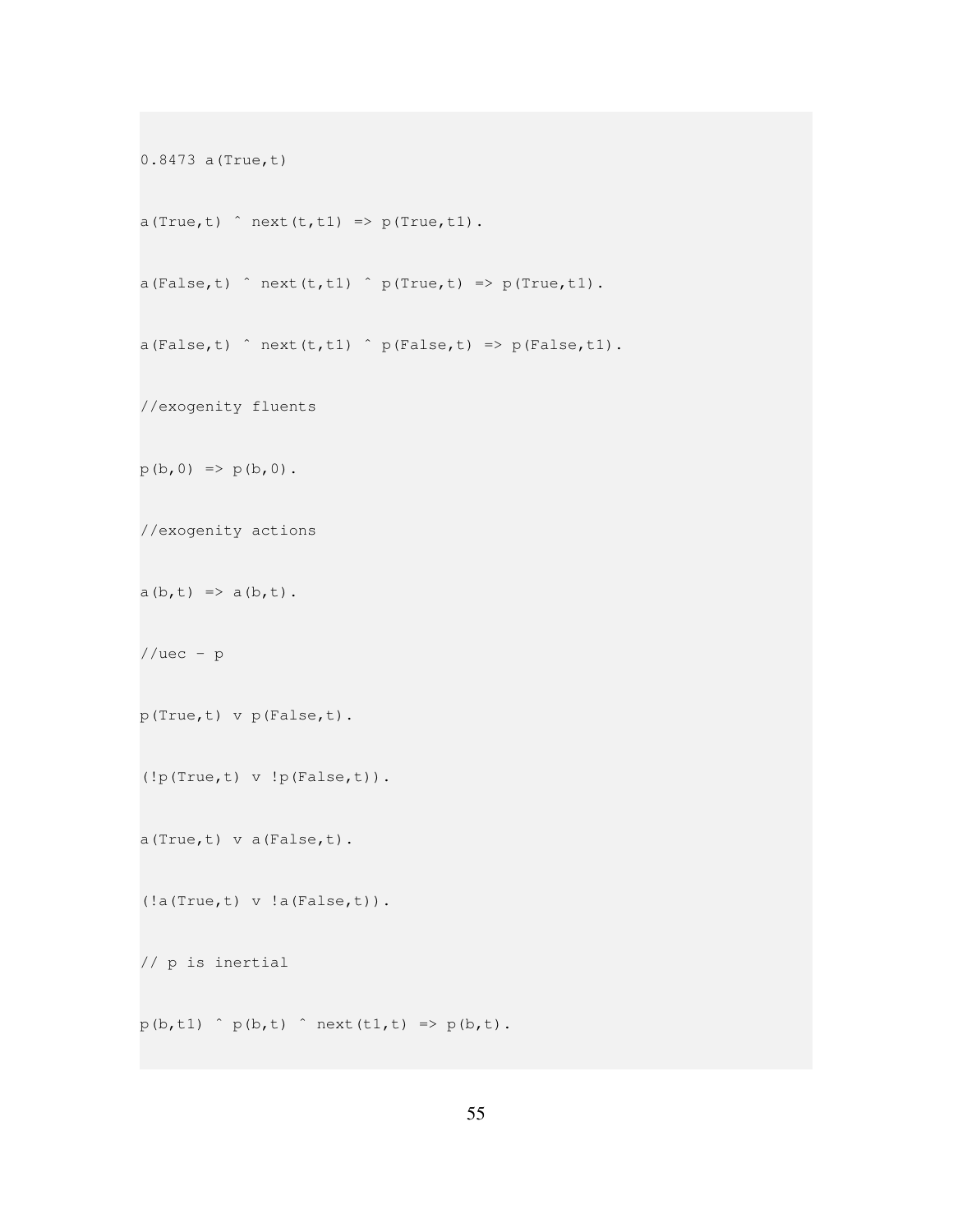```
0.8473 a(True,t)

a(True,t) ^ next(t,t1) => p(True,t1).

a(False,t) ^ next(t,t1) ^ p(True,t) => p(True,t1).

a(False,t) ^ next(t,t1) ^ p(False,t) => p(False,t1).

//exogenity fluents

p(b,0) => p(b,0).

//exogenity actions

a(b,t) => a(b,t).

//uec - p

p(True,t) v p(False,t).

(!p(True,t) v !p(False,t)).

a(True,t) v a(False,t).

(!a(True,t) v !a(False,t)).

// p is inertial

p(b,t1) ^ p(b,t) ^ next(t1,t) => p(b,t).
```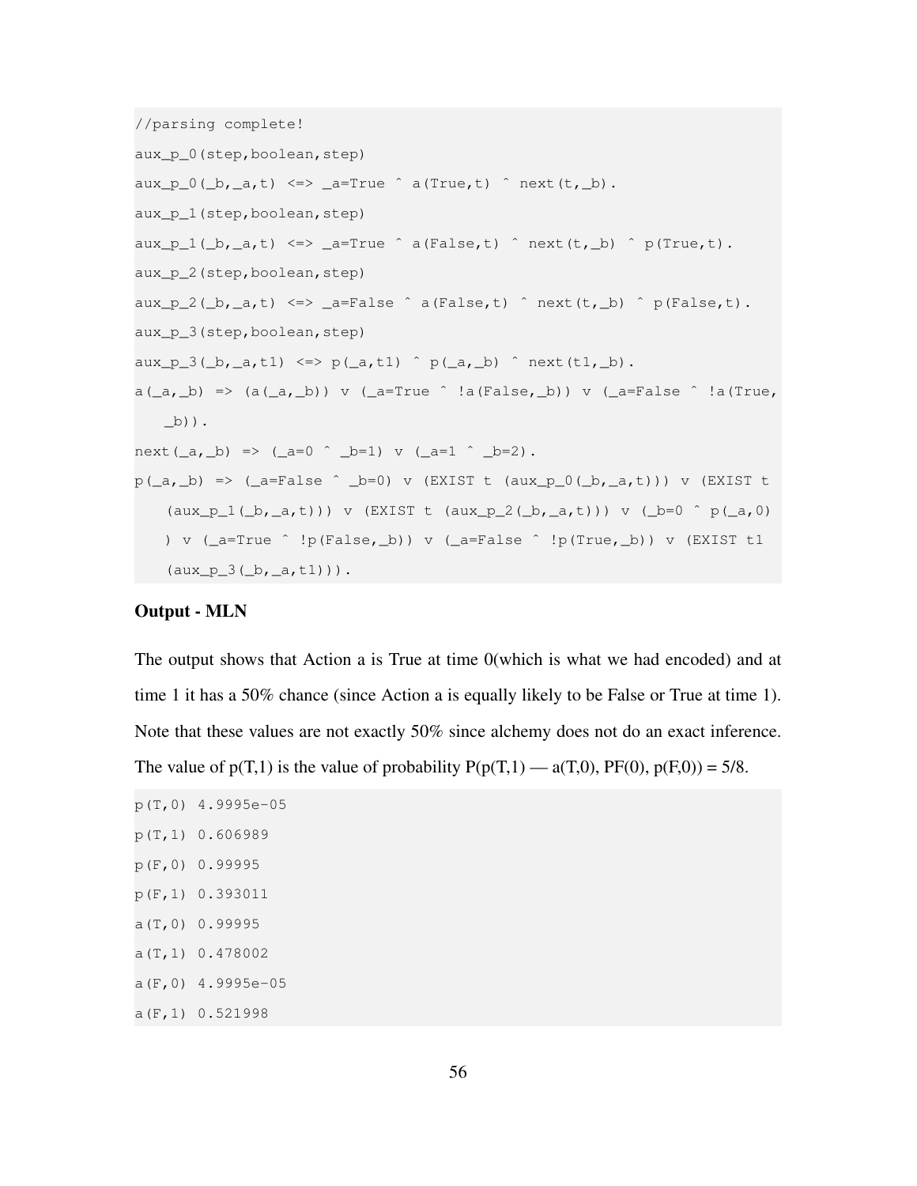```
//parsing complete!
aux_p_0(step,boolean,step)
aux_p_0(_b,_a,t) <=> _a=True ^ a(True,t) ^ next(t,_b).
aux_p_1(step,boolean,step)
aux_p_1(_b,_a,t) <=> _a=True ^ a(False,t) ^ next(t,_b) ^ p(True,t).
aux_p_2(step,boolean,step)
aux_p_2(_b,_a,t) <=> _a=False ^ a(False,t) ^ next(t,_b) ^ p(False,t).
aux_p_3(step,boolean,step)
aux_p_3(_b,_a,t1) <=> p(_a,t1) ^ p(_a,_b) ^ next(t1,_b).
a(_a,_b) => (a(_a,_b)) v (_a=True ^ !a(False,_b)) v (_a=False ^ !a(True,
    _b)).
next(_a,_b) => (_a=0 ^ _b=1) v (_a=1 ^ _b=2).
p(_a,_b) => (_a=False ^ _b=0) v (EXIST t (aux_p_0(_b,_a,t))) v (EXIST t
    (aux_p_1(_b,_a,t))) v (EXIST t (aux_p_2(_b,_a,t))) v (_b=0 ^ p(_a,0)
    ) v (_a=True ^ !p(False,_b)) v (_a=False ^ !p(True,_b)) v (EXIST t1
    (aux_p_3(_b,_a,t1))).
```

**Output - MLN**

The output shows that Action a is True at time 0(which is what we had encoded) and at time 1 it has a 50% chance (since Action a is equally likely to be False or True at time 1). Note that these values are not exactly 50% since alchemy does not do an exact inference. The value of p(T,1) is the value of probability P(p(T,1) — a(T,0), PF(0), p(F,0)) = 5/8.

```
p(T,0) 4.9995e-05
p(T,1) 0.606989
p(F,0) 0.99995
p(F,1) 0.393011
a(T,0) 0.99995
a(T,1) 0.478002
a(F,0) 4.9995e-05
a(F,1) 0.521998
```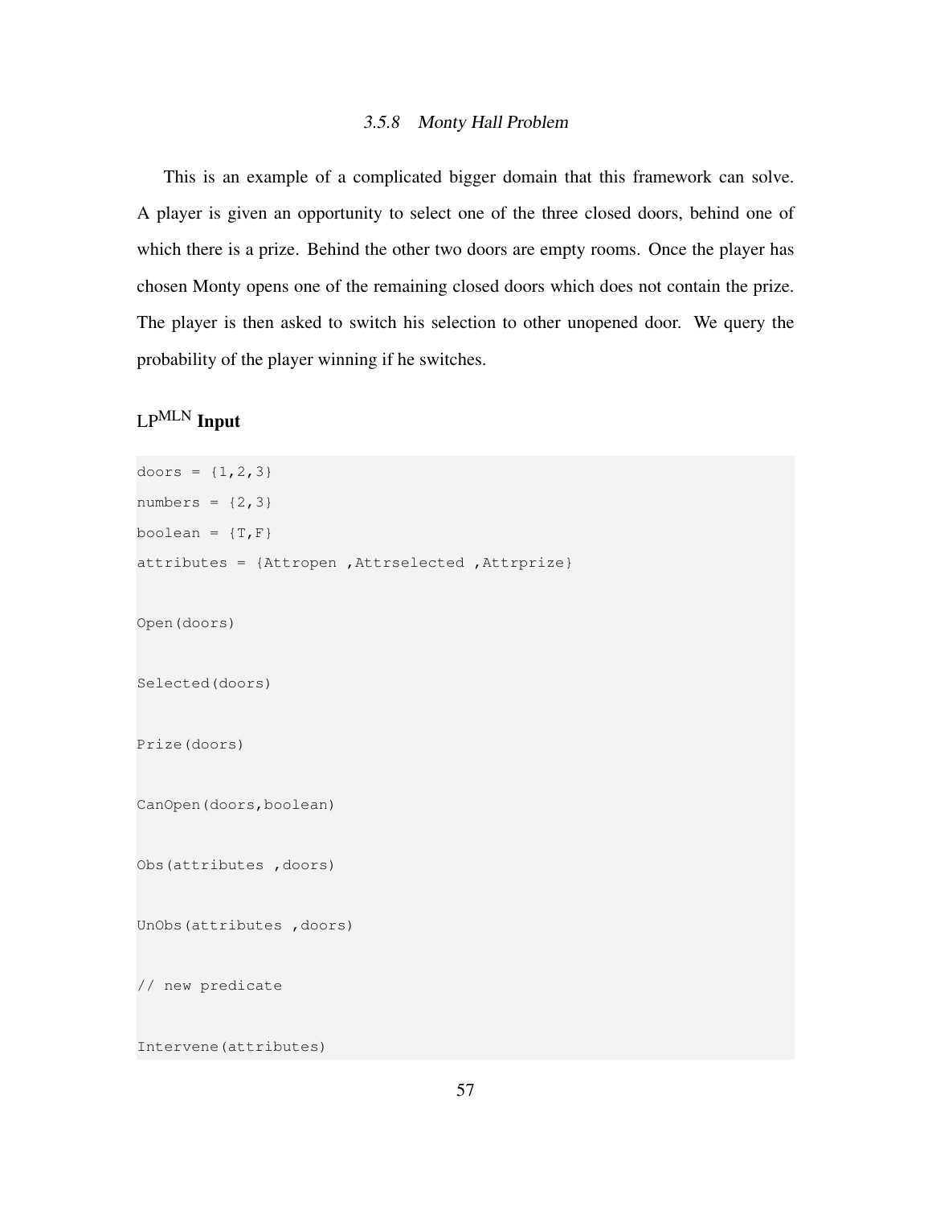### 3.5.8 *Monty Hall Problem*

This is an example of a complicated bigger domain that this framework can solve. A player is given an opportunity to select one of the three closed doors, behind one of which there is a prize. Behind the other two doors are empty rooms. Once the player has chosen Monty opens one of the remaining closed doors which does not contain the prize. The player is then asked to switch his selection to other unopened door. We query the probability of the player winning if he switches.

**LP$^{\text{MLN}}$ Input**

```
doors = {1,2,3}
numbers = {2,3}
boolean = {T,F}
attributes = {Attropen ,Attrselected ,Attrprize}

Open(doors)

Selected(doors)

Prize(doors)

CanOpen(doors,boolean)

Obs(attributes ,doors)

UnObs(attributes ,doors)

// new predicate

Intervene(attributes)
```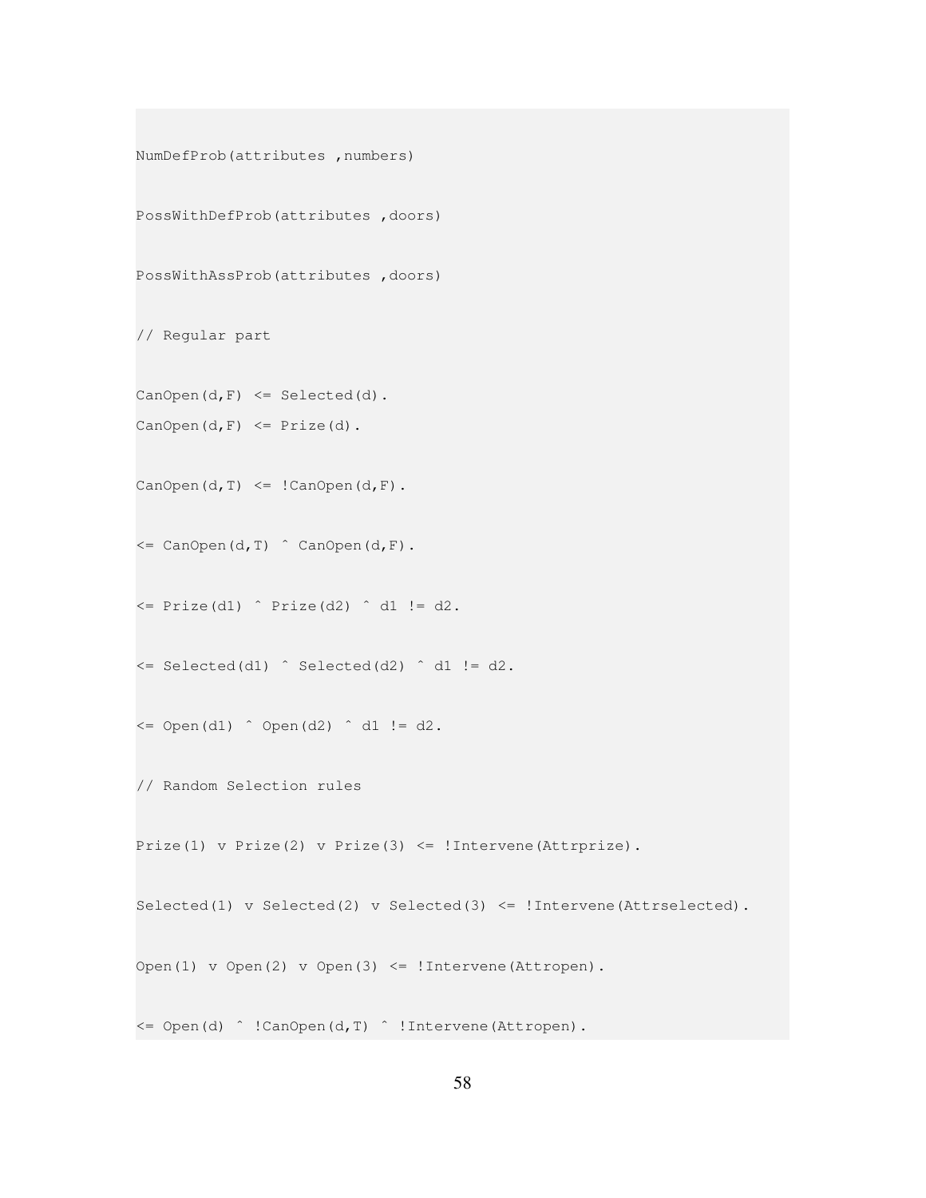```
NumDefProb(attributes ,numbers)

PossWithDefProb(attributes ,doors)

PossWithAssProb(attributes ,doors)

// Regular part

CanOpen(d,F) <= Selected(d).
CanOpen(d,F) <= Prize(d).

CanOpen(d,T) <= !CanOpen(d,F).

<= CanOpen(d,T) ^ CanOpen(d,F).

<= Prize(d1) ^ Prize(d2) ^ d1 != d2.

<= Selected(d1) ^ Selected(d2) ^ d1 != d2.

<= Open(d1) ^ Open(d2) ^ d1 != d2.

// Random Selection rules

Prize(1) v Prize(2) v Prize(3) <= !Intervene(Attrprize).

Selected(1) v Selected(2) v Selected(3) <= !Intervene(Attrselected).

Open(1) v Open(2) v Open(3) <= !Intervene(Attropen).

<= Open(d) ^ !CanOpen(d,T) ^ !Intervene(Attropen).
```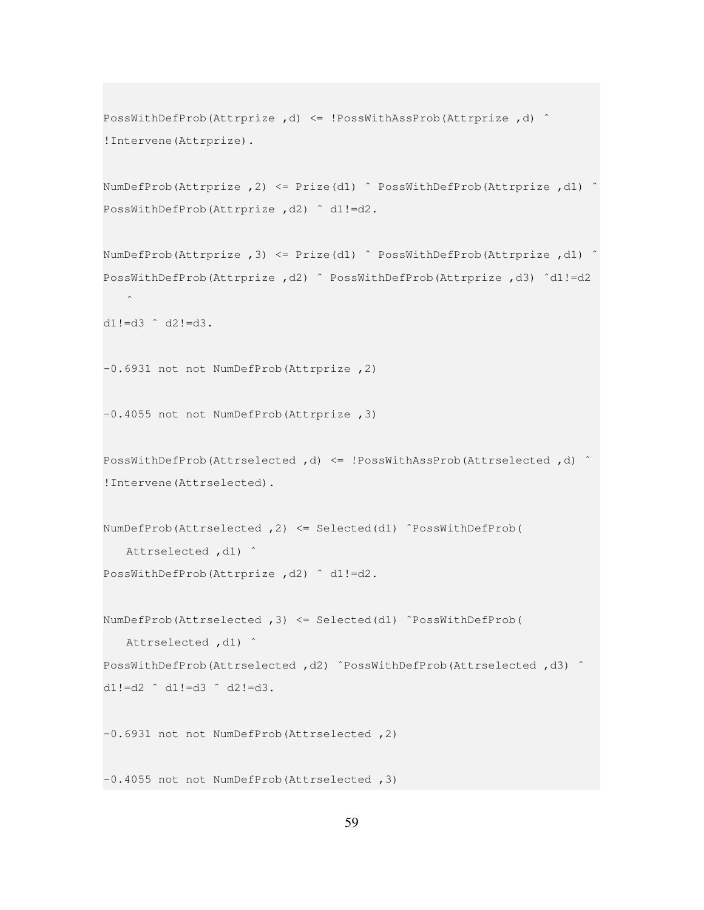```
PossWithDefProb(Attrprize ,d) <= !PossWithAssProb(Attrprize ,d) ^
!Intervene(Attrprize).

NumDefProb(Attrprize ,2) <= Prize(d1) ^ PossWithDefProb(Attrprize ,d1) ^
PossWithDefProb(Attrprize ,d2) ^ d1!=d2.

NumDefProb(Attrprize ,3) <= Prize(d1) ^ PossWithDefProb(Attrprize ,d1) ^
PossWithDefProb(Attrprize ,d2) ^ PossWithDefProb(Attrprize ,d3) ^d1!=d2
   ^
d1!=d3 ^ d2!=d3.

-0.6931 not not NumDefProb(Attrprize ,2)

-0.4055 not not NumDefProb(Attrprize ,3)

PossWithDefProb(Attrselected ,d) <= !PossWithAssProb(Attrselected ,d) ^
!Intervene(Attrselected).

NumDefProb(Attrselected ,2) <= Selected(d1) ^PossWithDefProb(
   Attrselected ,d1) ^
PossWithDefProb(Attrprize ,d2) ^ d1!=d2.

NumDefProb(Attrselected ,3) <= Selected(d1) ^PossWithDefProb(
   Attrselected ,d1) ^
PossWithDefProb(Attrselected ,d2) ^PossWithDefProb(Attrselected ,d3) ^
d1!=d2 ^ d1!=d3 ^ d2!=d3.

-0.6931 not not NumDefProb(Attrselected ,2)

-0.4055 not not NumDefProb(Attrselected ,3)
```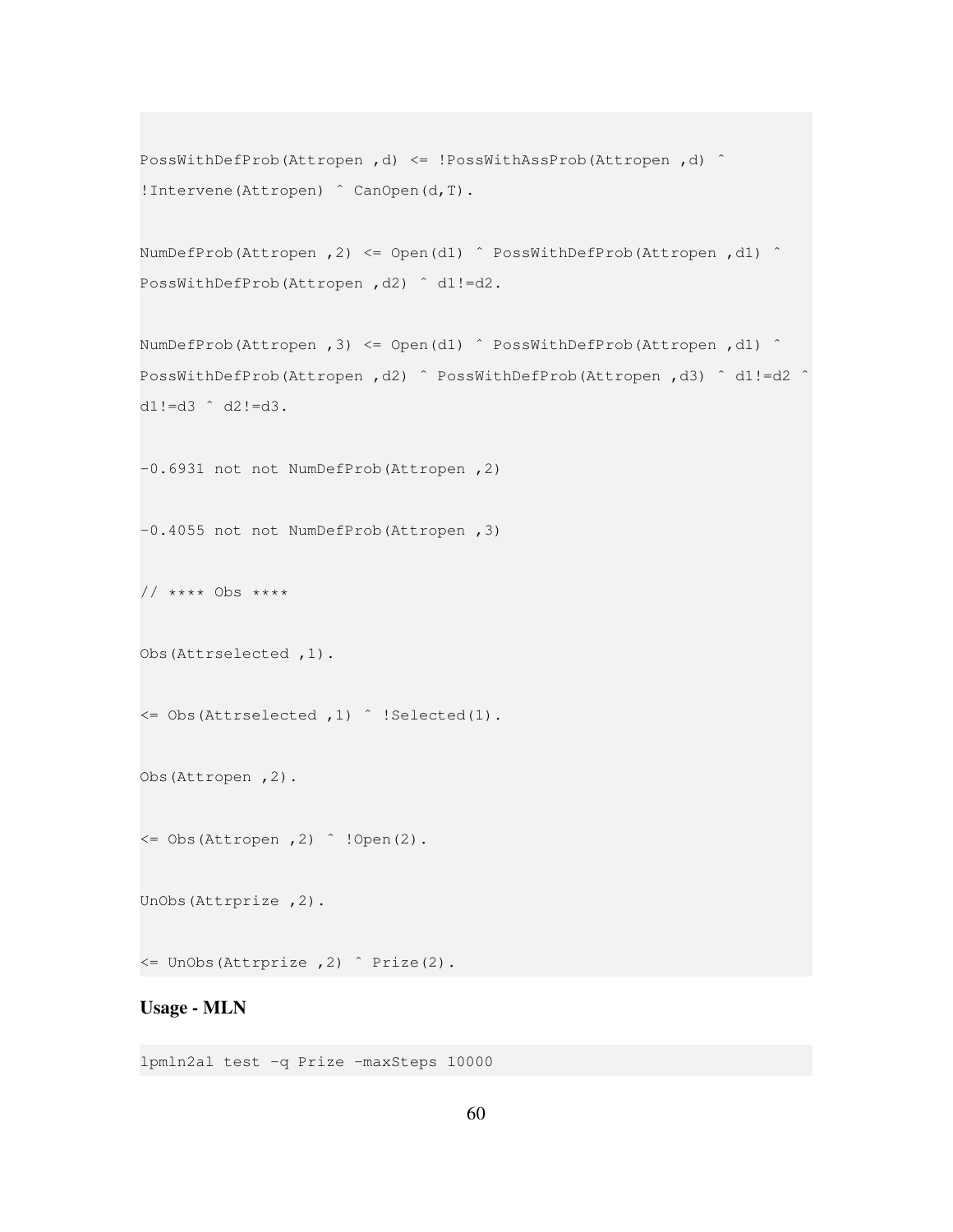```
PossWithDefProb(Attropen ,d) <= !PossWithAssProb(Attropen ,d) ^
!Intervene(Attropen) ^ CanOpen(d,T).

NumDefProb(Attropen ,2) <= Open(d1) ^ PossWithDefProb(Attropen ,d1) ^
PossWithDefProb(Attropen ,d2) ^ d1!=d2.

NumDefProb(Attropen ,3) <= Open(d1) ^ PossWithDefProb(Attropen ,d1) ^
PossWithDefProb(Attropen ,d2) ^ PossWithDefProb(Attropen ,d3) ^ d1!=d2 ^
d1!=d3 ^ d2!=d3.

-0.6931 not not NumDefProb(Attropen ,2)

-0.4055 not not NumDefProb(Attropen ,3)

// **** Obs ****

Obs(Attrselected ,1).

<= Obs(Attrselected ,1) ^ !Selected(1).

Obs(Attropen ,2).

<= Obs(Attropen ,2) ^ !Open(2).

UnObs(Attrprize ,2).

<= UnObs(Attrprize ,2) ^ Prize(2).
```

**Usage - MLN**

```
lpmln2al test -q Prize -maxSteps 10000
```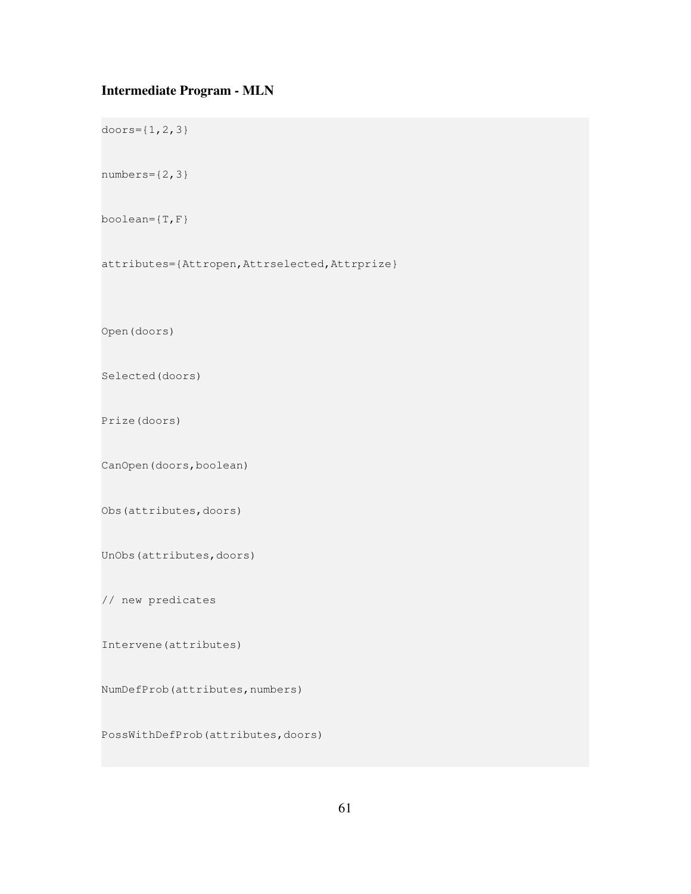### Intermediate Program - MLN

```
doors={1,2,3}

numbers={2,3}

boolean={T,F}

attributes={Attropen,Attrselected,Attrprize}


Open(doors)

Selected(doors)

Prize(doors)

CanOpen(doors,boolean)

Obs(attributes,doors)

UnObs(attributes,doors)

// new predicates

Intervene(attributes)

NumDefProb(attributes,numbers)

PossWithDefProb(attributes,doors)
```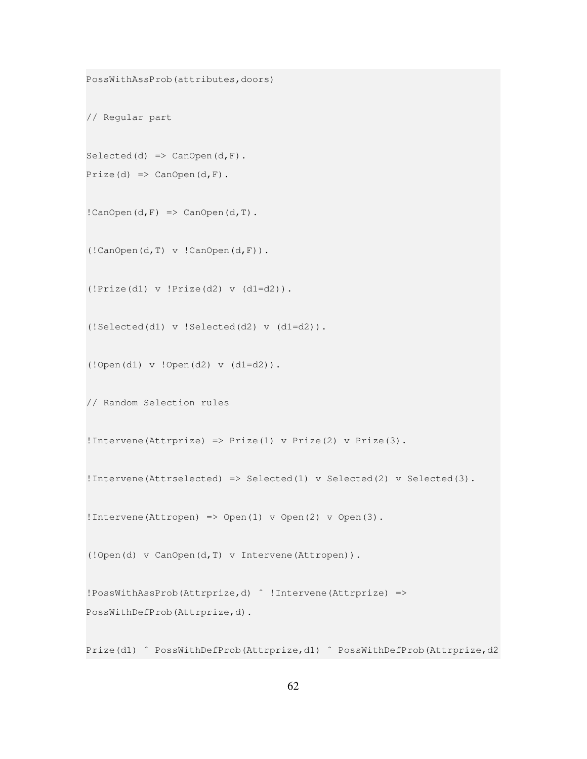```
PossWithAssProb(attributes,doors)

// Regular part

Selected(d) => CanOpen(d,F).
Prize(d) => CanOpen(d,F).

!CanOpen(d,F) => CanOpen(d,T).

(!CanOpen(d,T) v !CanOpen(d,F)).

(!Prize(d1) v !Prize(d2) v (d1=d2)).

(!Selected(d1) v !Selected(d2) v (d1=d2)).

(!Open(d1) v !Open(d2) v (d1=d2)).

// Random Selection rules

!Intervene(Attrprize) => Prize(1) v Prize(2) v Prize(3).

!Intervene(Attrselected) => Selected(1) v Selected(2) v Selected(3).

!Intervene(Attropen) => Open(1) v Open(2) v Open(3).

(!Open(d) v CanOpen(d,T) v Intervene(Attropen)).

!PossWithAssProb(Attrprize,d) ^ !Intervene(Attrprize) =>
PossWithDefProb(Attrprize,d).

Prize(d1) ^ PossWithDefProb(Attrprize,d1) ^ PossWithDefProb(Attrprize,d2
```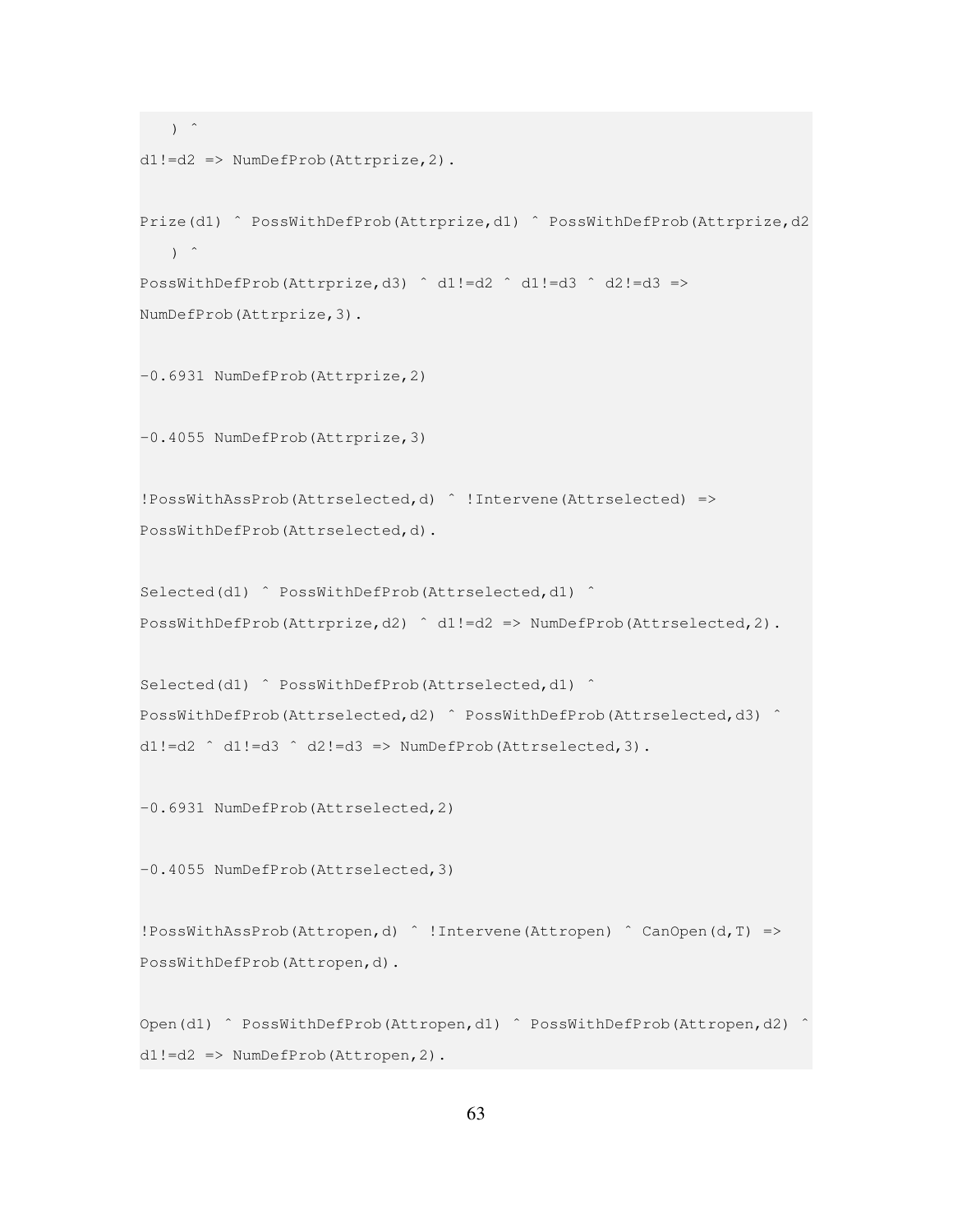```
   ) ^
d1!=d2 => NumDefProb(Attrprize,2).

Prize(d1) ^ PossWithDefProb(Attrprize,d1) ^ PossWithDefProb(Attrprize,d2
   ) ^
PossWithDefProb(Attrprize,d3) ^ d1!=d2 ^ d1!=d3 ^ d2!=d3 =>
NumDefProb(Attrprize,3).

-0.6931 NumDefProb(Attrprize,2)

-0.4055 NumDefProb(Attrprize,3)

!PossWithAssProb(Attrselected,d) ^ !Intervene(Attrselected) =>
PossWithDefProb(Attrselected,d).

Selected(d1) ^ PossWithDefProb(Attrselected,d1) ^
PossWithDefProb(Attrprize,d2) ^ d1!=d2 => NumDefProb(Attrselected,2).

Selected(d1) ^ PossWithDefProb(Attrselected,d1) ^
PossWithDefProb(Attrselected,d2) ^ PossWithDefProb(Attrselected,d3) ^
d1!=d2 ^ d1!=d3 ^ d2!=d3 => NumDefProb(Attrselected,3).

-0.6931 NumDefProb(Attrselected,2)

-0.4055 NumDefProb(Attrselected,3)

!PossWithAssProb(Attropen,d) ^ !Intervene(Attropen) ^ CanOpen(d,T) =>
PossWithDefProb(Attropen,d).

Open(d1) ^ PossWithDefProb(Attropen,d1) ^ PossWithDefProb(Attropen,d2) ^
d1!=d2 => NumDefProb(Attropen,2).
```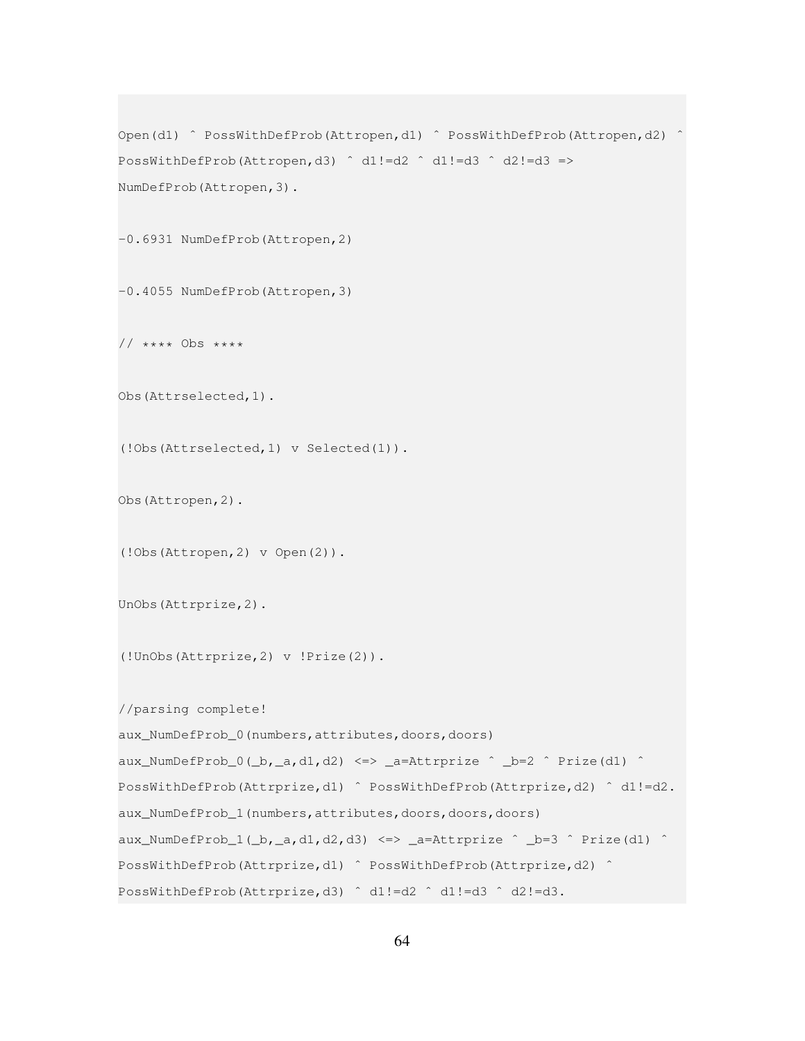```
Open(d1) ^ PossWithDefProb(Attropen,d1) ^ PossWithDefProb(Attropen,d2) ^
PossWithDefProb(Attropen,d3) ^ d1!=d2 ^ d1!=d3 ^ d2!=d3 =>
NumDefProb(Attropen,3).

-0.6931 NumDefProb(Attropen,2)

-0.4055 NumDefProb(Attropen,3)

// **** Obs ****

Obs(Attrselected,1).

(!Obs(Attrselected,1) v Selected(1)).

Obs(Attropen,2).

(!Obs(Attropen,2) v Open(2)).

UnObs(Attrprize,2).

(!UnObs(Attrprize,2) v !Prize(2)).

//parsing complete!
aux_NumDefProb_0(numbers,attributes,doors,doors)
aux_NumDefProb_0(_b,_a,d1,d2) <=> _a=Attrprize ^ _b=2 ^ Prize(d1) ^
PossWithDefProb(Attrprize,d1) ^ PossWithDefProb(Attrprize,d2) ^ d1!=d2.
aux_NumDefProb_1(numbers,attributes,doors,doors,doors)
aux_NumDefProb_1(_b,_a,d1,d2,d3) <=> _a=Attrprize ^ _b=3 ^ Prize(d1) ^
PossWithDefProb(Attrprize,d1) ^ PossWithDefProb(Attrprize,d2) ^
PossWithDefProb(Attrprize,d3) ^ d1!=d2 ^ d1!=d3 ^ d2!=d3.
```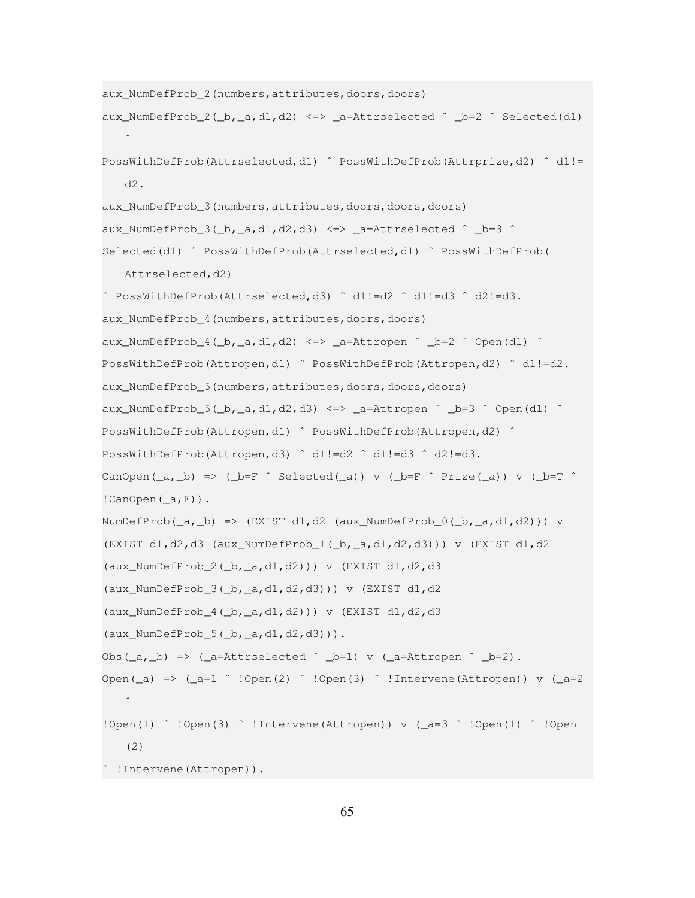```
aux_NumDefProb_2(numbers,attributes,doors,doors)
aux_NumDefProb_2(_b,_a,d1,d2) <=> _a=Attrselected ^ _b=2 ^ Selected(d1)
   ^
PossWithDefProb(Attrselected,d1) ^ PossWithDefProb(Attrprize,d2) ^ d1!=
   d2.
aux_NumDefProb_3(numbers,attributes,doors,doors,doors)
aux_NumDefProb_3(_b,_a,d1,d2,d3) <=> _a=Attrselected ^ _b=3 ^
Selected(d1) ^ PossWithDefProb(Attrselected,d1) ^ PossWithDefProb(
   Attrselected,d2)
^ PossWithDefProb(Attrselected,d3) ^ d1!=d2 ^ d1!=d3 ^ d2!=d3.
aux_NumDefProb_4(numbers,attributes,doors,doors)
aux_NumDefProb_4(_b,_a,d1,d2) <=> _a=Attropen ^ _b=2 ^ Open(d1) ^
PossWithDefProb(Attropen,d1) ^ PossWithDefProb(Attropen,d2) ^ d1!=d2.
aux_NumDefProb_5(numbers,attributes,doors,doors,doors)
aux_NumDefProb_5(_b,_a,d1,d2,d3) <=> _a=Attropen ^ _b=3 ^ Open(d1) ^
PossWithDefProb(Attropen,d1) ^ PossWithDefProb(Attropen,d2) ^
PossWithDefProb(Attropen,d3) ^ d1!=d2 ^ d1!=d3 ^ d2!=d3.
CanOpen(_a,_b) => (_b=F ^ Selected(_a)) v (_b=F ^ Prize(_a)) v (_b=T ^
!CanOpen(_a,F)).
NumDefProb(_a,_b) => (EXIST d1,d2 (aux_NumDefProb_0(_b,_a,d1,d2))) v
(EXIST d1,d2,d3 (aux_NumDefProb_1(_b,_a,d1,d2,d3))) v (EXIST d1,d2
(aux_NumDefProb_2(_b,_a,d1,d2))) v (EXIST d1,d2,d3
(aux_NumDefProb_3(_b,_a,d1,d2,d3))) v (EXIST d1,d2
(aux_NumDefProb_4(_b,_a,d1,d2))) v (EXIST d1,d2,d3
(aux_NumDefProb_5(_b,_a,d1,d2,d3))).
Obs(_a,_b) => (_a=Attrselected ^ _b=1) v (_a=Attropen ^ _b=2).
Open(_a) => (_a=1 ^ !Open(2) ^ !Open(3) ^ !Intervene(Attropen)) v (_a=2
   ^
!Open(1) ^ !Open(3) ^ !Intervene(Attropen)) v (_a=3 ^ !Open(1) ^ !Open
   (2)
^ !Intervene(Attropen)).
```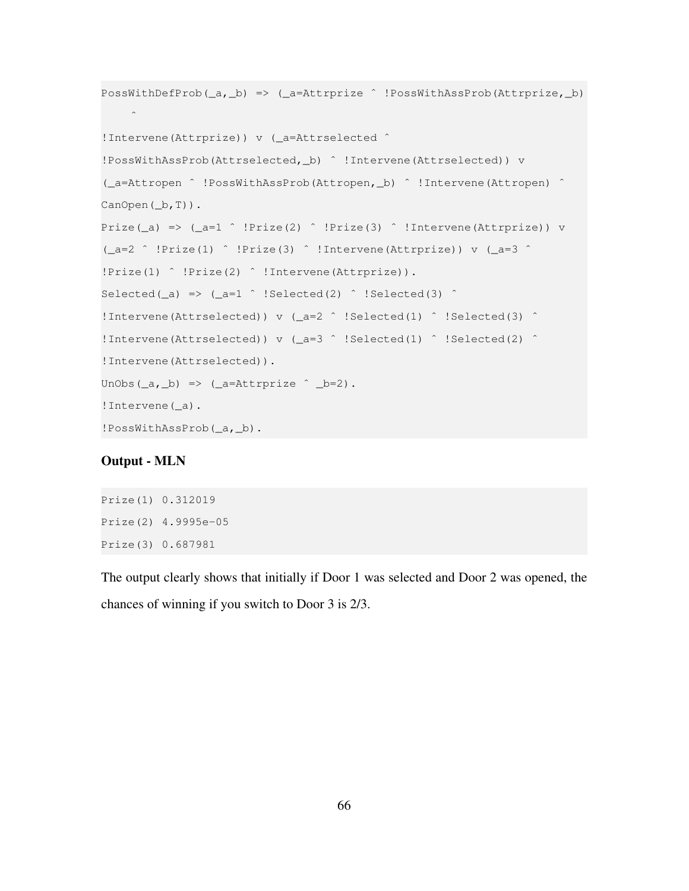```
PossWithDefProb(_a,_b) => (_a=Attrprize ^ !PossWithAssProb(Attrprize,_b)
    ^
!Intervene(Attrprize)) v (_a=Attrselected ^
!PossWithAssProb(Attrselected,_b) ^ !Intervene(Attrselected)) v
(_a=Attropen ^ !PossWithAssProb(Attropen,_b) ^ !Intervene(Attropen) ^
CanOpen(_b,T)).
Prize(_a) => (_a=1 ^ !Prize(2) ^ !Prize(3) ^ !Intervene(Attrprize)) v
(_a=2 ^ !Prize(1) ^ !Prize(3) ^ !Intervene(Attrprize)) v (_a=3 ^
!Prize(1) ^ !Prize(2) ^ !Intervene(Attrprize)).
Selected(_a) => (_a=1 ^ !Selected(2) ^ !Selected(3) ^
!Intervene(Attrselected)) v (_a=2 ^ !Selected(1) ^ !Selected(3) ^
!Intervene(Attrselected)) v (_a=3 ^ !Selected(1) ^ !Selected(2) ^
!Intervene(Attrselected)).
UnObs(_a,_b) => (_a=Attrprize ^ _b=2).
!Intervene(_a).
!PossWithAssProb(_a,_b).
```

**Output - MLN**

```
Prize(1) 0.312019
Prize(2) 4.9995e-05
Prize(3) 0.687981
```

The output clearly shows that initially if Door 1 was selected and Door 2 was opened, the chances of winning if you switch to Door 3 is 2/3.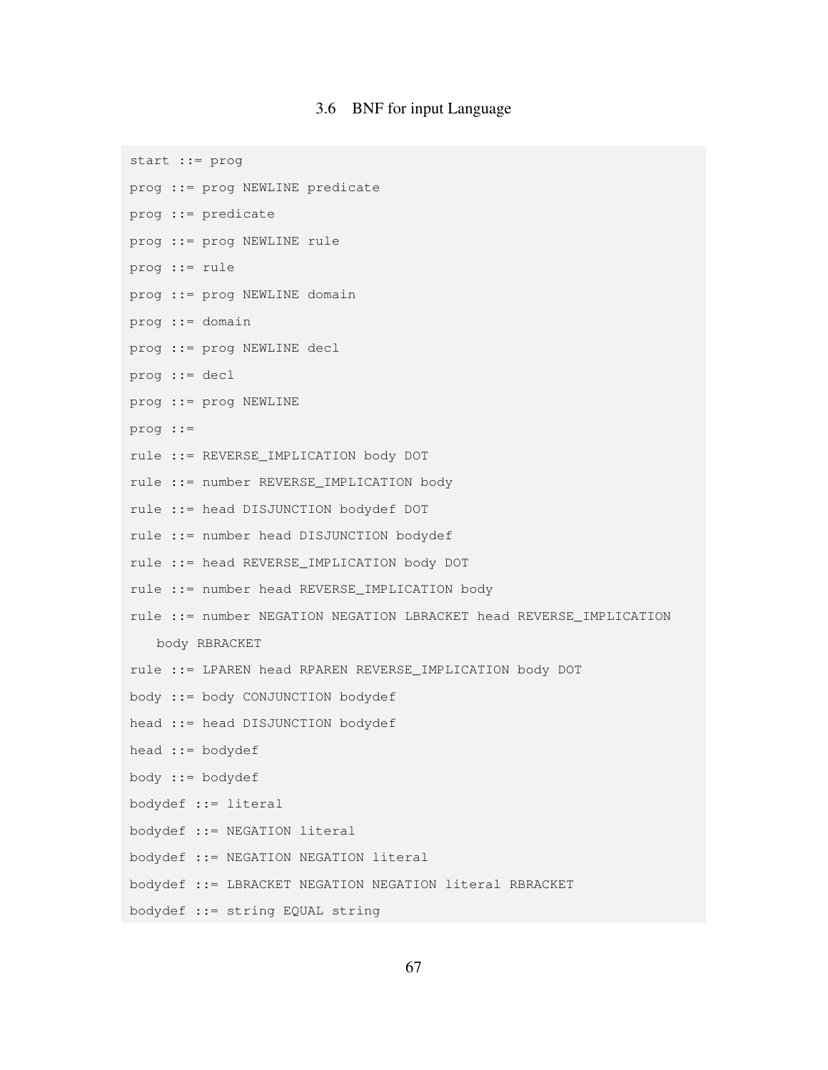### 3.6 BNF for input Language

```
start ::= prog
prog ::= prog NEWLINE predicate
prog ::= predicate
prog ::= prog NEWLINE rule
prog ::= rule
prog ::= prog NEWLINE domain
prog ::= domain
prog ::= prog NEWLINE decl
prog ::= decl
prog ::= prog NEWLINE
prog ::=
rule ::= REVERSE_IMPLICATION body DOT
rule ::= number REVERSE_IMPLICATION body
rule ::= head DISJUNCTION bodydef DOT
rule ::= number head DISJUNCTION bodydef
rule ::= head REVERSE_IMPLICATION body DOT
rule ::= number head REVERSE_IMPLICATION body
rule ::= number NEGATION NEGATION LBRACKET head REVERSE_IMPLICATION
   body RBRACKET
rule ::= LPAREN head RPAREN REVERSE_IMPLICATION body DOT
body ::= body CONJUNCTION bodydef
head ::= head DISJUNCTION bodydef
head ::= bodydef
body ::= bodydef
bodydef ::= literal
bodydef ::= NEGATION literal
bodydef ::= NEGATION NEGATION literal
bodydef ::= LBRACKET NEGATION NEGATION literal RBRACKET
bodydef ::= string EQUAL string
```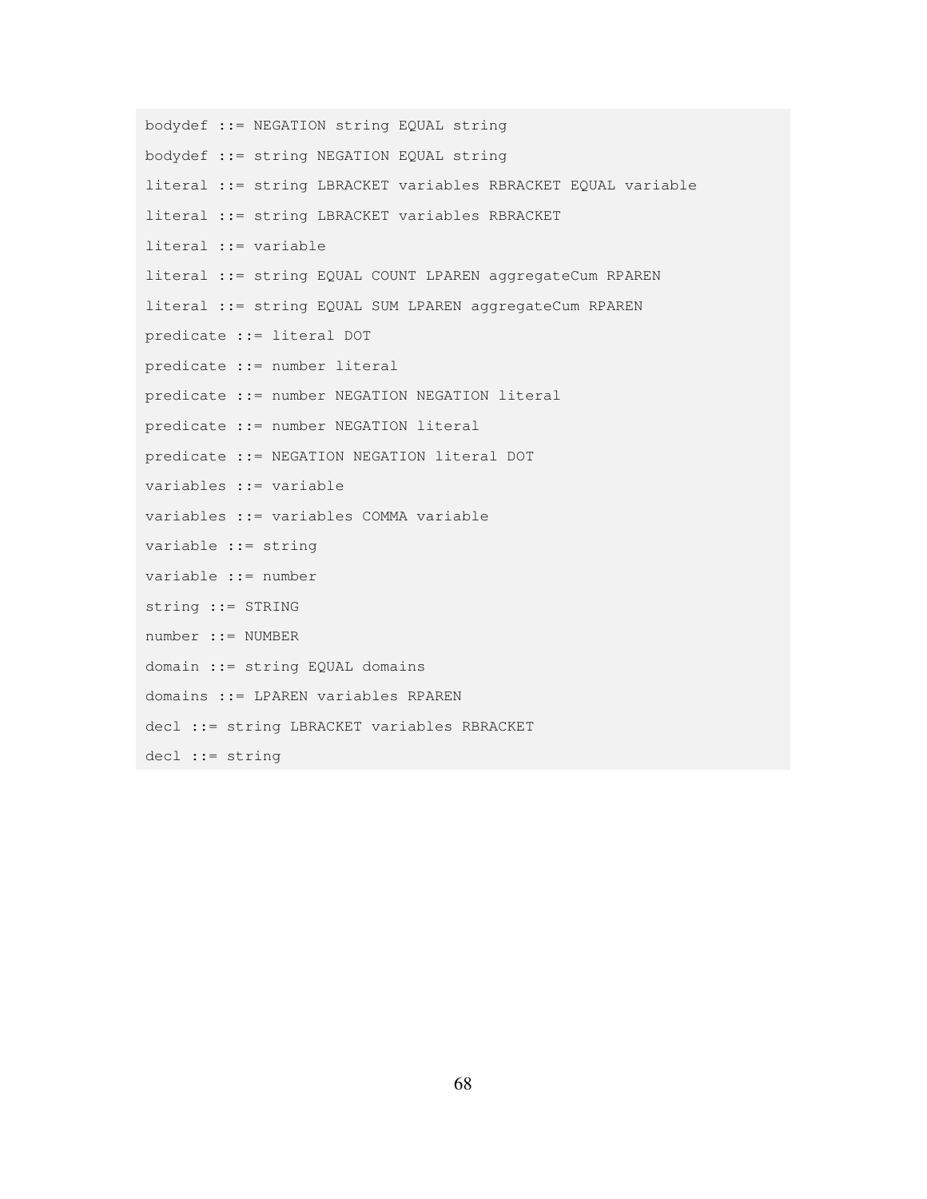```
bodydef ::= NEGATION string EQUAL string
bodydef ::= string NEGATION EQUAL string
literal ::= string LBRACKET variables RBRACKET EQUAL variable
literal ::= string LBRACKET variables RBRACKET
literal ::= variable
literal ::= string EQUAL COUNT LPAREN aggregateCum RPAREN
literal ::= string EQUAL SUM LPAREN aggregateCum RPAREN
predicate ::= literal DOT
predicate ::= number literal
predicate ::= number NEGATION NEGATION literal
predicate ::= number NEGATION literal
predicate ::= NEGATION NEGATION literal DOT
variables ::= variable
variables ::= variables COMMA variable
variable ::= string
variable ::= number
string ::= STRING
number ::= NUMBER
domain ::= string EQUAL domains
domains ::= LPAREN variables RPAREN
decl ::= string LBRACKET variables RBRACKET
decl ::= string
```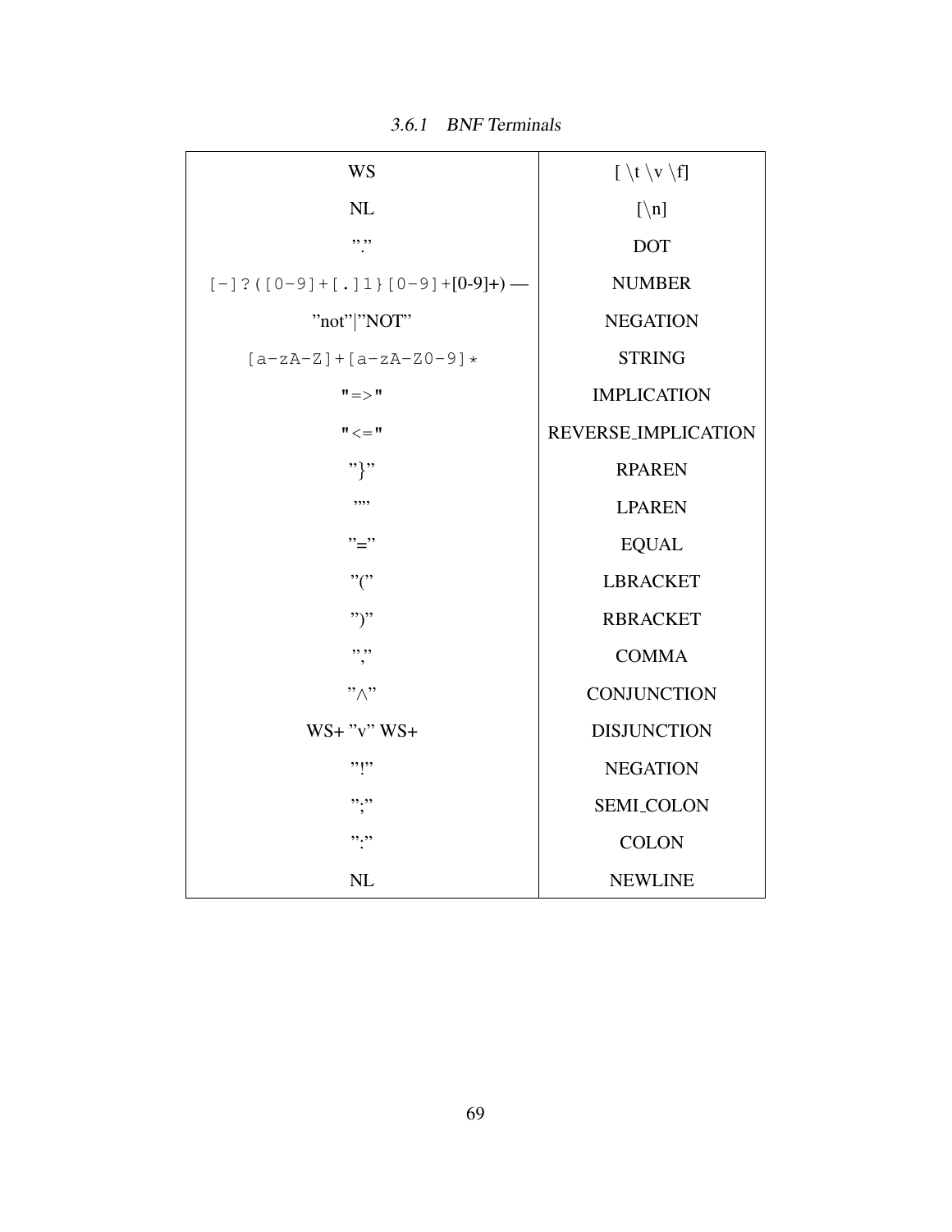### 3.6.1 BNF Terminals

| | |
|---|---|
| WS | [ \t \v \f] |
| NL | [\n] |
| ”.” | DOT |
| [-]?([0-9]+[.]1}[0-9]+[0-9]+) — | NUMBER |
| ”not”\|”NOT” | NEGATION |
| [a-zA-Z]+[a-zA-Z0-9]* | STRING |
| "=>" | IMPLICATION |
| "<=" | REVERSE_IMPLICATION |
| ”}” | RPAREN |
| ”” | LPAREN |
| ”=” | EQUAL |
| ”(” | LBRACKET |
| ”)” | RBRACKET |
| ”,” | COMMA |
| ”∧” | CONJUNCTION |
| WS+ ”v” WS+ | DISJUNCTION |
| ”!” | NEGATION |
| ”;” | SEMI_COLON |
| ”:” | COLON |
| NL | NEWLINE |